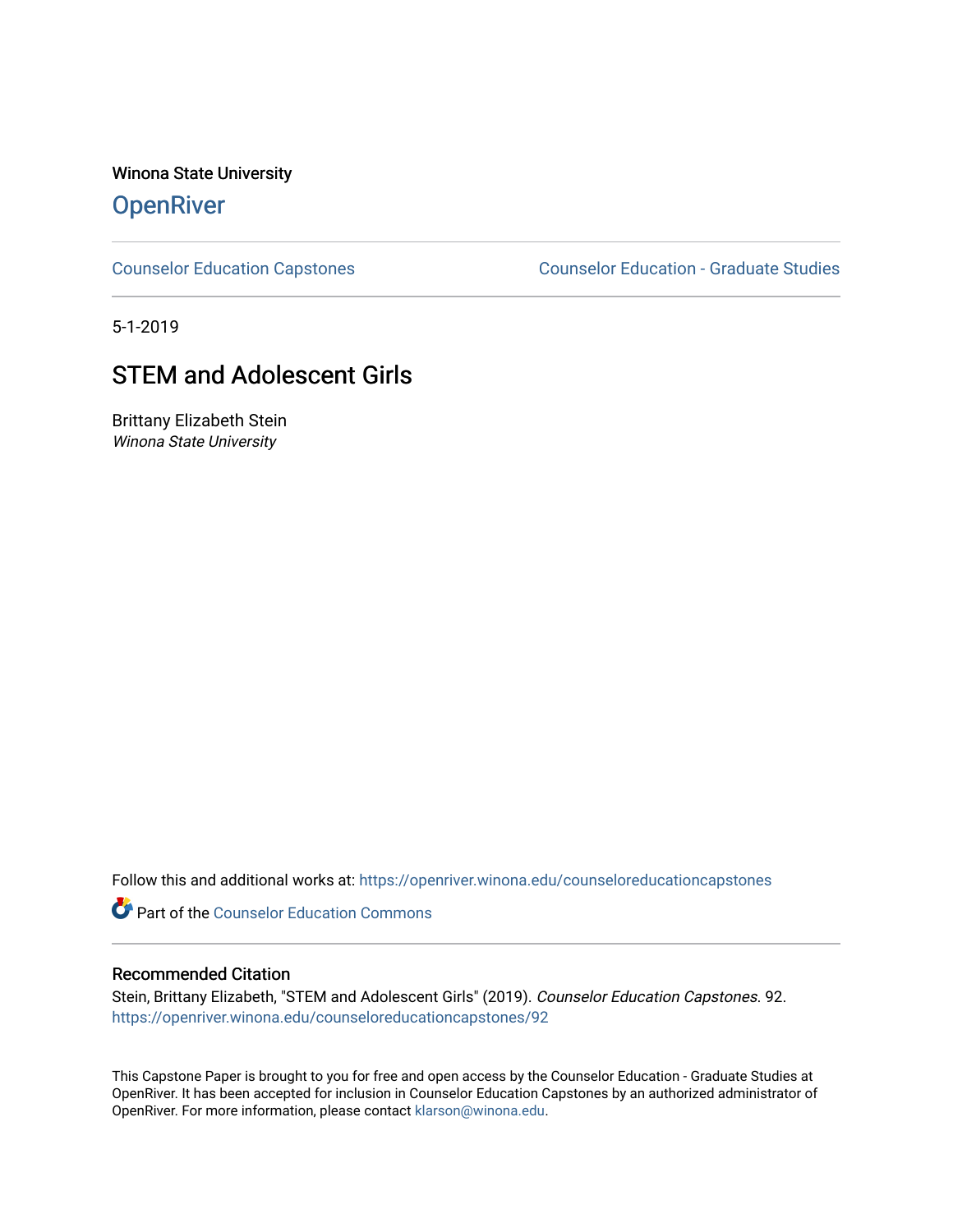Winona State University

# OpenRiver

Counselor Education Capstones

Counselor Education - Graduate Studies

5-1-2019

## STEM and Adolescent Girls

Brittany Elizabeth Stein

*Winona State University*

Follow this and additional works at: https://openriver.winona.edu/counseloreducationcapstones

Part of the Counselor Education Commons

### Recommended Citation

Stein, Brittany Elizabeth, "STEM and Adolescent Girls" (2019). *Counselor Education Capstones.* 92.
https://openriver.winona.edu/counseloreducationcapstones/92

This Capstone Paper is brought to you for free and open access by the Counselor Education - Graduate Studies at OpenRiver. It has been accepted for inclusion in Counselor Education Capstones by an authorized administrator of OpenRiver. For more information, please contact klarson@winona.edu.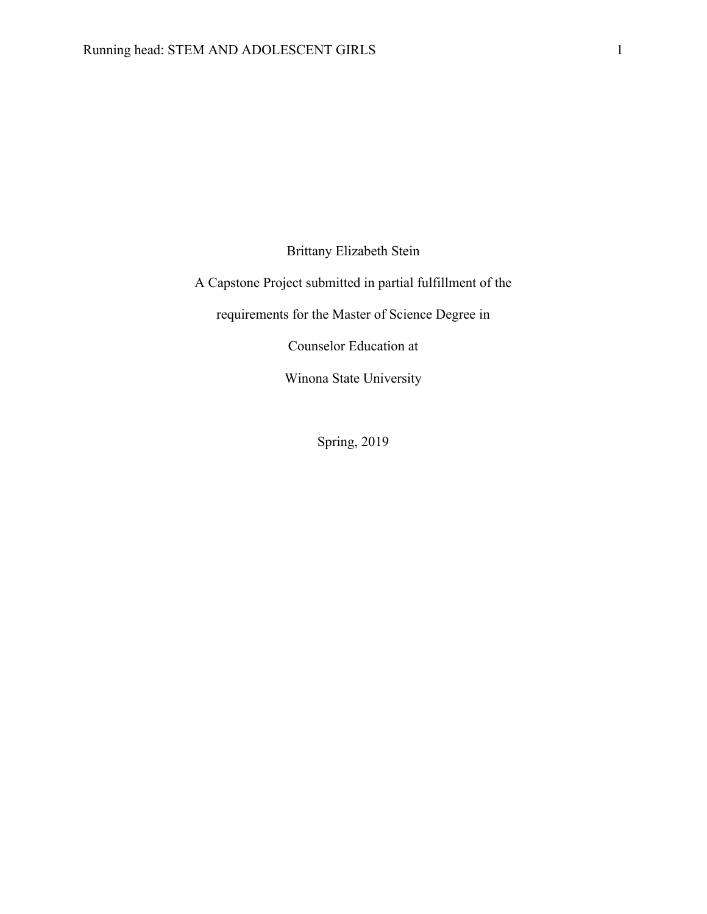Brittany Elizabeth Stein

A Capstone Project submitted in partial fulfillment of the

requirements for the Master of Science Degree in

Counselor Education at

Winona State University

Spring, 2019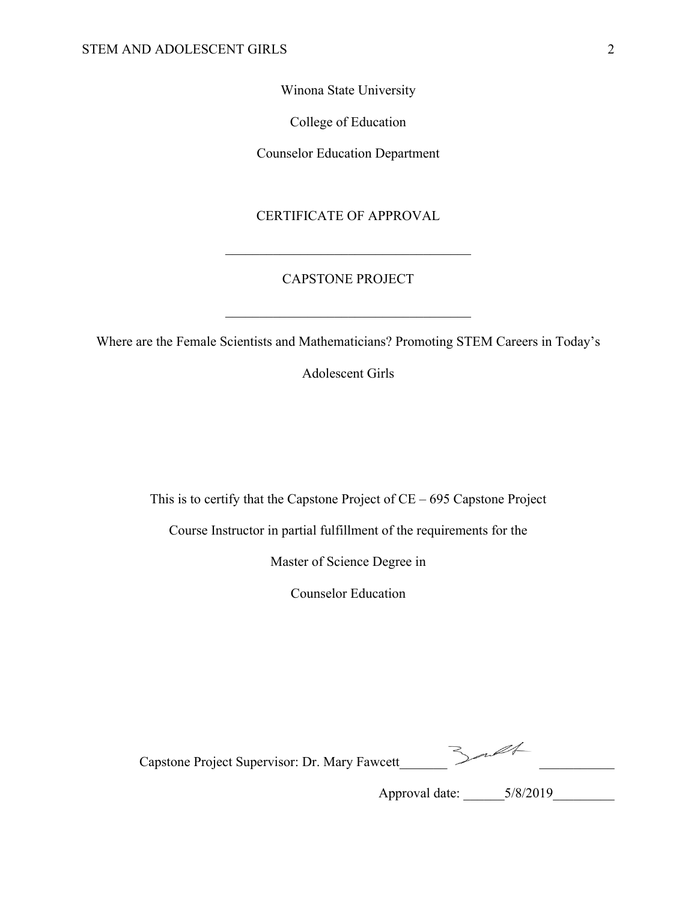Winona State University

College of Education

Counselor Education Department

CERTIFICATE OF APPROVAL

\_\_\_\_\_\_\_\_\_\_\_\_\_\_\_\_\_\_\_\_\_\_\_\_\_\_\_\_\_\_\_\_\_\_\_\_\_

CAPSTONE PROJECT

\_\_\_\_\_\_\_\_\_\_\_\_\_\_\_\_\_\_\_\_\_\_\_\_\_\_\_\_\_\_\_\_\_\_\_\_\_

Where are the Female Scientists and Mathematicians? Promoting STEM Careers in Today's Adolescent Girls

This is to certify that the Capstone Project of CE – 695 Capstone Project

Course Instructor in partial fulfillment of the requirements for the

Master of Science Degree in

Counselor Education

Capstone Project Supervisor: Dr. Mary Fawcett\_\_\_\_\_\_\_ [signature] \_\_\_\_\_\_\_\_\_\_\_

Approval date: \_\_\_\_\_\_5/8/2019\_\_\_\_\_\_\_\_\_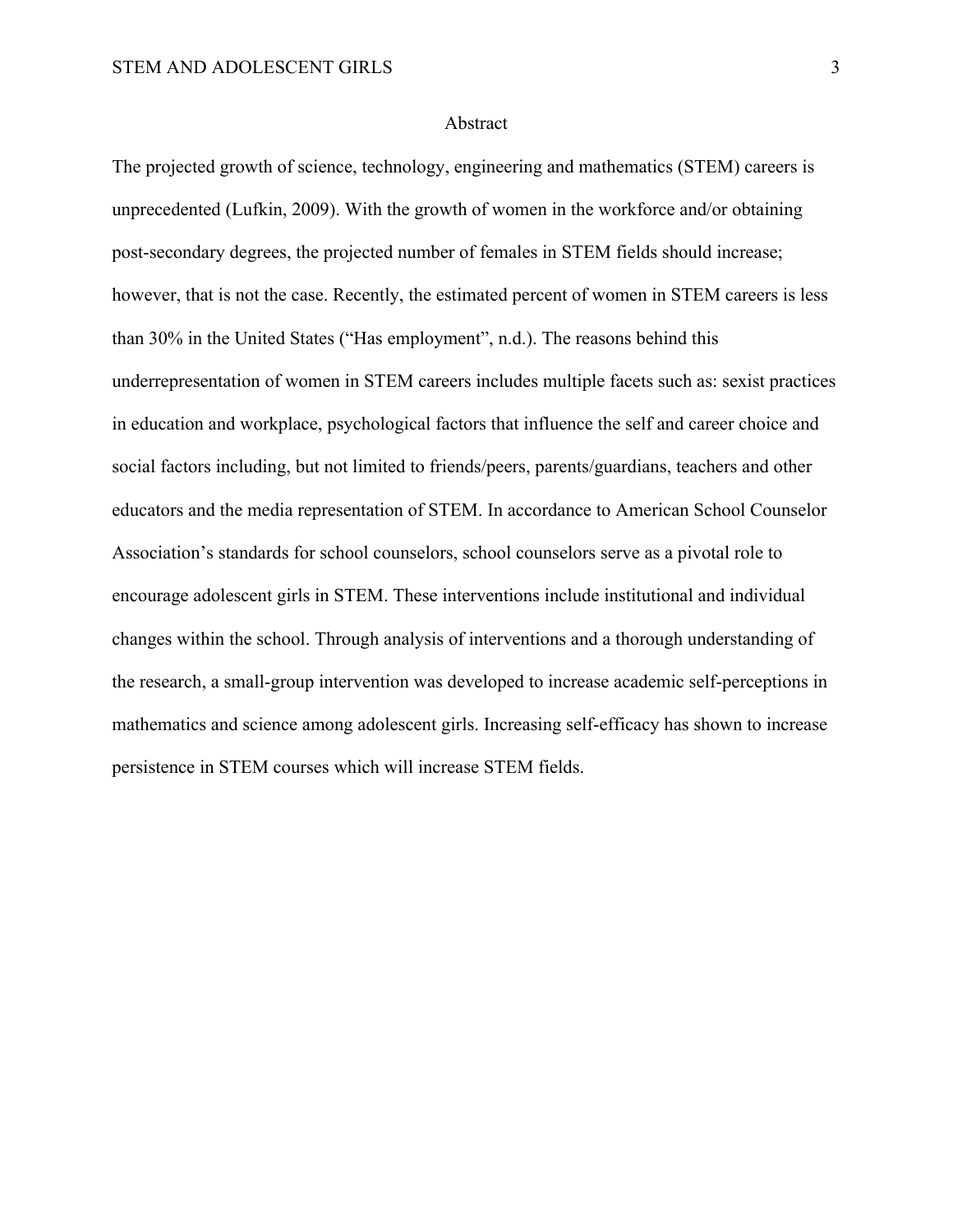# Abstract

The projected growth of science, technology, engineering and mathematics (STEM) careers is unprecedented (Lufkin, 2009). With the growth of women in the workforce and/or obtaining post-secondary degrees, the projected number of females in STEM fields should increase; however, that is not the case. Recently, the estimated percent of women in STEM careers is less than 30% in the United States ("Has employment", n.d.). The reasons behind this underrepresentation of women in STEM careers includes multiple facets such as: sexist practices in education and workplace, psychological factors that influence the self and career choice and social factors including, but not limited to friends/peers, parents/guardians, teachers and other educators and the media representation of STEM. In accordance to American School Counselor Association's standards for school counselors, school counselors serve as a pivotal role to encourage adolescent girls in STEM. These interventions include institutional and individual changes within the school. Through analysis of interventions and a thorough understanding of the research, a small-group intervention was developed to increase academic self-perceptions in mathematics and science among adolescent girls. Increasing self-efficacy has shown to increase persistence in STEM courses which will increase STEM fields.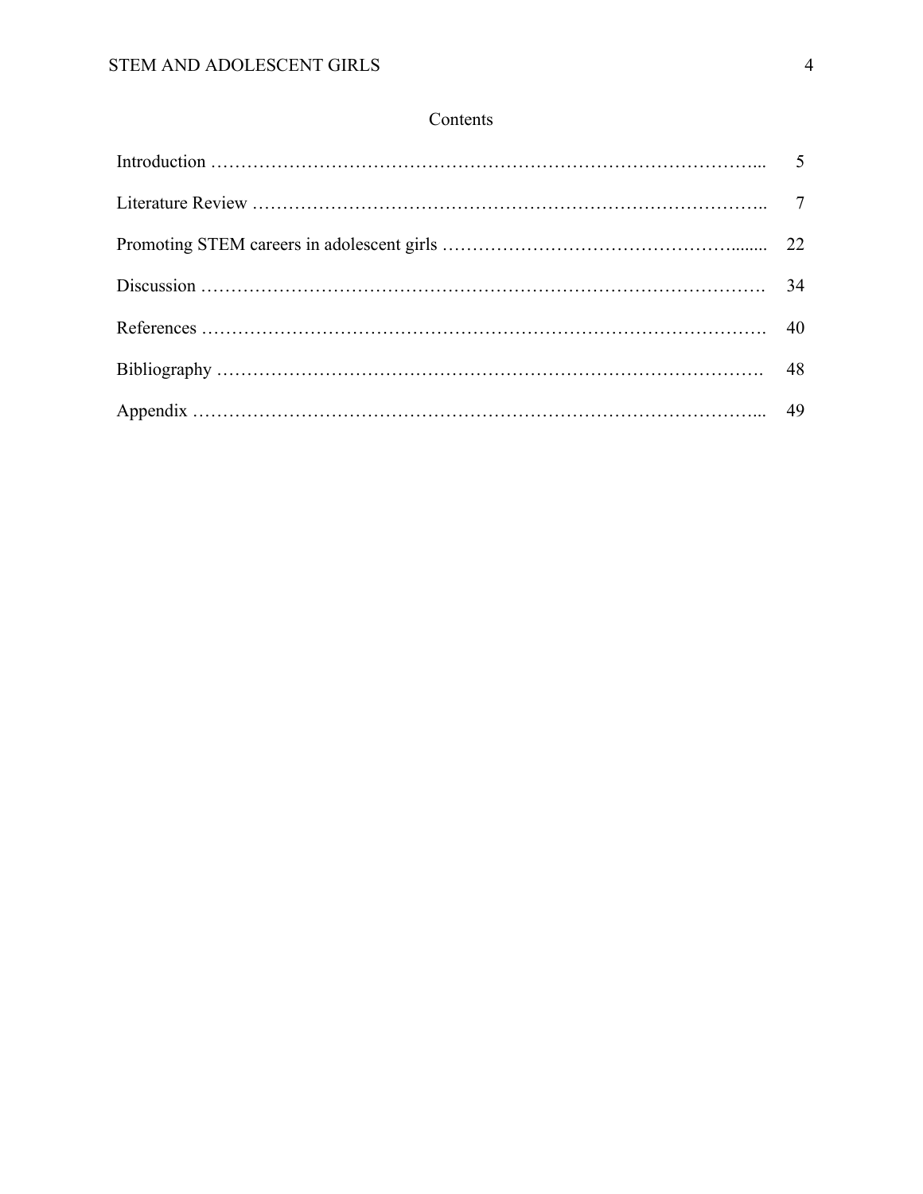# Contents

| | |
|---|---|
| Introduction | 5 |
| Literature Review | 7 |
| Promoting STEM careers in adolescent girls | 22 |
| Discussion | 34 |
| References | 40 |
| Bibliography | 48 |
| Appendix | 49 |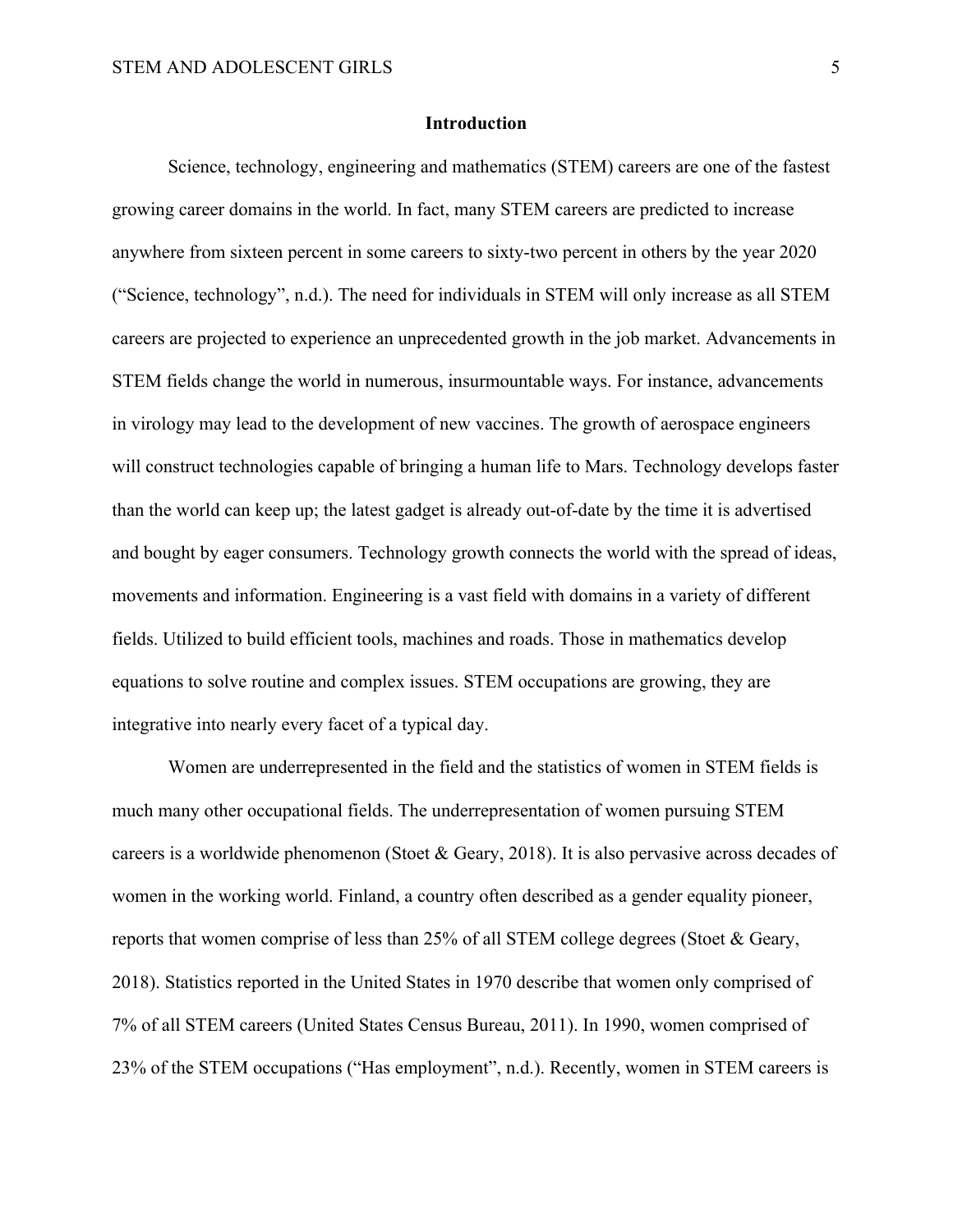## Introduction

Science, technology, engineering and mathematics (STEM) careers are one of the fastest growing career domains in the world. In fact, many STEM careers are predicted to increase anywhere from sixteen percent in some careers to sixty-two percent in others by the year 2020 ("Science, technology", n.d.). The need for individuals in STEM will only increase as all STEM careers are projected to experience an unprecedented growth in the job market. Advancements in STEM fields change the world in numerous, insurmountable ways. For instance, advancements in virology may lead to the development of new vaccines. The growth of aerospace engineers will construct technologies capable of bringing a human life to Mars. Technology develops faster than the world can keep up; the latest gadget is already out-of-date by the time it is advertised and bought by eager consumers. Technology growth connects the world with the spread of ideas, movements and information. Engineering is a vast field with domains in a variety of different fields. Utilized to build efficient tools, machines and roads. Those in mathematics develop equations to solve routine and complex issues. STEM occupations are growing, they are integrative into nearly every facet of a typical day.

Women are underrepresented in the field and the statistics of women in STEM fields is much many other occupational fields. The underrepresentation of women pursuing STEM careers is a worldwide phenomenon (Stoet & Geary, 2018). It is also pervasive across decades of women in the working world. Finland, a country often described as a gender equality pioneer, reports that women comprise of less than 25% of all STEM college degrees (Stoet & Geary, 2018). Statistics reported in the United States in 1970 describe that women only comprised of 7% of all STEM careers (United States Census Bureau, 2011). In 1990, women comprised of 23% of the STEM occupations ("Has employment", n.d.). Recently, women in STEM careers is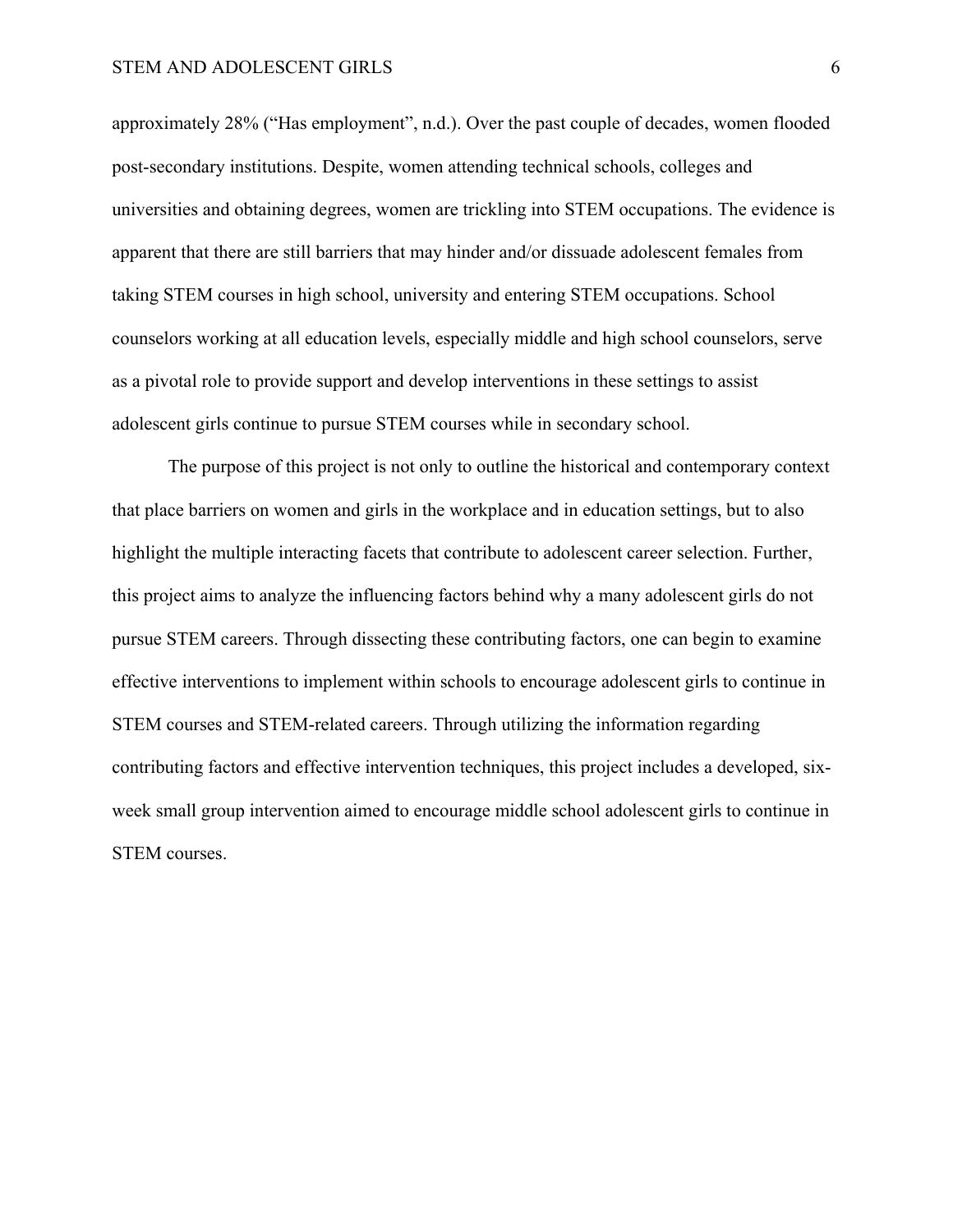approximately 28% (“Has employment”, n.d.). Over the past couple of decades, women flooded post-secondary institutions. Despite, women attending technical schools, colleges and universities and obtaining degrees, women are trickling into STEM occupations. The evidence is apparent that there are still barriers that may hinder and/or dissuade adolescent females from taking STEM courses in high school, university and entering STEM occupations. School counselors working at all education levels, especially middle and high school counselors, serve as a pivotal role to provide support and develop interventions in these settings to assist adolescent girls continue to pursue STEM courses while in secondary school.

The purpose of this project is not only to outline the historical and contemporary context that place barriers on women and girls in the workplace and in education settings, but to also highlight the multiple interacting facets that contribute to adolescent career selection. Further, this project aims to analyze the influencing factors behind why a many adolescent girls do not pursue STEM careers. Through dissecting these contributing factors, one can begin to examine effective interventions to implement within schools to encourage adolescent girls to continue in STEM courses and STEM-related careers. Through utilizing the information regarding contributing factors and effective intervention techniques, this project includes a developed, six-week small group intervention aimed to encourage middle school adolescent girls to continue in STEM courses.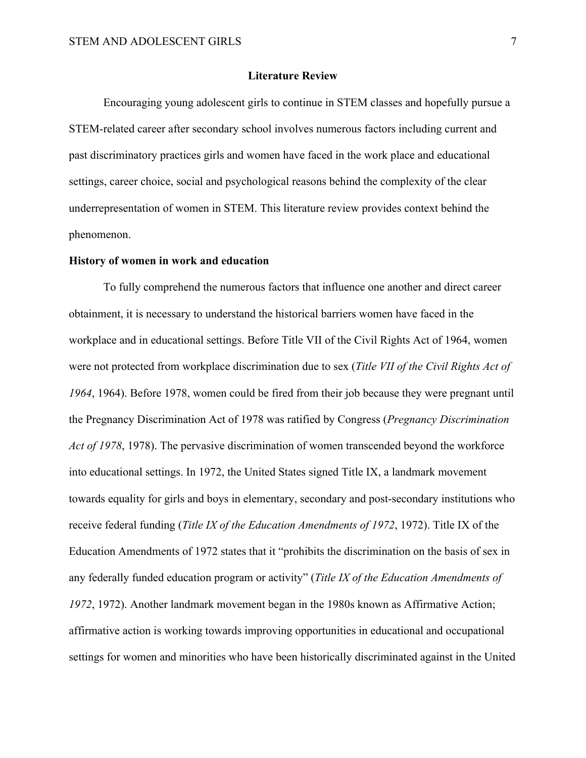## Literature Review

Encouraging young adolescent girls to continue in STEM classes and hopefully pursue a STEM-related career after secondary school involves numerous factors including current and past discriminatory practices girls and women have faced in the work place and educational settings, career choice, social and psychological reasons behind the complexity of the clear underrepresentation of women in STEM. This literature review provides context behind the phenomenon.

### History of women in work and education

To fully comprehend the numerous factors that influence one another and direct career obtainment, it is necessary to understand the historical barriers women have faced in the workplace and in educational settings. Before Title VII of the Civil Rights Act of 1964, women were not protected from workplace discrimination due to sex (*Title VII of the Civil Rights Act of 1964*, 1964). Before 1978, women could be fired from their job because they were pregnant until the Pregnancy Discrimination Act of 1978 was ratified by Congress (*Pregnancy Discrimination Act of 1978*, 1978). The pervasive discrimination of women transcended beyond the workforce into educational settings. In 1972, the United States signed Title IX, a landmark movement towards equality for girls and boys in elementary, secondary and post-secondary institutions who receive federal funding (*Title IX of the Education Amendments of 1972*, 1972). Title IX of the Education Amendments of 1972 states that it "prohibits the discrimination on the basis of sex in any federally funded education program or activity" (*Title IX of the Education Amendments of 1972*, 1972). Another landmark movement began in the 1980s known as Affirmative Action; affirmative action is working towards improving opportunities in educational and occupational settings for women and minorities who have been historically discriminated against in the United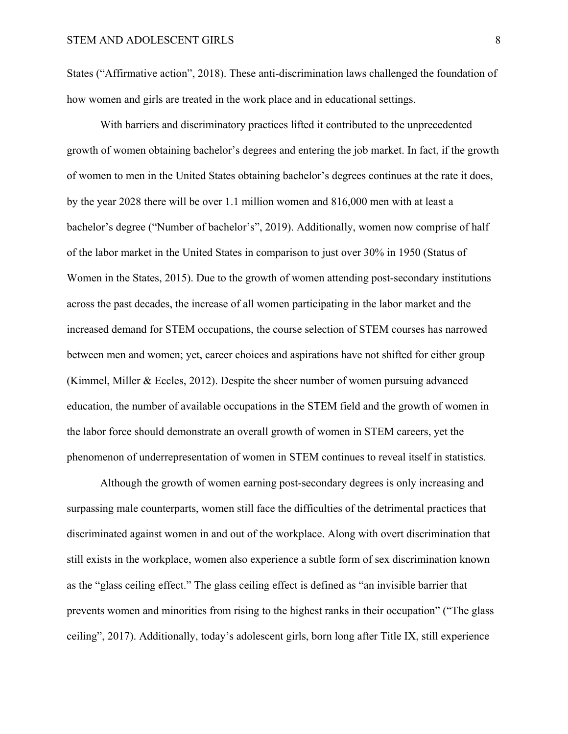States ("Affirmative action", 2018). These anti-discrimination laws challenged the foundation of how women and girls are treated in the work place and in educational settings.

With barriers and discriminatory practices lifted it contributed to the unprecedented growth of women obtaining bachelor's degrees and entering the job market. In fact, if the growth of women to men in the United States obtaining bachelor's degrees continues at the rate it does, by the year 2028 there will be over 1.1 million women and 816,000 men with at least a bachelor's degree ("Number of bachelor's", 2019). Additionally, women now comprise of half of the labor market in the United States in comparison to just over 30% in 1950 (Status of Women in the States, 2015). Due to the growth of women attending post-secondary institutions across the past decades, the increase of all women participating in the labor market and the increased demand for STEM occupations, the course selection of STEM courses has narrowed between men and women; yet, career choices and aspirations have not shifted for either group (Kimmel, Miller & Eccles, 2012). Despite the sheer number of women pursuing advanced education, the number of available occupations in the STEM field and the growth of women in the labor force should demonstrate an overall growth of women in STEM careers, yet the phenomenon of underrepresentation of women in STEM continues to reveal itself in statistics.

Although the growth of women earning post-secondary degrees is only increasing and surpassing male counterparts, women still face the difficulties of the detrimental practices that discriminated against women in and out of the workplace. Along with overt discrimination that still exists in the workplace, women also experience a subtle form of sex discrimination known as the "glass ceiling effect." The glass ceiling effect is defined as "an invisible barrier that prevents women and minorities from rising to the highest ranks in their occupation" ("The glass ceiling", 2017). Additionally, today's adolescent girls, born long after Title IX, still experience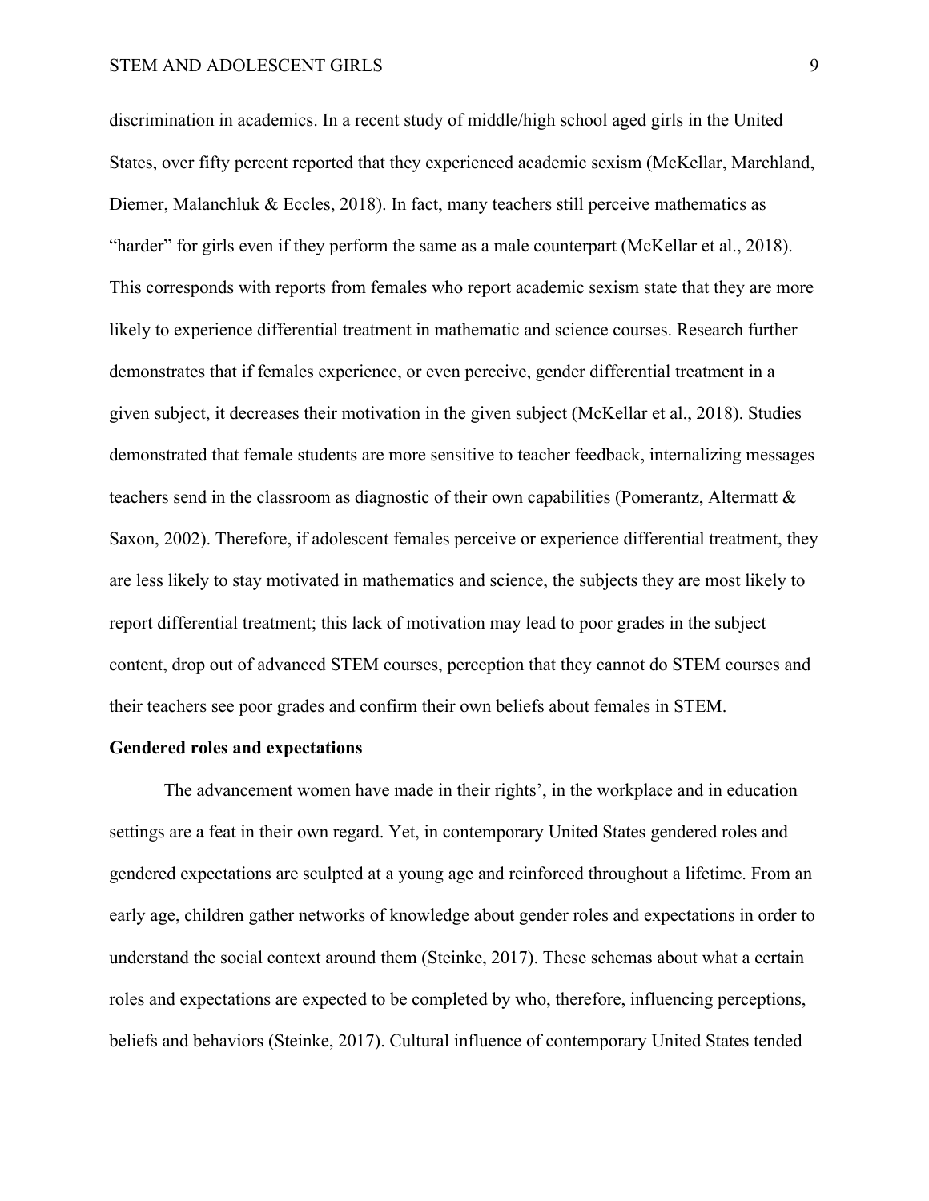discrimination in academics. In a recent study of middle/high school aged girls in the United States, over fifty percent reported that they experienced academic sexism (McKellar, Marchland, Diemer, Malanchluk & Eccles, 2018). In fact, many teachers still perceive mathematics as "harder" for girls even if they perform the same as a male counterpart (McKellar et al., 2018). This corresponds with reports from females who report academic sexism state that they are more likely to experience differential treatment in mathematic and science courses. Research further demonstrates that if females experience, or even perceive, gender differential treatment in a given subject, it decreases their motivation in the given subject (McKellar et al., 2018). Studies demonstrated that female students are more sensitive to teacher feedback, internalizing messages teachers send in the classroom as diagnostic of their own capabilities (Pomerantz, Altermatt & Saxon, 2002). Therefore, if adolescent females perceive or experience differential treatment, they are less likely to stay motivated in mathematics and science, the subjects they are most likely to report differential treatment; this lack of motivation may lead to poor grades in the subject content, drop out of advanced STEM courses, perception that they cannot do STEM courses and their teachers see poor grades and confirm their own beliefs about females in STEM.

**Gendered roles and expectations**

The advancement women have made in their rights', in the workplace and in education settings are a feat in their own regard. Yet, in contemporary United States gendered roles and gendered expectations are sculpted at a young age and reinforced throughout a lifetime. From an early age, children gather networks of knowledge about gender roles and expectations in order to understand the social context around them (Steinke, 2017). These schemas about what a certain roles and expectations are expected to be completed by who, therefore, influencing perceptions, beliefs and behaviors (Steinke, 2017). Cultural influence of contemporary United States tended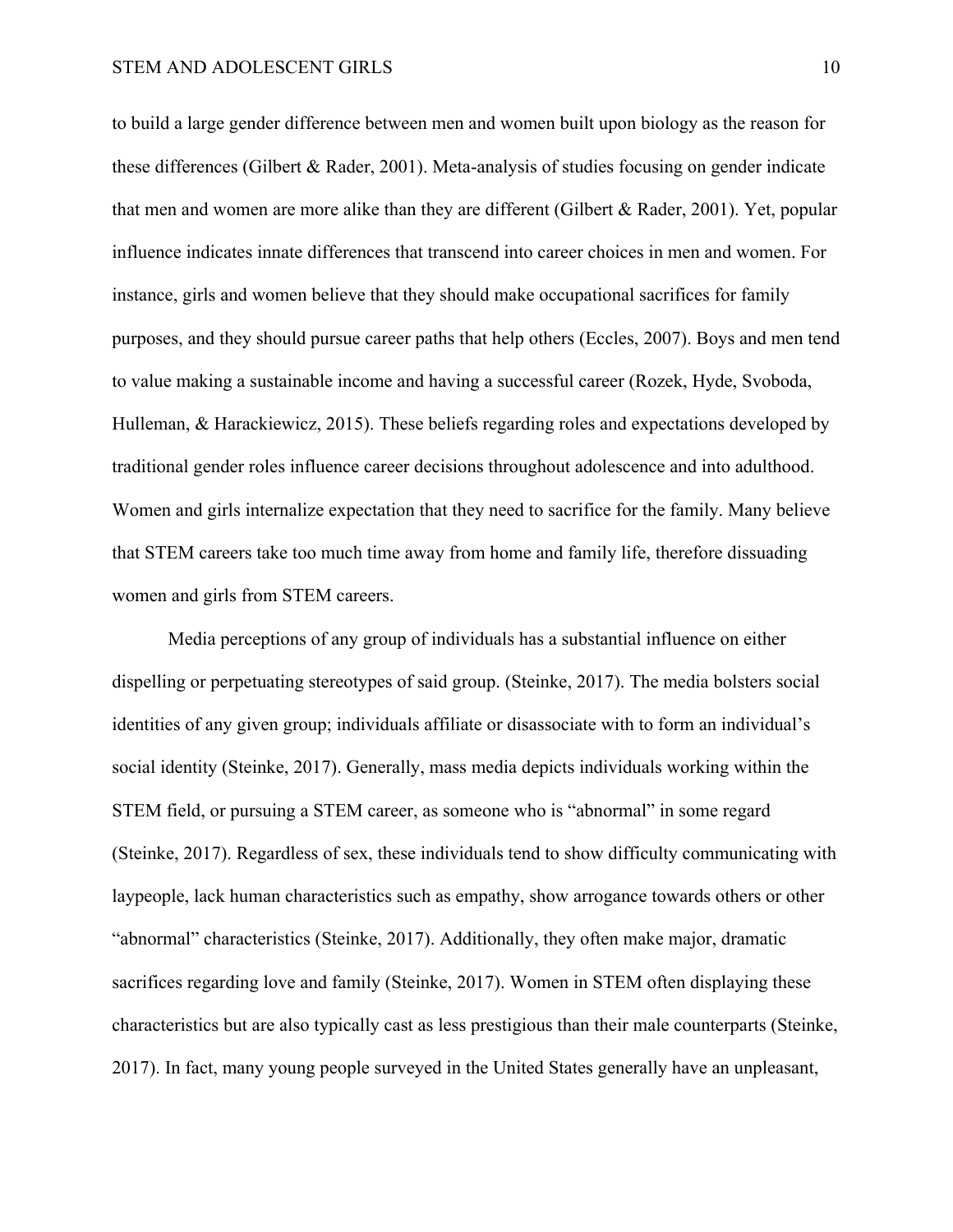to build a large gender difference between men and women built upon biology as the reason for these differences (Gilbert & Rader, 2001). Meta-analysis of studies focusing on gender indicate that men and women are more alike than they are different (Gilbert & Rader, 2001). Yet, popular influence indicates innate differences that transcend into career choices in men and women. For instance, girls and women believe that they should make occupational sacrifices for family purposes, and they should pursue career paths that help others (Eccles, 2007). Boys and men tend to value making a sustainable income and having a successful career (Rozek, Hyde, Svoboda, Hulleman, & Harackiewicz, 2015). These beliefs regarding roles and expectations developed by traditional gender roles influence career decisions throughout adolescence and into adulthood. Women and girls internalize expectation that they need to sacrifice for the family. Many believe that STEM careers take too much time away from home and family life, therefore dissuading women and girls from STEM careers.

Media perceptions of any group of individuals has a substantial influence on either dispelling or perpetuating stereotypes of said group. (Steinke, 2017). The media bolsters social identities of any given group; individuals affiliate or disassociate with to form an individual's social identity (Steinke, 2017). Generally, mass media depicts individuals working within the STEM field, or pursuing a STEM career, as someone who is "abnormal" in some regard (Steinke, 2017). Regardless of sex, these individuals tend to show difficulty communicating with laypeople, lack human characteristics such as empathy, show arrogance towards others or other "abnormal" characteristics (Steinke, 2017). Additionally, they often make major, dramatic sacrifices regarding love and family (Steinke, 2017). Women in STEM often displaying these characteristics but are also typically cast as less prestigious than their male counterparts (Steinke, 2017). In fact, many young people surveyed in the United States generally have an unpleasant,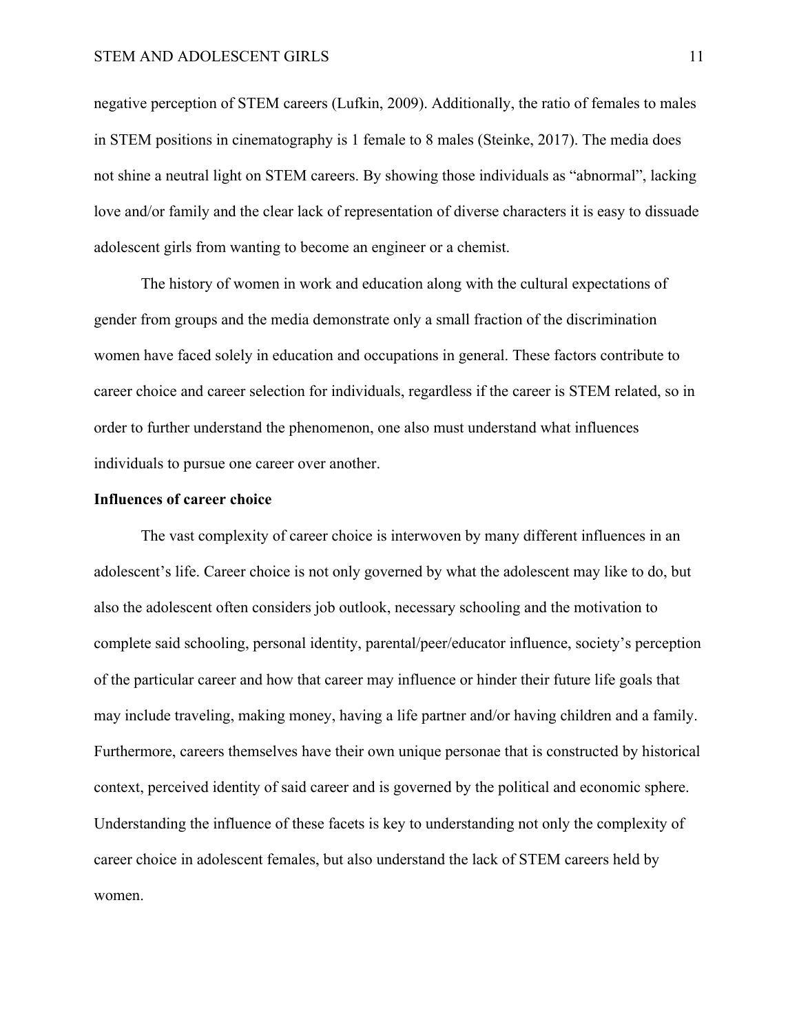negative perception of STEM careers (Lufkin, 2009). Additionally, the ratio of females to males in STEM positions in cinematography is 1 female to 8 males (Steinke, 2017). The media does not shine a neutral light on STEM careers. By showing those individuals as “abnormal”, lacking love and/or family and the clear lack of representation of diverse characters it is easy to dissuade adolescent girls from wanting to become an engineer or a chemist.

The history of women in work and education along with the cultural expectations of gender from groups and the media demonstrate only a small fraction of the discrimination women have faced solely in education and occupations in general. These factors contribute to career choice and career selection for individuals, regardless if the career is STEM related, so in order to further understand the phenomenon, one also must understand what influences individuals to pursue one career over another.

**Influences of career choice**

The vast complexity of career choice is interwoven by many different influences in an adolescent’s life. Career choice is not only governed by what the adolescent may like to do, but also the adolescent often considers job outlook, necessary schooling and the motivation to complete said schooling, personal identity, parental/peer/educator influence, society’s perception of the particular career and how that career may influence or hinder their future life goals that may include traveling, making money, having a life partner and/or having children and a family. Furthermore, careers themselves have their own unique personae that is constructed by historical context, perceived identity of said career and is governed by the political and economic sphere. Understanding the influence of these facets is key to understanding not only the complexity of career choice in adolescent females, but also understand the lack of STEM careers held by women.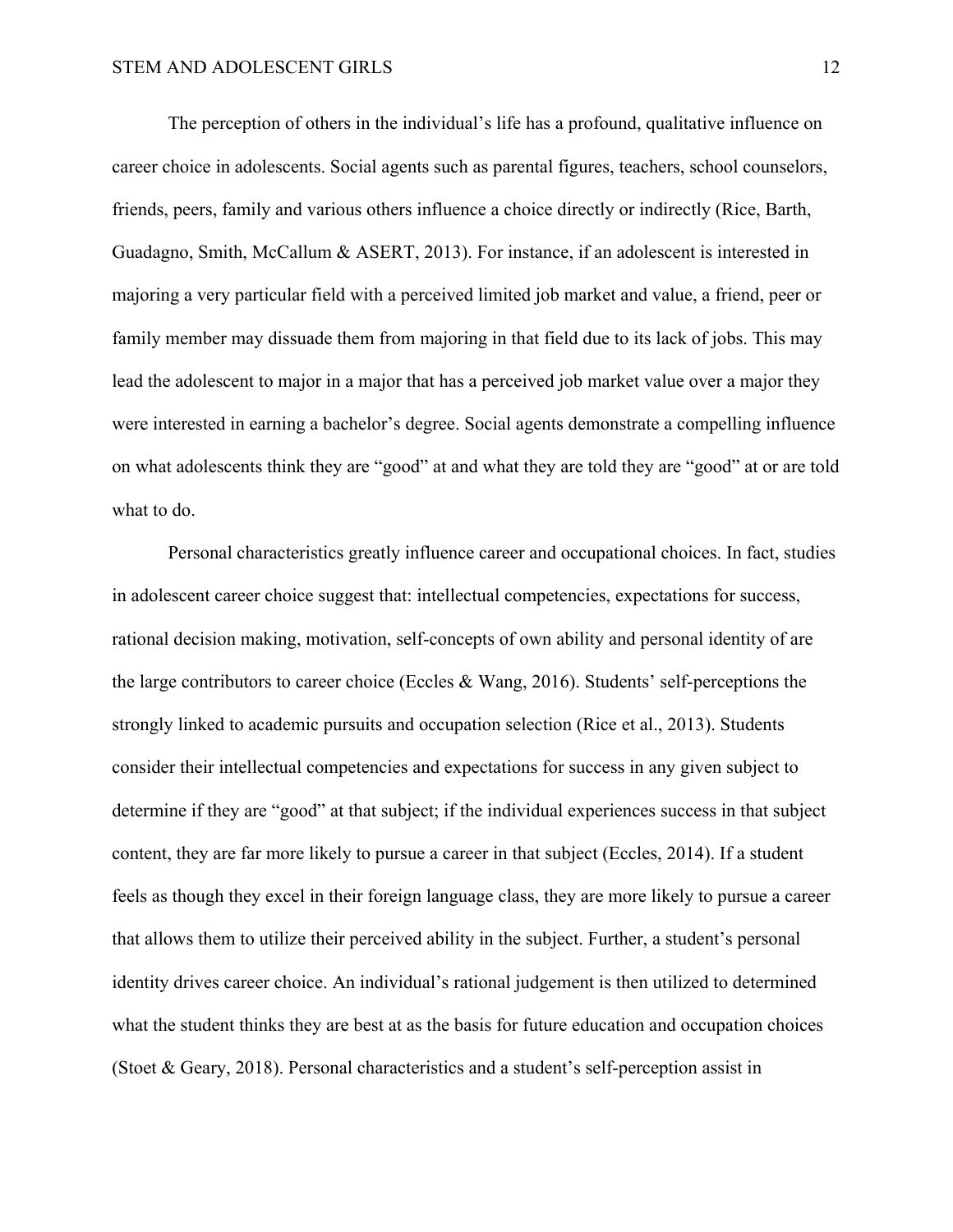The perception of others in the individual's life has a profound, qualitative influence on career choice in adolescents. Social agents such as parental figures, teachers, school counselors, friends, peers, family and various others influence a choice directly or indirectly (Rice, Barth, Guadagno, Smith, McCallum & ASERT, 2013). For instance, if an adolescent is interested in majoring a very particular field with a perceived limited job market and value, a friend, peer or family member may dissuade them from majoring in that field due to its lack of jobs. This may lead the adolescent to major in a major that has a perceived job market value over a major they were interested in earning a bachelor's degree. Social agents demonstrate a compelling influence on what adolescents think they are "good" at and what they are told they are "good" at or are told what to do.

Personal characteristics greatly influence career and occupational choices. In fact, studies in adolescent career choice suggest that: intellectual competencies, expectations for success, rational decision making, motivation, self-concepts of own ability and personal identity of are the large contributors to career choice (Eccles & Wang, 2016). Students' self-perceptions the strongly linked to academic pursuits and occupation selection (Rice et al., 2013). Students consider their intellectual competencies and expectations for success in any given subject to determine if they are "good" at that subject; if the individual experiences success in that subject content, they are far more likely to pursue a career in that subject (Eccles, 2014). If a student feels as though they excel in their foreign language class, they are more likely to pursue a career that allows them to utilize their perceived ability in the subject. Further, a student's personal identity drives career choice. An individual's rational judgement is then utilized to determined what the student thinks they are best at as the basis for future education and occupation choices (Stoet & Geary, 2018). Personal characteristics and a student's self-perception assist in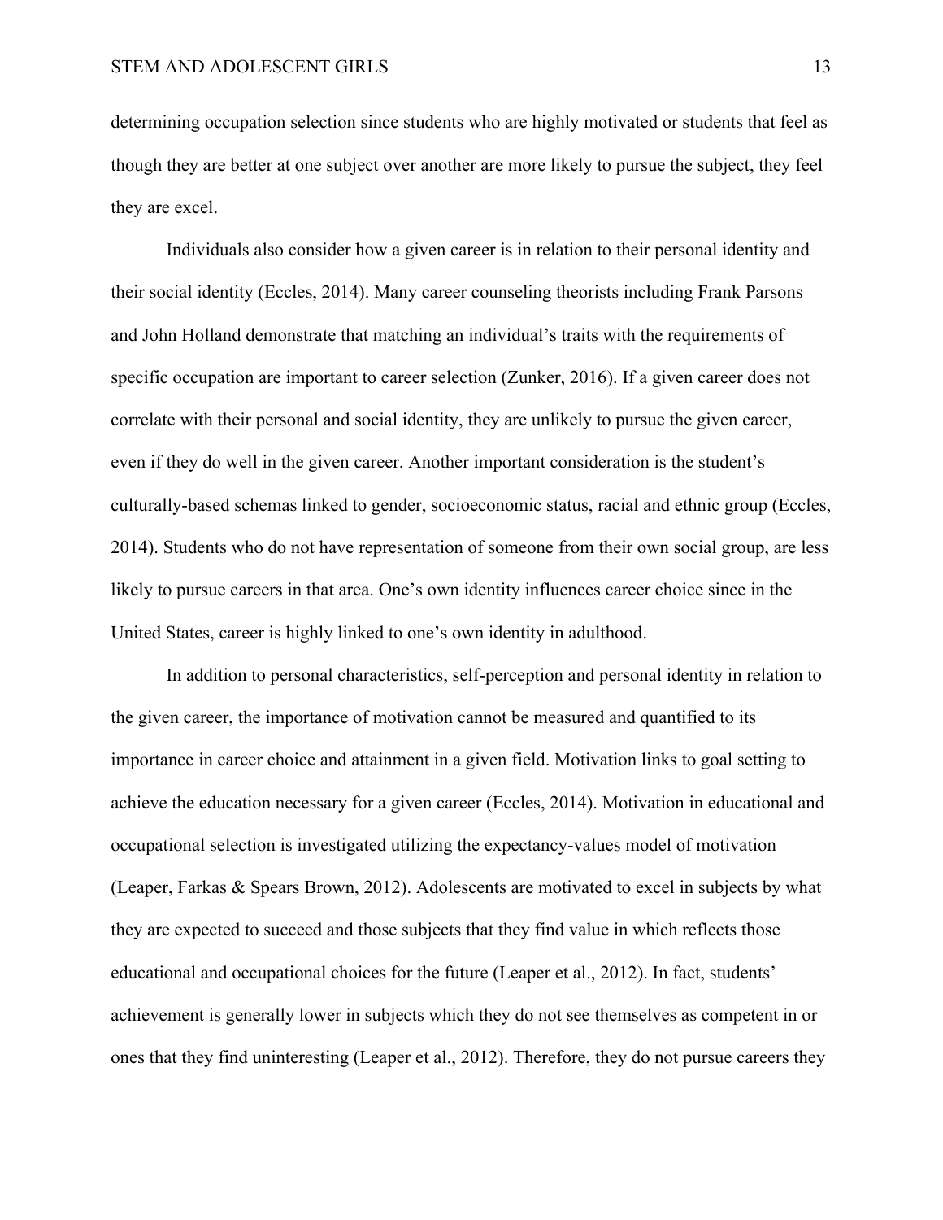determining occupation selection since students who are highly motivated or students that feel as though they are better at one subject over another are more likely to pursue the subject, they feel they are excel.

Individuals also consider how a given career is in relation to their personal identity and their social identity (Eccles, 2014). Many career counseling theorists including Frank Parsons and John Holland demonstrate that matching an individual's traits with the requirements of specific occupation are important to career selection (Zunker, 2016). If a given career does not correlate with their personal and social identity, they are unlikely to pursue the given career, even if they do well in the given career. Another important consideration is the student's culturally-based schemas linked to gender, socioeconomic status, racial and ethnic group (Eccles, 2014). Students who do not have representation of someone from their own social group, are less likely to pursue careers in that area. One's own identity influences career choice since in the United States, career is highly linked to one's own identity in adulthood.

In addition to personal characteristics, self-perception and personal identity in relation to the given career, the importance of motivation cannot be measured and quantified to its importance in career choice and attainment in a given field. Motivation links to goal setting to achieve the education necessary for a given career (Eccles, 2014). Motivation in educational and occupational selection is investigated utilizing the expectancy-values model of motivation (Leaper, Farkas & Spears Brown, 2012). Adolescents are motivated to excel in subjects by what they are expected to succeed and those subjects that they find value in which reflects those educational and occupational choices for the future (Leaper et al., 2012). In fact, students' achievement is generally lower in subjects which they do not see themselves as competent in or ones that they find uninteresting (Leaper et al., 2012). Therefore, they do not pursue careers they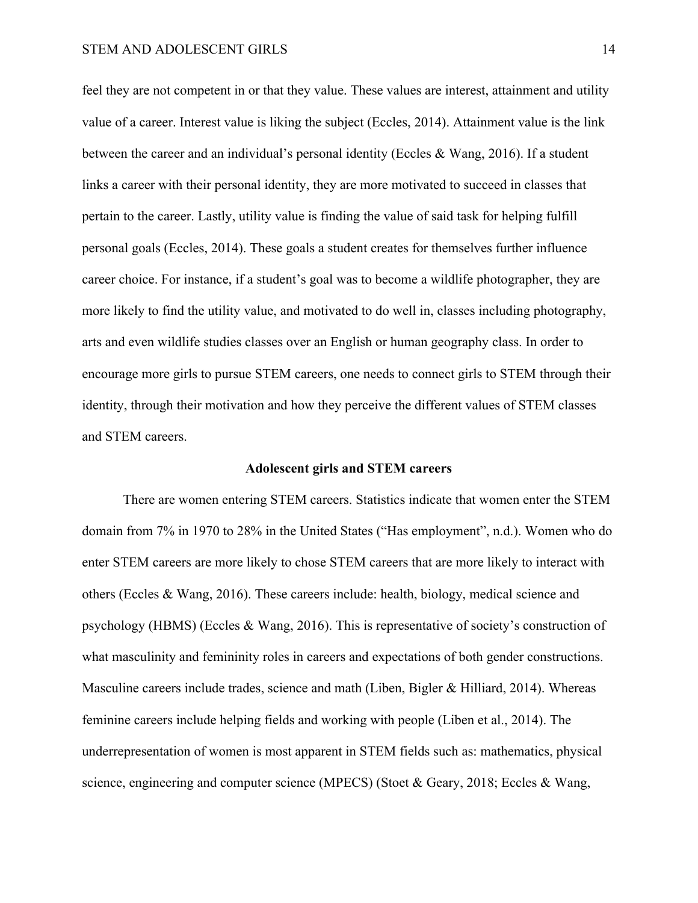feel they are not competent in or that they value. These values are interest, attainment and utility value of a career. Interest value is liking the subject (Eccles, 2014). Attainment value is the link between the career and an individual's personal identity (Eccles & Wang, 2016). If a student links a career with their personal identity, they are more motivated to succeed in classes that pertain to the career. Lastly, utility value is finding the value of said task for helping fulfill personal goals (Eccles, 2014). These goals a student creates for themselves further influence career choice. For instance, if a student's goal was to become a wildlife photographer, they are more likely to find the utility value, and motivated to do well in, classes including photography, arts and even wildlife studies classes over an English or human geography class. In order to encourage more girls to pursue STEM careers, one needs to connect girls to STEM through their identity, through their motivation and how they perceive the different values of STEM classes and STEM careers.

## Adolescent girls and STEM careers

There are women entering STEM careers. Statistics indicate that women enter the STEM domain from 7% in 1970 to 28% in the United States ("Has employment", n.d.). Women who do enter STEM careers are more likely to chose STEM careers that are more likely to interact with others (Eccles & Wang, 2016). These careers include: health, biology, medical science and psychology (HBMS) (Eccles & Wang, 2016). This is representative of society's construction of what masculinity and femininity roles in careers and expectations of both gender constructions. Masculine careers include trades, science and math (Liben, Bigler & Hilliard, 2014). Whereas feminine careers include helping fields and working with people (Liben et al., 2014). The underrepresentation of women is most apparent in STEM fields such as: mathematics, physical science, engineering and computer science (MPECS) (Stoet & Geary, 2018; Eccles & Wang,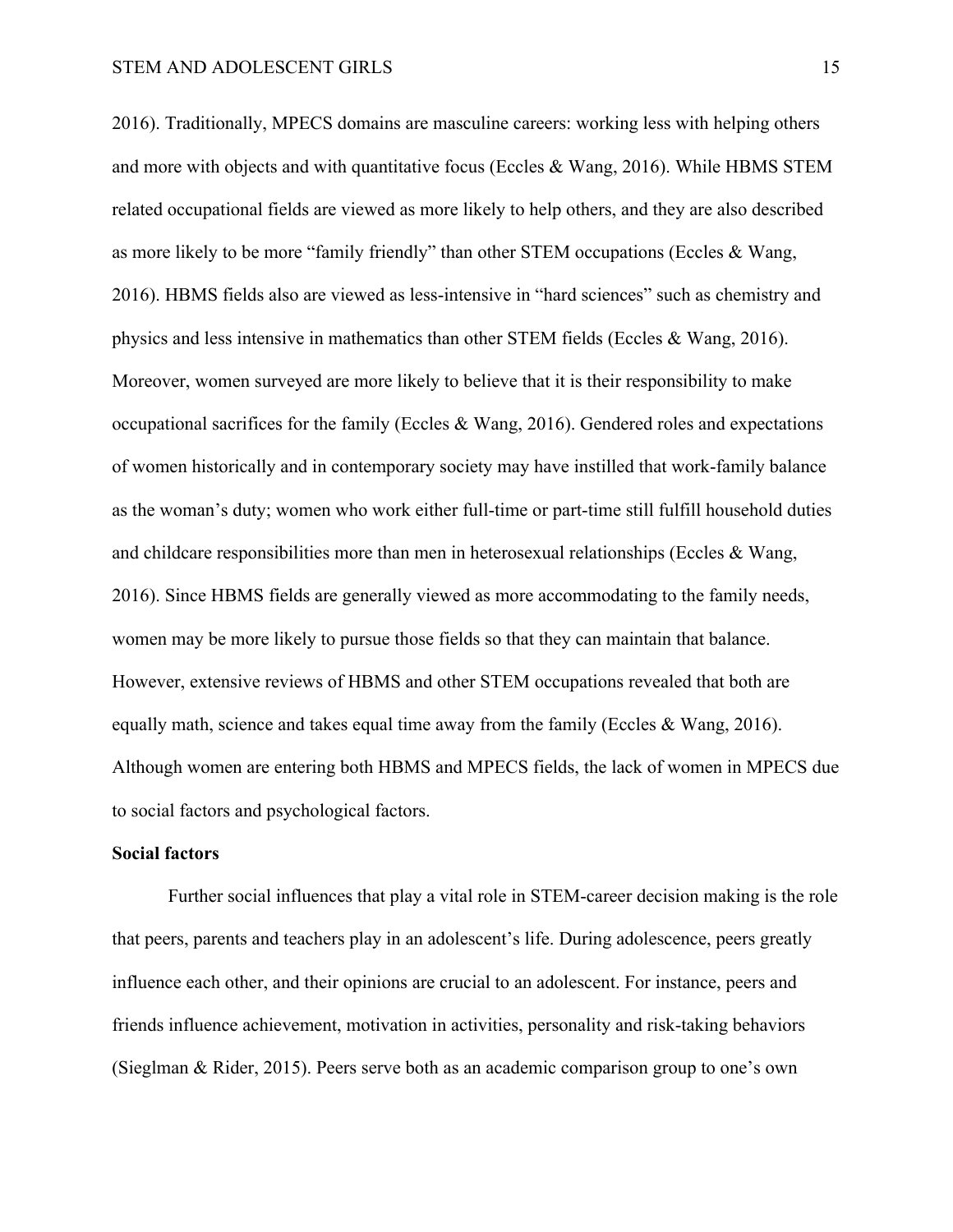2016). Traditionally, MPECS domains are masculine careers: working less with helping others and more with objects and with quantitative focus (Eccles & Wang, 2016). While HBMS STEM related occupational fields are viewed as more likely to help others, and they are also described as more likely to be more “family friendly” than other STEM occupations (Eccles & Wang, 2016). HBMS fields also are viewed as less-intensive in “hard sciences” such as chemistry and physics and less intensive in mathematics than other STEM fields (Eccles & Wang, 2016). Moreover, women surveyed are more likely to believe that it is their responsibility to make occupational sacrifices for the family (Eccles & Wang, 2016). Gendered roles and expectations of women historically and in contemporary society may have instilled that work-family balance as the woman’s duty; women who work either full-time or part-time still fulfill household duties and childcare responsibilities more than men in heterosexual relationships (Eccles & Wang, 2016). Since HBMS fields are generally viewed as more accommodating to the family needs, women may be more likely to pursue those fields so that they can maintain that balance. However, extensive reviews of HBMS and other STEM occupations revealed that both are equally math, science and takes equal time away from the family (Eccles & Wang, 2016). Although women are entering both HBMS and MPECS fields, the lack of women in MPECS due to social factors and psychological factors.

**Social factors**

Further social influences that play a vital role in STEM-career decision making is the role that peers, parents and teachers play in an adolescent’s life. During adolescence, peers greatly influence each other, and their opinions are crucial to an adolescent. For instance, peers and friends influence achievement, motivation in activities, personality and risk-taking behaviors (Sieglman & Rider, 2015). Peers serve both as an academic comparison group to one’s own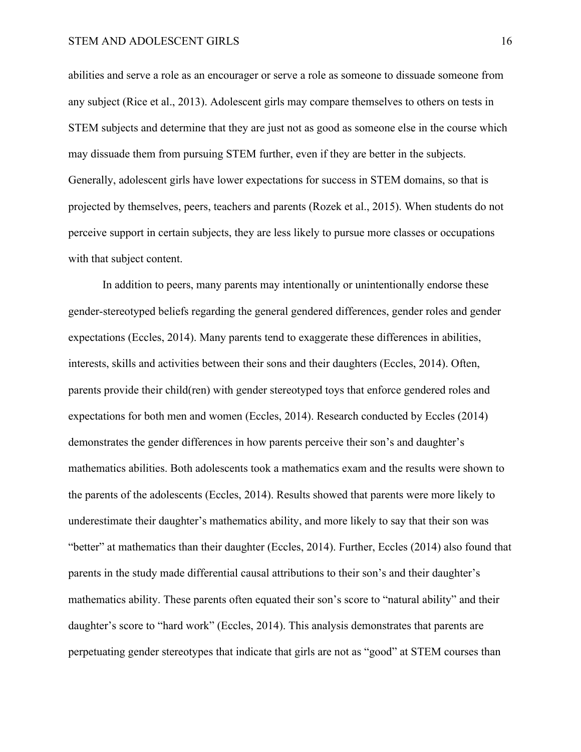abilities and serve a role as an encourager or serve a role as someone to dissuade someone from any subject (Rice et al., 2013). Adolescent girls may compare themselves to others on tests in STEM subjects and determine that they are just not as good as someone else in the course which may dissuade them from pursuing STEM further, even if they are better in the subjects. Generally, adolescent girls have lower expectations for success in STEM domains, so that is projected by themselves, peers, teachers and parents (Rozek et al., 2015). When students do not perceive support in certain subjects, they are less likely to pursue more classes or occupations with that subject content.

In addition to peers, many parents may intentionally or unintentionally endorse these gender-stereotyped beliefs regarding the general gendered differences, gender roles and gender expectations (Eccles, 2014). Many parents tend to exaggerate these differences in abilities, interests, skills and activities between their sons and their daughters (Eccles, 2014). Often, parents provide their child(ren) with gender stereotyped toys that enforce gendered roles and expectations for both men and women (Eccles, 2014). Research conducted by Eccles (2014) demonstrates the gender differences in how parents perceive their son's and daughter's mathematics abilities. Both adolescents took a mathematics exam and the results were shown to the parents of the adolescents (Eccles, 2014). Results showed that parents were more likely to underestimate their daughter's mathematics ability, and more likely to say that their son was "better" at mathematics than their daughter (Eccles, 2014). Further, Eccles (2014) also found that parents in the study made differential causal attributions to their son's and their daughter's mathematics ability. These parents often equated their son's score to "natural ability" and their daughter's score to "hard work" (Eccles, 2014). This analysis demonstrates that parents are perpetuating gender stereotypes that indicate that girls are not as "good" at STEM courses than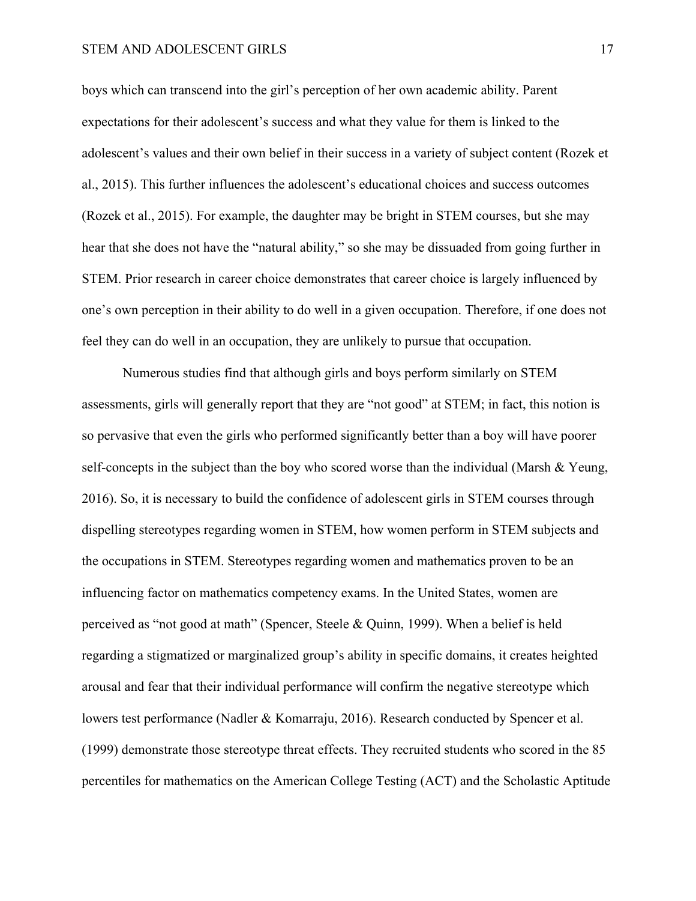boys which can transcend into the girl's perception of her own academic ability. Parent expectations for their adolescent's success and what they value for them is linked to the adolescent's values and their own belief in their success in a variety of subject content (Rozek et al., 2015). This further influences the adolescent's educational choices and success outcomes (Rozek et al., 2015). For example, the daughter may be bright in STEM courses, but she may hear that she does not have the "natural ability," so she may be dissuaded from going further in STEM. Prior research in career choice demonstrates that career choice is largely influenced by one's own perception in their ability to do well in a given occupation. Therefore, if one does not feel they can do well in an occupation, they are unlikely to pursue that occupation.

Numerous studies find that although girls and boys perform similarly on STEM assessments, girls will generally report that they are "not good" at STEM; in fact, this notion is so pervasive that even the girls who performed significantly better than a boy will have poorer self-concepts in the subject than the boy who scored worse than the individual (Marsh & Yeung, 2016). So, it is necessary to build the confidence of adolescent girls in STEM courses through dispelling stereotypes regarding women in STEM, how women perform in STEM subjects and the occupations in STEM. Stereotypes regarding women and mathematics proven to be an influencing factor on mathematics competency exams. In the United States, women are perceived as "not good at math" (Spencer, Steele & Quinn, 1999). When a belief is held regarding a stigmatized or marginalized group's ability in specific domains, it creates heighted arousal and fear that their individual performance will confirm the negative stereotype which lowers test performance (Nadler & Komarraju, 2016). Research conducted by Spencer et al. (1999) demonstrate those stereotype threat effects. They recruited students who scored in the 85 percentiles for mathematics on the American College Testing (ACT) and the Scholastic Aptitude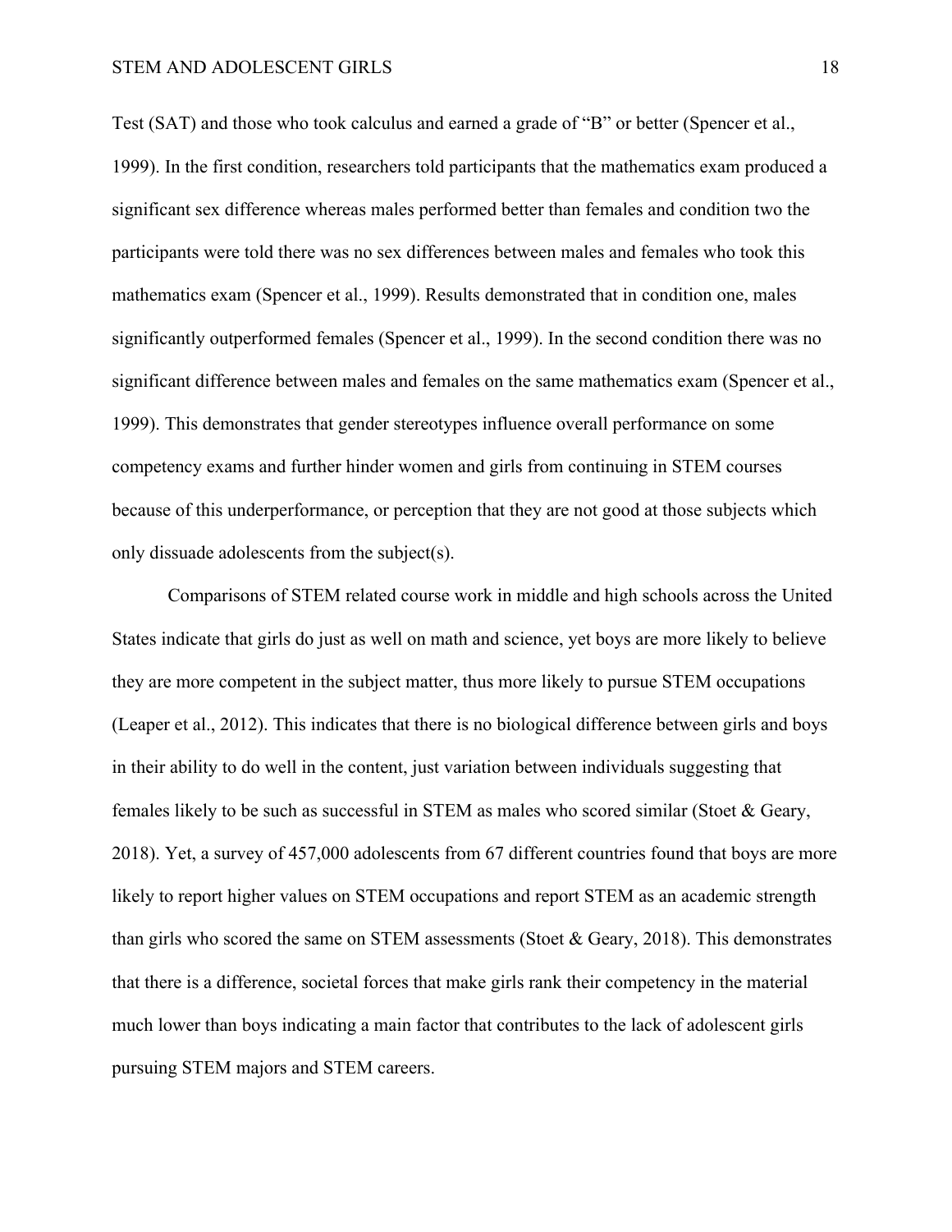Test (SAT) and those who took calculus and earned a grade of "B" or better (Spencer et al., 1999). In the first condition, researchers told participants that the mathematics exam produced a significant sex difference whereas males performed better than females and condition two the participants were told there was no sex differences between males and females who took this mathematics exam (Spencer et al., 1999). Results demonstrated that in condition one, males significantly outperformed females (Spencer et al., 1999). In the second condition there was no significant difference between males and females on the same mathematics exam (Spencer et al., 1999). This demonstrates that gender stereotypes influence overall performance on some competency exams and further hinder women and girls from continuing in STEM courses because of this underperformance, or perception that they are not good at those subjects which only dissuade adolescents from the subject(s).

Comparisons of STEM related course work in middle and high schools across the United States indicate that girls do just as well on math and science, yet boys are more likely to believe they are more competent in the subject matter, thus more likely to pursue STEM occupations (Leaper et al., 2012). This indicates that there is no biological difference between girls and boys in their ability to do well in the content, just variation between individuals suggesting that females likely to be such as successful in STEM as males who scored similar (Stoet & Geary, 2018). Yet, a survey of 457,000 adolescents from 67 different countries found that boys are more likely to report higher values on STEM occupations and report STEM as an academic strength than girls who scored the same on STEM assessments (Stoet & Geary, 2018). This demonstrates that there is a difference, societal forces that make girls rank their competency in the material much lower than boys indicating a main factor that contributes to the lack of adolescent girls pursuing STEM majors and STEM careers.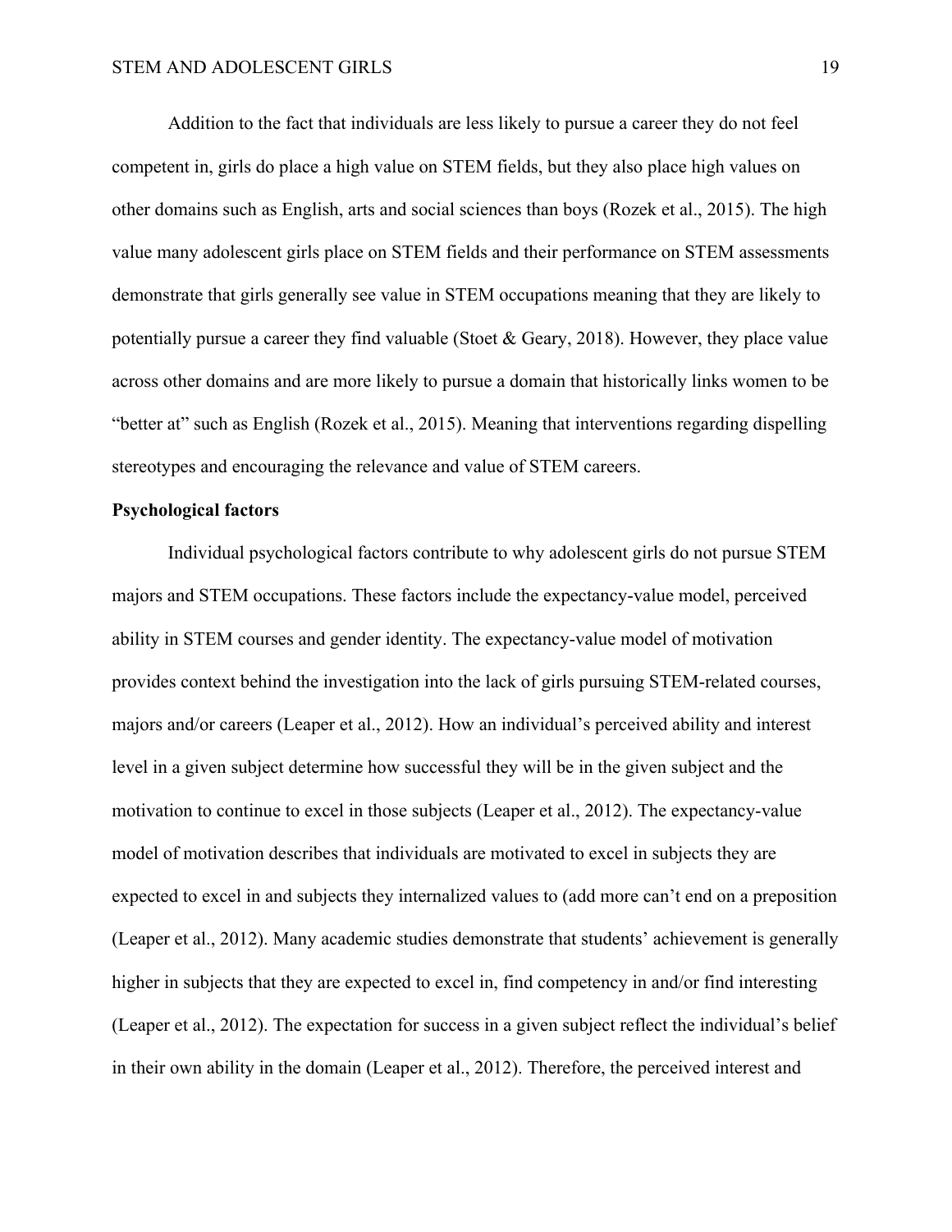Addition to the fact that individuals are less likely to pursue a career they do not feel competent in, girls do place a high value on STEM fields, but they also place high values on other domains such as English, arts and social sciences than boys (Rozek et al., 2015). The high value many adolescent girls place on STEM fields and their performance on STEM assessments demonstrate that girls generally see value in STEM occupations meaning that they are likely to potentially pursue a career they find valuable (Stoet & Geary, 2018). However, they place value across other domains and are more likely to pursue a domain that historically links women to be "better at" such as English (Rozek et al., 2015). Meaning that interventions regarding dispelling stereotypes and encouraging the relevance and value of STEM careers.

**Psychological factors**

Individual psychological factors contribute to why adolescent girls do not pursue STEM majors and STEM occupations. These factors include the expectancy-value model, perceived ability in STEM courses and gender identity. The expectancy-value model of motivation provides context behind the investigation into the lack of girls pursuing STEM-related courses, majors and/or careers (Leaper et al., 2012). How an individual's perceived ability and interest level in a given subject determine how successful they will be in the given subject and the motivation to continue to excel in those subjects (Leaper et al., 2012). The expectancy-value model of motivation describes that individuals are motivated to excel in subjects they are expected to excel in and subjects they internalized values to (add more can't end on a preposition (Leaper et al., 2012). Many academic studies demonstrate that students' achievement is generally higher in subjects that they are expected to excel in, find competency in and/or find interesting (Leaper et al., 2012). The expectation for success in a given subject reflect the individual's belief in their own ability in the domain (Leaper et al., 2012). Therefore, the perceived interest and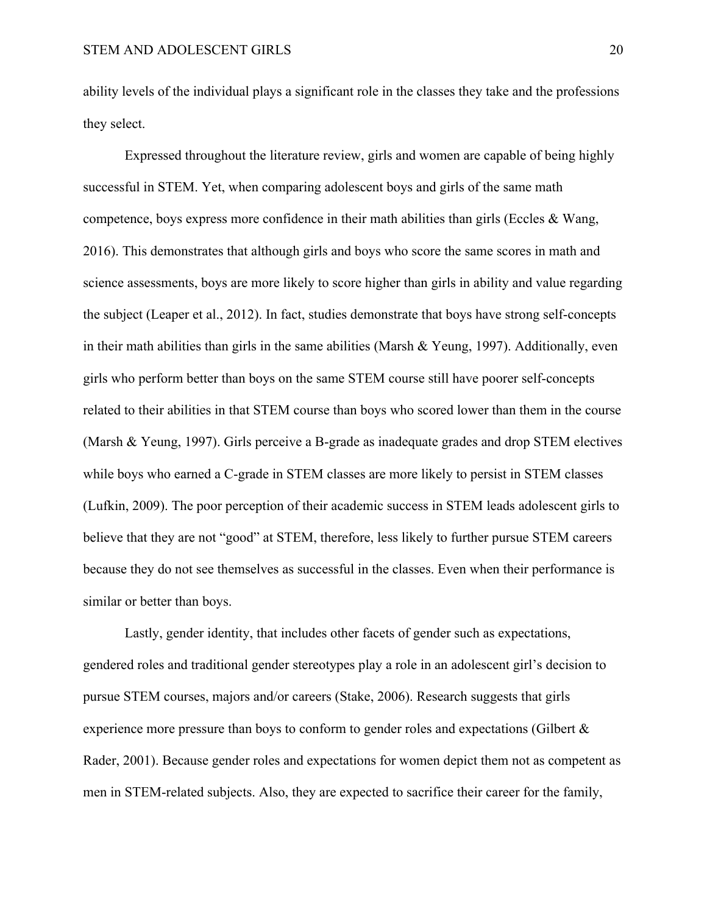ability levels of the individual plays a significant role in the classes they take and the professions they select.

Expressed throughout the literature review, girls and women are capable of being highly successful in STEM. Yet, when comparing adolescent boys and girls of the same math competence, boys express more confidence in their math abilities than girls (Eccles & Wang, 2016). This demonstrates that although girls and boys who score the same scores in math and science assessments, boys are more likely to score higher than girls in ability and value regarding the subject (Leaper et al., 2012). In fact, studies demonstrate that boys have strong self-concepts in their math abilities than girls in the same abilities (Marsh & Yeung, 1997). Additionally, even girls who perform better than boys on the same STEM course still have poorer self-concepts related to their abilities in that STEM course than boys who scored lower than them in the course (Marsh & Yeung, 1997). Girls perceive a B-grade as inadequate grades and drop STEM electives while boys who earned a C-grade in STEM classes are more likely to persist in STEM classes (Lufkin, 2009). The poor perception of their academic success in STEM leads adolescent girls to believe that they are not "good" at STEM, therefore, less likely to further pursue STEM careers because they do not see themselves as successful in the classes. Even when their performance is similar or better than boys.

Lastly, gender identity, that includes other facets of gender such as expectations, gendered roles and traditional gender stereotypes play a role in an adolescent girl's decision to pursue STEM courses, majors and/or careers (Stake, 2006). Research suggests that girls experience more pressure than boys to conform to gender roles and expectations (Gilbert & Rader, 2001). Because gender roles and expectations for women depict them not as competent as men in STEM-related subjects. Also, they are expected to sacrifice their career for the family,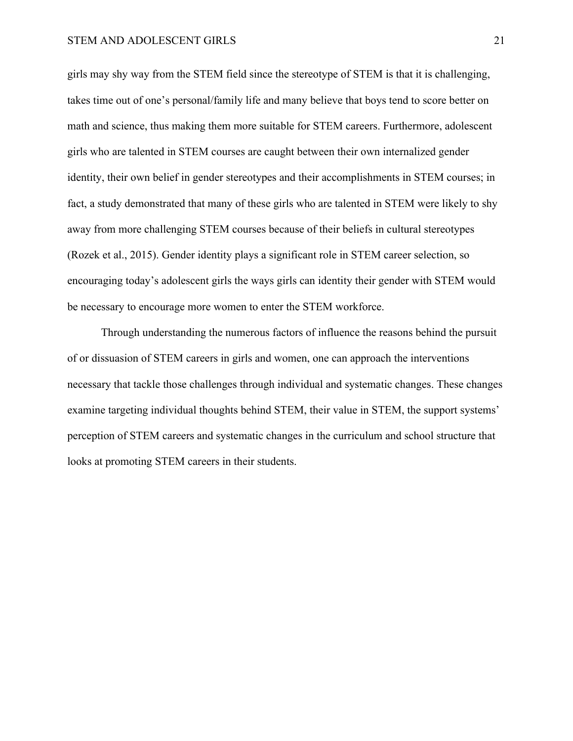girls may shy way from the STEM field since the stereotype of STEM is that it is challenging, takes time out of one's personal/family life and many believe that boys tend to score better on math and science, thus making them more suitable for STEM careers. Furthermore, adolescent girls who are talented in STEM courses are caught between their own internalized gender identity, their own belief in gender stereotypes and their accomplishments in STEM courses; in fact, a study demonstrated that many of these girls who are talented in STEM were likely to shy away from more challenging STEM courses because of their beliefs in cultural stereotypes (Rozek et al., 2015). Gender identity plays a significant role in STEM career selection, so encouraging today's adolescent girls the ways girls can identity their gender with STEM would be necessary to encourage more women to enter the STEM workforce.

Through understanding the numerous factors of influence the reasons behind the pursuit of or dissuasion of STEM careers in girls and women, one can approach the interventions necessary that tackle those challenges through individual and systematic changes. These changes examine targeting individual thoughts behind STEM, their value in STEM, the support systems' perception of STEM careers and systematic changes in the curriculum and school structure that looks at promoting STEM careers in their students.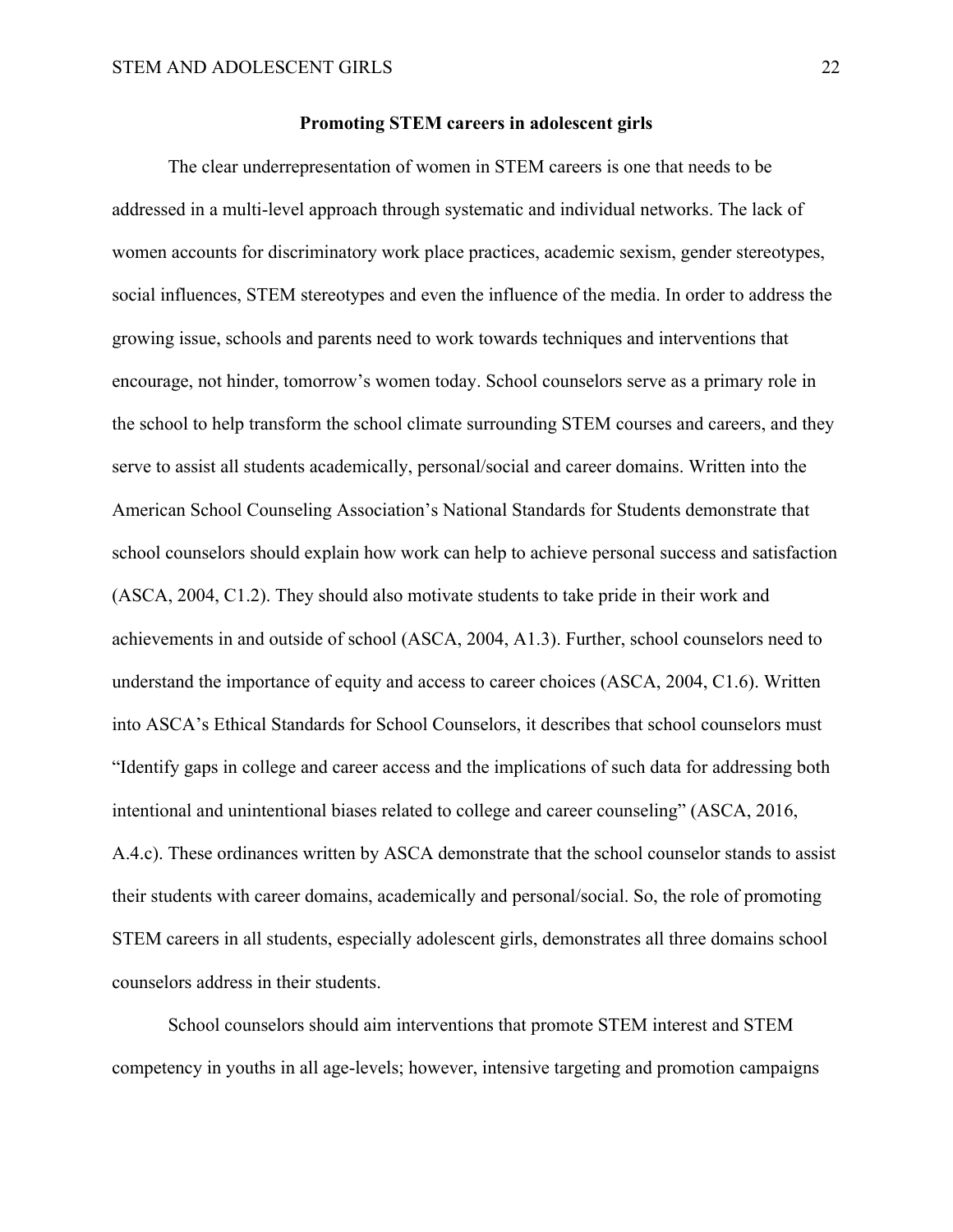## Promoting STEM careers in adolescent girls

The clear underrepresentation of women in STEM careers is one that needs to be addressed in a multi-level approach through systematic and individual networks. The lack of women accounts for discriminatory work place practices, academic sexism, gender stereotypes, social influences, STEM stereotypes and even the influence of the media. In order to address the growing issue, schools and parents need to work towards techniques and interventions that encourage, not hinder, tomorrow's women today. School counselors serve as a primary role in the school to help transform the school climate surrounding STEM courses and careers, and they serve to assist all students academically, personal/social and career domains. Written into the American School Counseling Association's National Standards for Students demonstrate that school counselors should explain how work can help to achieve personal success and satisfaction (ASCA, 2004, C1.2). They should also motivate students to take pride in their work and achievements in and outside of school (ASCA, 2004, A1.3). Further, school counselors need to understand the importance of equity and access to career choices (ASCA, 2004, C1.6). Written into ASCA's Ethical Standards for School Counselors, it describes that school counselors must "Identify gaps in college and career access and the implications of such data for addressing both intentional and unintentional biases related to college and career counseling" (ASCA, 2016, A.4.c). These ordinances written by ASCA demonstrate that the school counselor stands to assist their students with career domains, academically and personal/social. So, the role of promoting STEM careers in all students, especially adolescent girls, demonstrates all three domains school counselors address in their students.

School counselors should aim interventions that promote STEM interest and STEM competency in youths in all age-levels; however, intensive targeting and promotion campaigns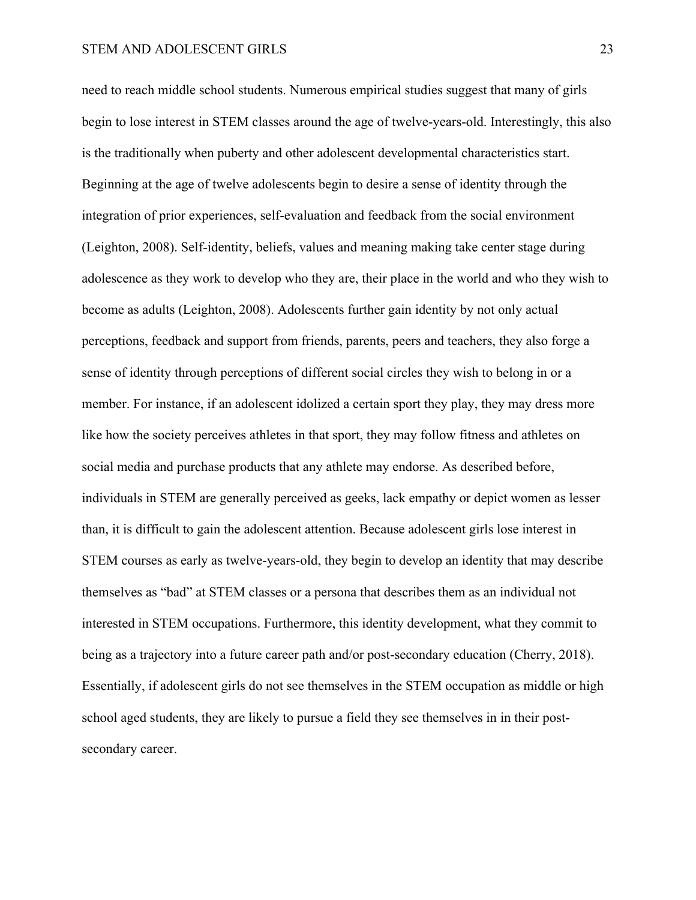need to reach middle school students. Numerous empirical studies suggest that many of girls begin to lose interest in STEM classes around the age of twelve-years-old. Interestingly, this also is the traditionally when puberty and other adolescent developmental characteristics start. Beginning at the age of twelve adolescents begin to desire a sense of identity through the integration of prior experiences, self-evaluation and feedback from the social environment (Leighton, 2008). Self-identity, beliefs, values and meaning making take center stage during adolescence as they work to develop who they are, their place in the world and who they wish to become as adults (Leighton, 2008). Adolescents further gain identity by not only actual perceptions, feedback and support from friends, parents, peers and teachers, they also forge a sense of identity through perceptions of different social circles they wish to belong in or a member. For instance, if an adolescent idolized a certain sport they play, they may dress more like how the society perceives athletes in that sport, they may follow fitness and athletes on social media and purchase products that any athlete may endorse. As described before, individuals in STEM are generally perceived as geeks, lack empathy or depict women as lesser than, it is difficult to gain the adolescent attention. Because adolescent girls lose interest in STEM courses as early as twelve-years-old, they begin to develop an identity that may describe themselves as "bad" at STEM classes or a persona that describes them as an individual not interested in STEM occupations. Furthermore, this identity development, what they commit to being as a trajectory into a future career path and/or post-secondary education (Cherry, 2018). Essentially, if adolescent girls do not see themselves in the STEM occupation as middle or high school aged students, they are likely to pursue a field they see themselves in in their post-secondary career.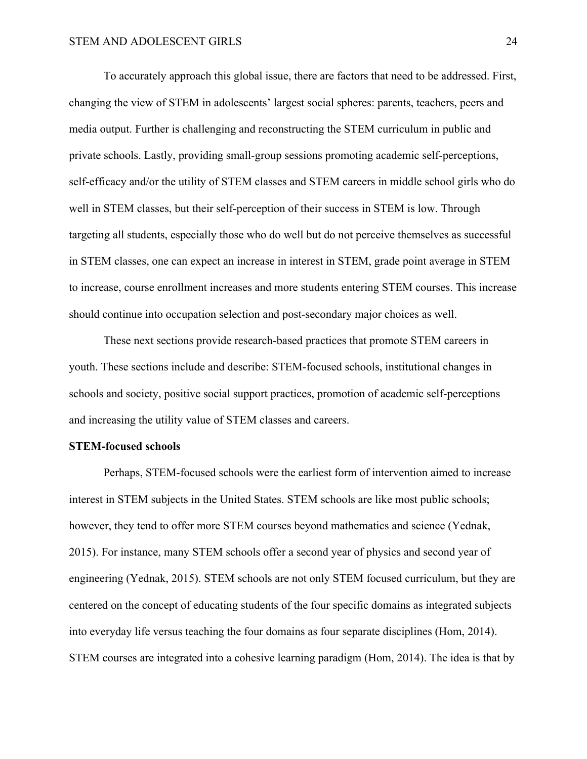To accurately approach this global issue, there are factors that need to be addressed. First, changing the view of STEM in adolescents' largest social spheres: parents, teachers, peers and media output. Further is challenging and reconstructing the STEM curriculum in public and private schools. Lastly, providing small-group sessions promoting academic self-perceptions, self-efficacy and/or the utility of STEM classes and STEM careers in middle school girls who do well in STEM classes, but their self-perception of their success in STEM is low. Through targeting all students, especially those who do well but do not perceive themselves as successful in STEM classes, one can expect an increase in interest in STEM, grade point average in STEM to increase, course enrollment increases and more students entering STEM courses. This increase should continue into occupation selection and post-secondary major choices as well.

These next sections provide research-based practices that promote STEM careers in youth. These sections include and describe: STEM-focused schools, institutional changes in schools and society, positive social support practices, promotion of academic self-perceptions and increasing the utility value of STEM classes and careers.

**STEM-focused schools**

Perhaps, STEM-focused schools were the earliest form of intervention aimed to increase interest in STEM subjects in the United States. STEM schools are like most public schools; however, they tend to offer more STEM courses beyond mathematics and science (Yednak, 2015). For instance, many STEM schools offer a second year of physics and second year of engineering (Yednak, 2015). STEM schools are not only STEM focused curriculum, but they are centered on the concept of educating students of the four specific domains as integrated subjects into everyday life versus teaching the four domains as four separate disciplines (Hom, 2014). STEM courses are integrated into a cohesive learning paradigm (Hom, 2014). The idea is that by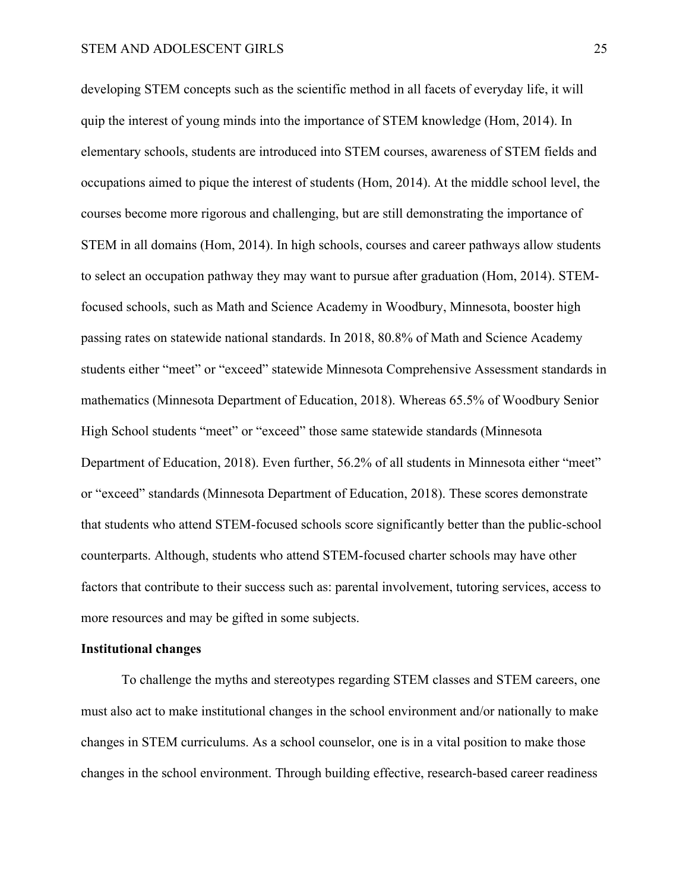developing STEM concepts such as the scientific method in all facets of everyday life, it will quip the interest of young minds into the importance of STEM knowledge (Hom, 2014). In elementary schools, students are introduced into STEM courses, awareness of STEM fields and occupations aimed to pique the interest of students (Hom, 2014). At the middle school level, the courses become more rigorous and challenging, but are still demonstrating the importance of STEM in all domains (Hom, 2014). In high schools, courses and career pathways allow students to select an occupation pathway they may want to pursue after graduation (Hom, 2014). STEM-focused schools, such as Math and Science Academy in Woodbury, Minnesota, booster high passing rates on statewide national standards. In 2018, 80.8% of Math and Science Academy students either "meet" or "exceed" statewide Minnesota Comprehensive Assessment standards in mathematics (Minnesota Department of Education, 2018). Whereas 65.5% of Woodbury Senior High School students "meet" or "exceed" those same statewide standards (Minnesota Department of Education, 2018). Even further, 56.2% of all students in Minnesota either "meet" or "exceed" standards (Minnesota Department of Education, 2018). These scores demonstrate that students who attend STEM-focused schools score significantly better than the public-school counterparts. Although, students who attend STEM-focused charter schools may have other factors that contribute to their success such as: parental involvement, tutoring services, access to more resources and may be gifted in some subjects.

**Institutional changes**

To challenge the myths and stereotypes regarding STEM classes and STEM careers, one must also act to make institutional changes in the school environment and/or nationally to make changes in STEM curriculums. As a school counselor, one is in a vital position to make those changes in the school environment. Through building effective, research-based career readiness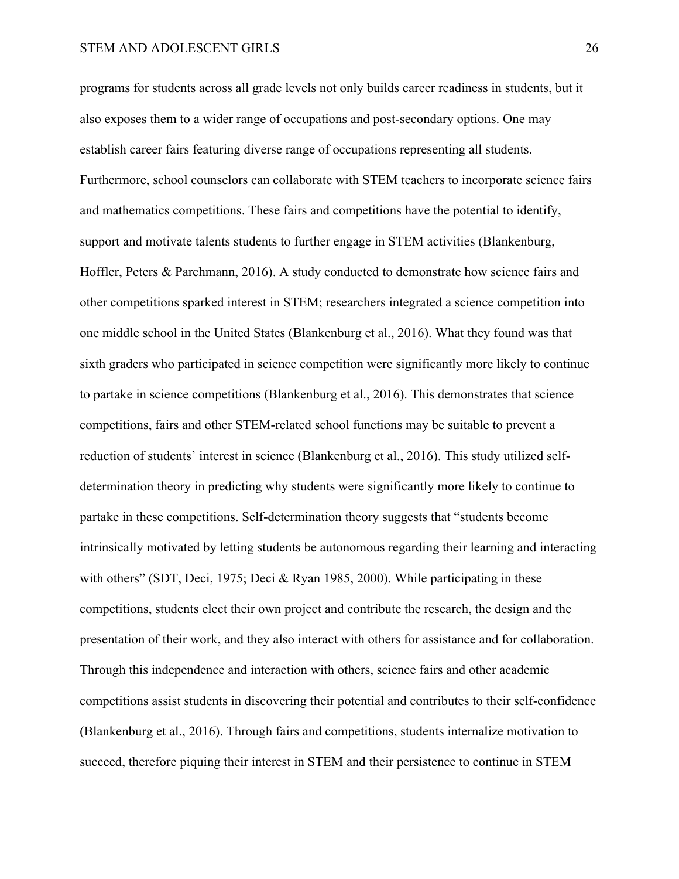programs for students across all grade levels not only builds career readiness in students, but it also exposes them to a wider range of occupations and post-secondary options. One may establish career fairs featuring diverse range of occupations representing all students. Furthermore, school counselors can collaborate with STEM teachers to incorporate science fairs and mathematics competitions. These fairs and competitions have the potential to identify, support and motivate talents students to further engage in STEM activities (Blankenburg, Hoffler, Peters & Parchmann, 2016). A study conducted to demonstrate how science fairs and other competitions sparked interest in STEM; researchers integrated a science competition into one middle school in the United States (Blankenburg et al., 2016). What they found was that sixth graders who participated in science competition were significantly more likely to continue to partake in science competitions (Blankenburg et al., 2016). This demonstrates that science competitions, fairs and other STEM-related school functions may be suitable to prevent a reduction of students' interest in science (Blankenburg et al., 2016). This study utilized self-determination theory in predicting why students were significantly more likely to continue to partake in these competitions. Self-determination theory suggests that "students become intrinsically motivated by letting students be autonomous regarding their learning and interacting with others" (SDT, Deci, 1975; Deci & Ryan 1985, 2000). While participating in these competitions, students elect their own project and contribute the research, the design and the presentation of their work, and they also interact with others for assistance and for collaboration. Through this independence and interaction with others, science fairs and other academic competitions assist students in discovering their potential and contributes to their self-confidence (Blankenburg et al., 2016). Through fairs and competitions, students internalize motivation to succeed, therefore piquing their interest in STEM and their persistence to continue in STEM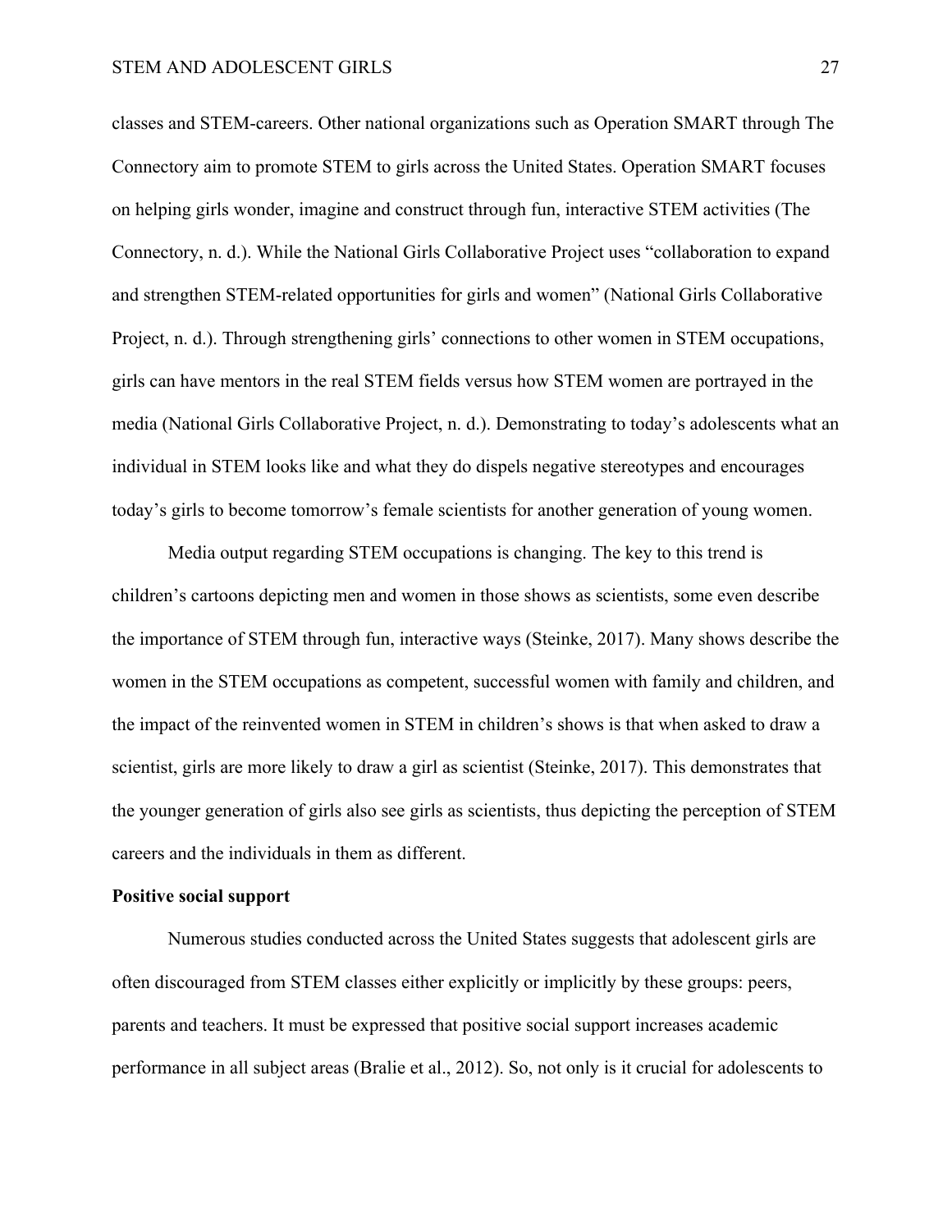classes and STEM-careers. Other national organizations such as Operation SMART through The Connectory aim to promote STEM to girls across the United States. Operation SMART focuses on helping girls wonder, imagine and construct through fun, interactive STEM activities (The Connectory, n. d.). While the National Girls Collaborative Project uses “collaboration to expand and strengthen STEM-related opportunities for girls and women” (National Girls Collaborative Project, n. d.). Through strengthening girls’ connections to other women in STEM occupations, girls can have mentors in the real STEM fields versus how STEM women are portrayed in the media (National Girls Collaborative Project, n. d.). Demonstrating to today’s adolescents what an individual in STEM looks like and what they do dispels negative stereotypes and encourages today’s girls to become tomorrow’s female scientists for another generation of young women.

Media output regarding STEM occupations is changing. The key to this trend is children’s cartoons depicting men and women in those shows as scientists, some even describe the importance of STEM through fun, interactive ways (Steinke, 2017). Many shows describe the women in the STEM occupations as competent, successful women with family and children, and the impact of the reinvented women in STEM in children’s shows is that when asked to draw a scientist, girls are more likely to draw a girl as scientist (Steinke, 2017). This demonstrates that the younger generation of girls also see girls as scientists, thus depicting the perception of STEM careers and the individuals in them as different.

**Positive social support**

Numerous studies conducted across the United States suggests that adolescent girls are often discouraged from STEM classes either explicitly or implicitly by these groups: peers, parents and teachers. It must be expressed that positive social support increases academic performance in all subject areas (Bralie et al., 2012). So, not only is it crucial for adolescents to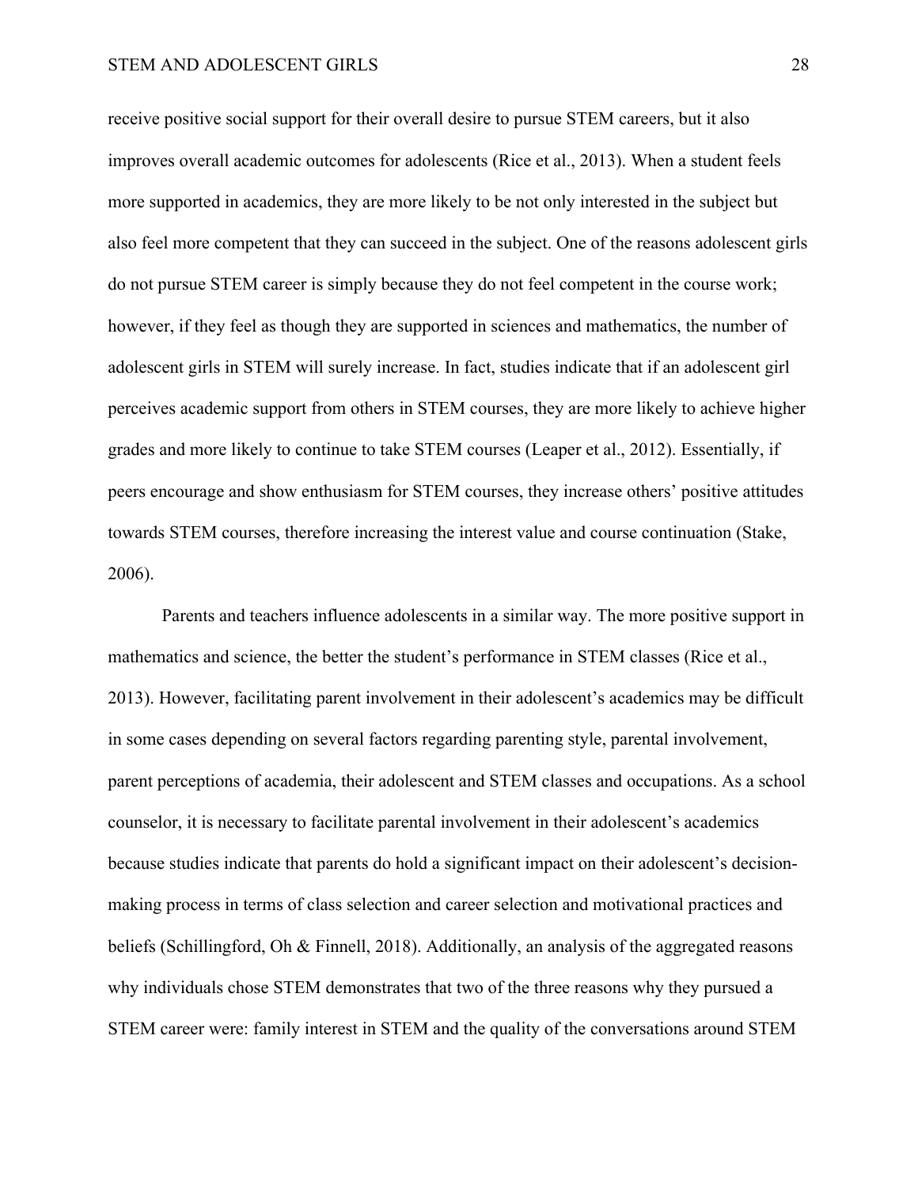receive positive social support for their overall desire to pursue STEM careers, but it also improves overall academic outcomes for adolescents (Rice et al., 2013). When a student feels more supported in academics, they are more likely to be not only interested in the subject but also feel more competent that they can succeed in the subject. One of the reasons adolescent girls do not pursue STEM career is simply because they do not feel competent in the course work; however, if they feel as though they are supported in sciences and mathematics, the number of adolescent girls in STEM will surely increase. In fact, studies indicate that if an adolescent girl perceives academic support from others in STEM courses, they are more likely to achieve higher grades and more likely to continue to take STEM courses (Leaper et al., 2012). Essentially, if peers encourage and show enthusiasm for STEM courses, they increase others' positive attitudes towards STEM courses, therefore increasing the interest value and course continuation (Stake, 2006).

Parents and teachers influence adolescents in a similar way. The more positive support in mathematics and science, the better the student's performance in STEM classes (Rice et al., 2013). However, facilitating parent involvement in their adolescent's academics may be difficult in some cases depending on several factors regarding parenting style, parental involvement, parent perceptions of academia, their adolescent and STEM classes and occupations. As a school counselor, it is necessary to facilitate parental involvement in their adolescent's academics because studies indicate that parents do hold a significant impact on their adolescent's decision-making process in terms of class selection and career selection and motivational practices and beliefs (Schillingford, Oh & Finnell, 2018). Additionally, an analysis of the aggregated reasons why individuals chose STEM demonstrates that two of the three reasons why they pursued a STEM career were: family interest in STEM and the quality of the conversations around STEM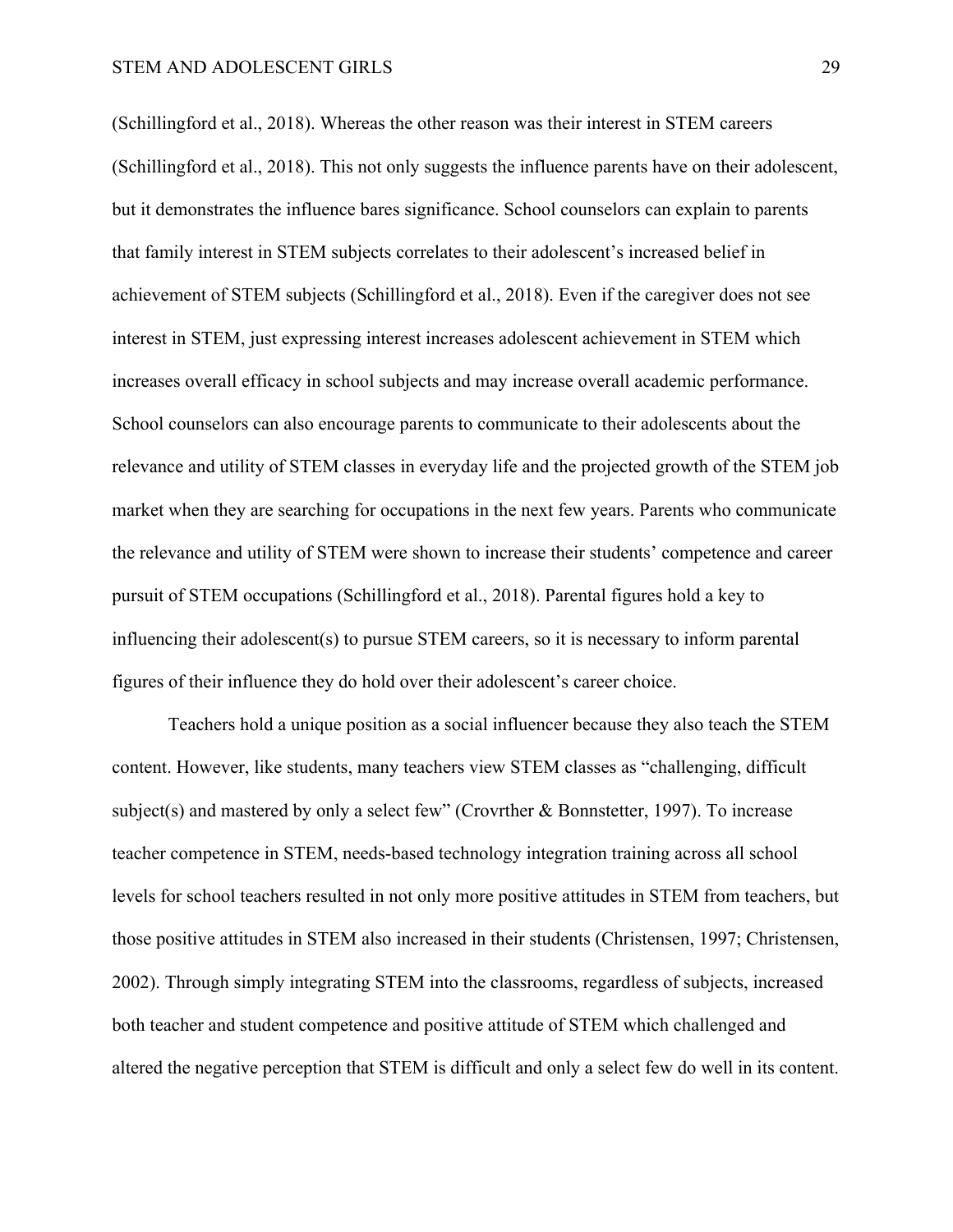(Schillingford et al., 2018). Whereas the other reason was their interest in STEM careers (Schillingford et al., 2018). This not only suggests the influence parents have on their adolescent, but it demonstrates the influence bares significance. School counselors can explain to parents that family interest in STEM subjects correlates to their adolescent's increased belief in achievement of STEM subjects (Schillingford et al., 2018). Even if the caregiver does not see interest in STEM, just expressing interest increases adolescent achievement in STEM which increases overall efficacy in school subjects and may increase overall academic performance. School counselors can also encourage parents to communicate to their adolescents about the relevance and utility of STEM classes in everyday life and the projected growth of the STEM job market when they are searching for occupations in the next few years. Parents who communicate the relevance and utility of STEM were shown to increase their students' competence and career pursuit of STEM occupations (Schillingford et al., 2018). Parental figures hold a key to influencing their adolescent(s) to pursue STEM careers, so it is necessary to inform parental figures of their influence they do hold over their adolescent's career choice.

Teachers hold a unique position as a social influencer because they also teach the STEM content. However, like students, many teachers view STEM classes as "challenging, difficult subject(s) and mastered by only a select few" (Crovrther & Bonnstetter, 1997). To increase teacher competence in STEM, needs-based technology integration training across all school levels for school teachers resulted in not only more positive attitudes in STEM from teachers, but those positive attitudes in STEM also increased in their students (Christensen, 1997; Christensen, 2002). Through simply integrating STEM into the classrooms, regardless of subjects, increased both teacher and student competence and positive attitude of STEM which challenged and altered the negative perception that STEM is difficult and only a select few do well in its content.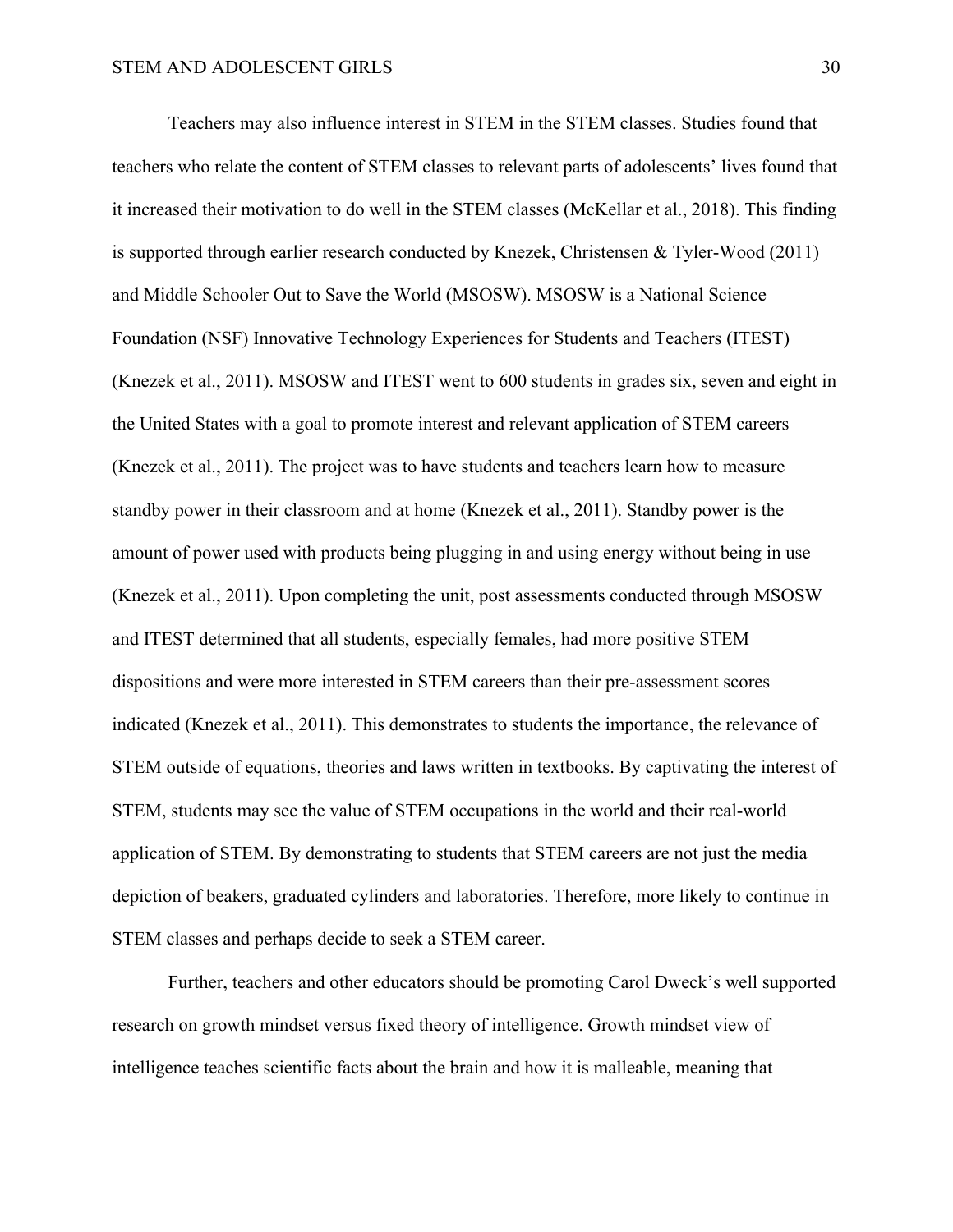Teachers may also influence interest in STEM in the STEM classes. Studies found that teachers who relate the content of STEM classes to relevant parts of adolescents' lives found that it increased their motivation to do well in the STEM classes (McKellar et al., 2018). This finding is supported through earlier research conducted by Knezek, Christensen & Tyler-Wood (2011) and Middle Schooler Out to Save the World (MSOSW). MSOSW is a National Science Foundation (NSF) Innovative Technology Experiences for Students and Teachers (ITEST) (Knezek et al., 2011). MSOSW and ITEST went to 600 students in grades six, seven and eight in the United States with a goal to promote interest and relevant application of STEM careers (Knezek et al., 2011). The project was to have students and teachers learn how to measure standby power in their classroom and at home (Knezek et al., 2011). Standby power is the amount of power used with products being plugging in and using energy without being in use (Knezek et al., 2011). Upon completing the unit, post assessments conducted through MSOSW and ITEST determined that all students, especially females, had more positive STEM dispositions and were more interested in STEM careers than their pre-assessment scores indicated (Knezek et al., 2011). This demonstrates to students the importance, the relevance of STEM outside of equations, theories and laws written in textbooks. By captivating the interest of STEM, students may see the value of STEM occupations in the world and their real-world application of STEM. By demonstrating to students that STEM careers are not just the media depiction of beakers, graduated cylinders and laboratories. Therefore, more likely to continue in STEM classes and perhaps decide to seek a STEM career.

Further, teachers and other educators should be promoting Carol Dweck's well supported research on growth mindset versus fixed theory of intelligence. Growth mindset view of intelligence teaches scientific facts about the brain and how it is malleable, meaning that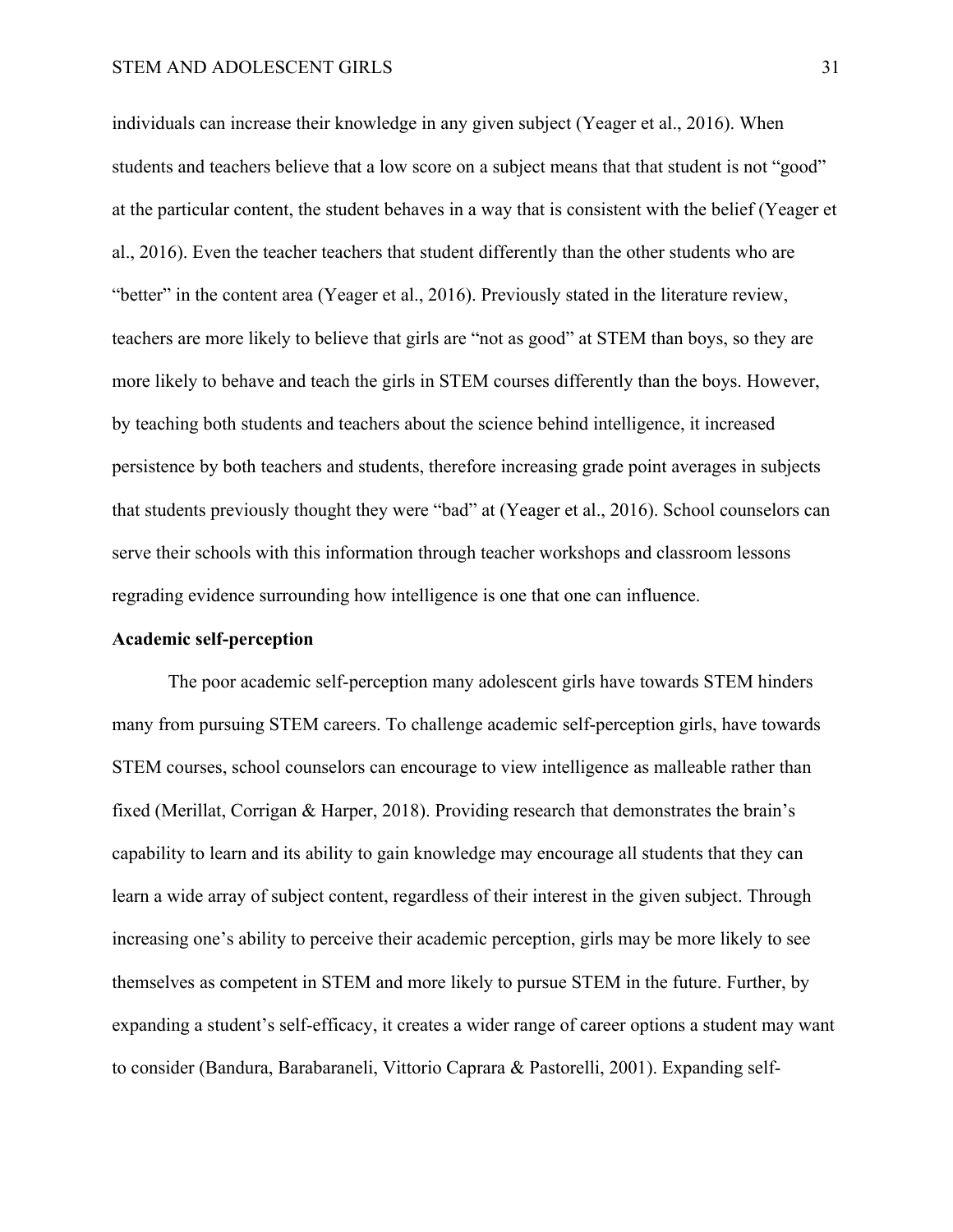individuals can increase their knowledge in any given subject (Yeager et al., 2016). When students and teachers believe that a low score on a subject means that that student is not "good" at the particular content, the student behaves in a way that is consistent with the belief (Yeager et al., 2016). Even the teacher teachers that student differently than the other students who are "better" in the content area (Yeager et al., 2016). Previously stated in the literature review, teachers are more likely to believe that girls are "not as good" at STEM than boys, so they are more likely to behave and teach the girls in STEM courses differently than the boys. However, by teaching both students and teachers about the science behind intelligence, it increased persistence by both teachers and students, therefore increasing grade point averages in subjects that students previously thought they were "bad" at (Yeager et al., 2016). School counselors can serve their schools with this information through teacher workshops and classroom lessons regrading evidence surrounding how intelligence is one that one can influence.

**Academic self-perception**

The poor academic self-perception many adolescent girls have towards STEM hinders many from pursuing STEM careers. To challenge academic self-perception girls, have towards STEM courses, school counselors can encourage to view intelligence as malleable rather than fixed (Merillat, Corrigan & Harper, 2018). Providing research that demonstrates the brain's capability to learn and its ability to gain knowledge may encourage all students that they can learn a wide array of subject content, regardless of their interest in the given subject. Through increasing one's ability to perceive their academic perception, girls may be more likely to see themselves as competent in STEM and more likely to pursue STEM in the future. Further, by expanding a student's self-efficacy, it creates a wider range of career options a student may want to consider (Bandura, Barabaraneli, Vittorio Caprara & Pastorelli, 2001). Expanding self-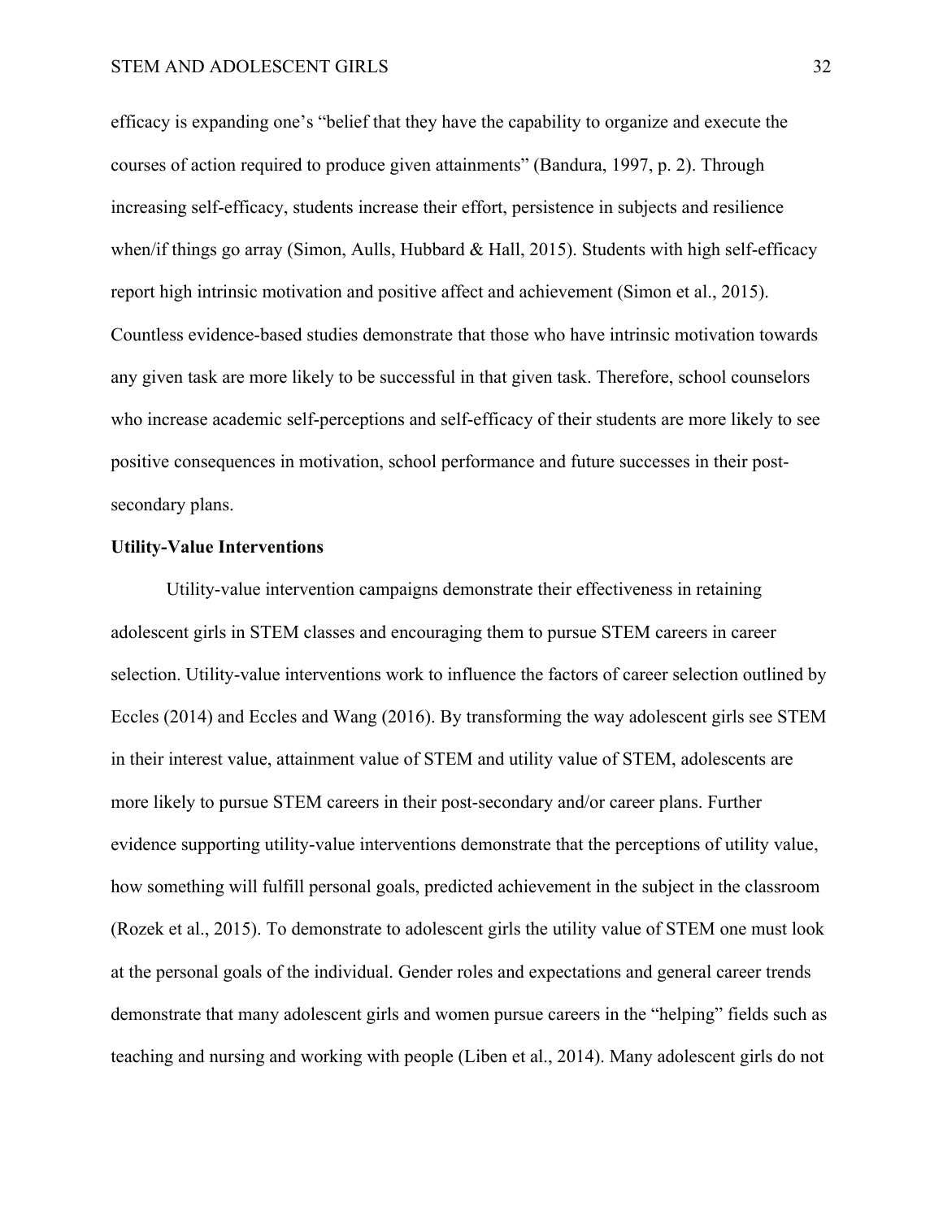efficacy is expanding one's "belief that they have the capability to organize and execute the courses of action required to produce given attainments" (Bandura, 1997, p. 2). Through increasing self-efficacy, students increase their effort, persistence in subjects and resilience when/if things go array (Simon, Aulls, Hubbard & Hall, 2015). Students with high self-efficacy report high intrinsic motivation and positive affect and achievement (Simon et al., 2015). Countless evidence-based studies demonstrate that those who have intrinsic motivation towards any given task are more likely to be successful in that given task. Therefore, school counselors who increase academic self-perceptions and self-efficacy of their students are more likely to see positive consequences in motivation, school performance and future successes in their post-secondary plans.

**Utility-Value Interventions**

Utility-value intervention campaigns demonstrate their effectiveness in retaining adolescent girls in STEM classes and encouraging them to pursue STEM careers in career selection. Utility-value interventions work to influence the factors of career selection outlined by Eccles (2014) and Eccles and Wang (2016). By transforming the way adolescent girls see STEM in their interest value, attainment value of STEM and utility value of STEM, adolescents are more likely to pursue STEM careers in their post-secondary and/or career plans. Further evidence supporting utility-value interventions demonstrate that the perceptions of utility value, how something will fulfill personal goals, predicted achievement in the subject in the classroom (Rozek et al., 2015). To demonstrate to adolescent girls the utility value of STEM one must look at the personal goals of the individual. Gender roles and expectations and general career trends demonstrate that many adolescent girls and women pursue careers in the "helping" fields such as teaching and nursing and working with people (Liben et al., 2014). Many adolescent girls do not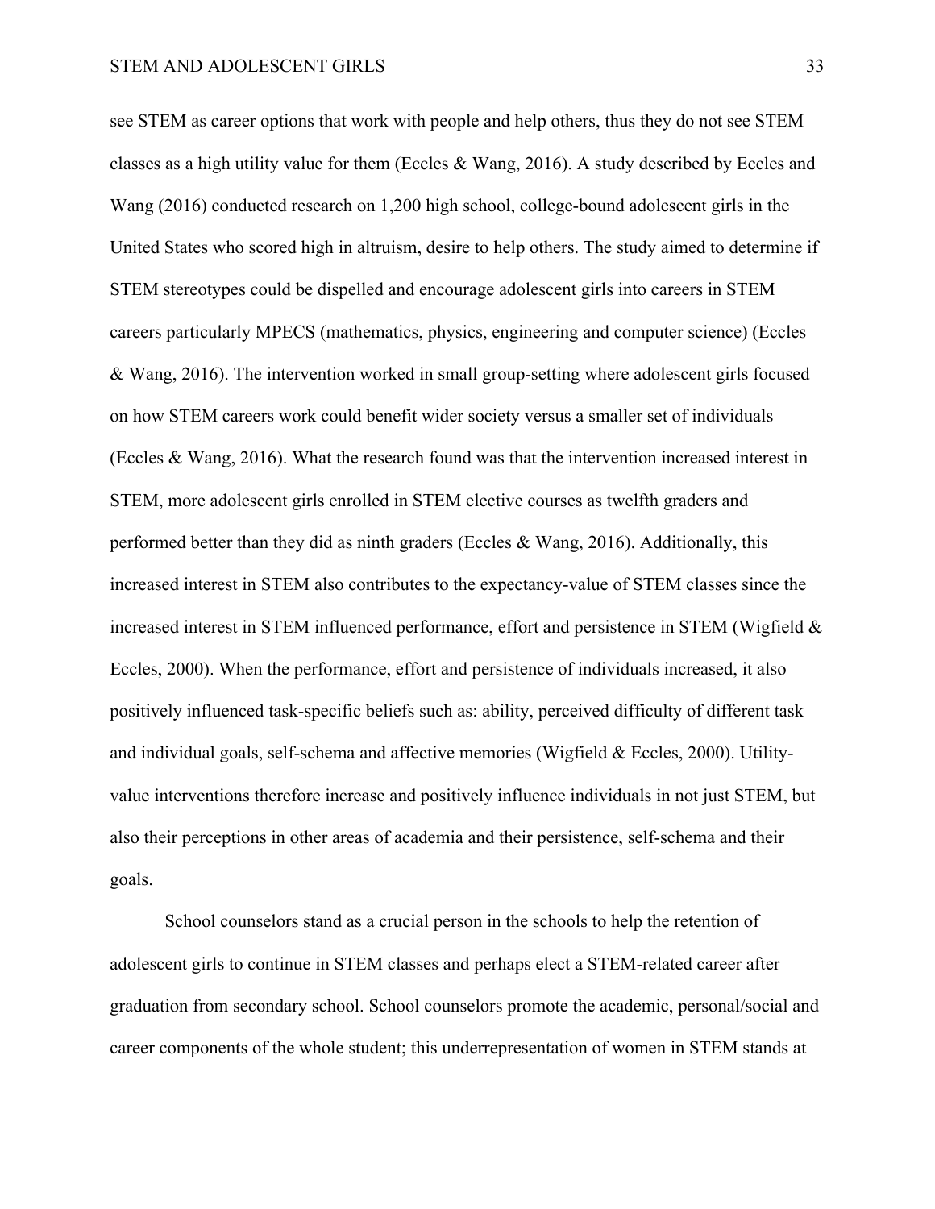see STEM as career options that work with people and help others, thus they do not see STEM classes as a high utility value for them (Eccles & Wang, 2016). A study described by Eccles and Wang (2016) conducted research on 1,200 high school, college-bound adolescent girls in the United States who scored high in altruism, desire to help others. The study aimed to determine if STEM stereotypes could be dispelled and encourage adolescent girls into careers in STEM careers particularly MPECS (mathematics, physics, engineering and computer science) (Eccles & Wang, 2016). The intervention worked in small group-setting where adolescent girls focused on how STEM careers work could benefit wider society versus a smaller set of individuals (Eccles & Wang, 2016). What the research found was that the intervention increased interest in STEM, more adolescent girls enrolled in STEM elective courses as twelfth graders and performed better than they did as ninth graders (Eccles & Wang, 2016). Additionally, this increased interest in STEM also contributes to the expectancy-value of STEM classes since the increased interest in STEM influenced performance, effort and persistence in STEM (Wigfield & Eccles, 2000). When the performance, effort and persistence of individuals increased, it also positively influenced task-specific beliefs such as: ability, perceived difficulty of different task and individual goals, self-schema and affective memories (Wigfield & Eccles, 2000). Utility-value interventions therefore increase and positively influence individuals in not just STEM, but also their perceptions in other areas of academia and their persistence, self-schema and their goals.

School counselors stand as a crucial person in the schools to help the retention of adolescent girls to continue in STEM classes and perhaps elect a STEM-related career after graduation from secondary school. School counselors promote the academic, personal/social and career components of the whole student; this underrepresentation of women in STEM stands at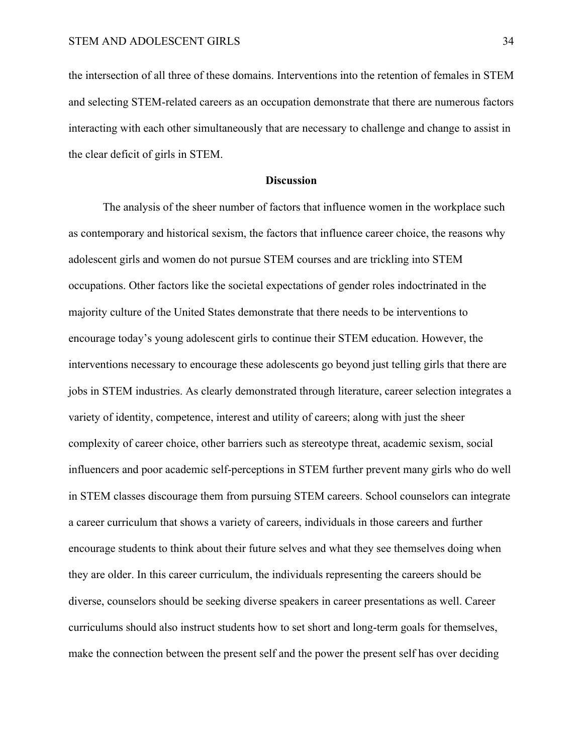the intersection of all three of these domains. Interventions into the retention of females in STEM and selecting STEM-related careers as an occupation demonstrate that there are numerous factors interacting with each other simultaneously that are necessary to challenge and change to assist in the clear deficit of girls in STEM.

## Discussion

The analysis of the sheer number of factors that influence women in the workplace such as contemporary and historical sexism, the factors that influence career choice, the reasons why adolescent girls and women do not pursue STEM courses and are trickling into STEM occupations. Other factors like the societal expectations of gender roles indoctrinated in the majority culture of the United States demonstrate that there needs to be interventions to encourage today's young adolescent girls to continue their STEM education. However, the interventions necessary to encourage these adolescents go beyond just telling girls that there are jobs in STEM industries. As clearly demonstrated through literature, career selection integrates a variety of identity, competence, interest and utility of careers; along with just the sheer complexity of career choice, other barriers such as stereotype threat, academic sexism, social influencers and poor academic self-perceptions in STEM further prevent many girls who do well in STEM classes discourage them from pursuing STEM careers. School counselors can integrate a career curriculum that shows a variety of careers, individuals in those careers and further encourage students to think about their future selves and what they see themselves doing when they are older. In this career curriculum, the individuals representing the careers should be diverse, counselors should be seeking diverse speakers in career presentations as well. Career curriculums should also instruct students how to set short and long-term goals for themselves, make the connection between the present self and the power the present self has over deciding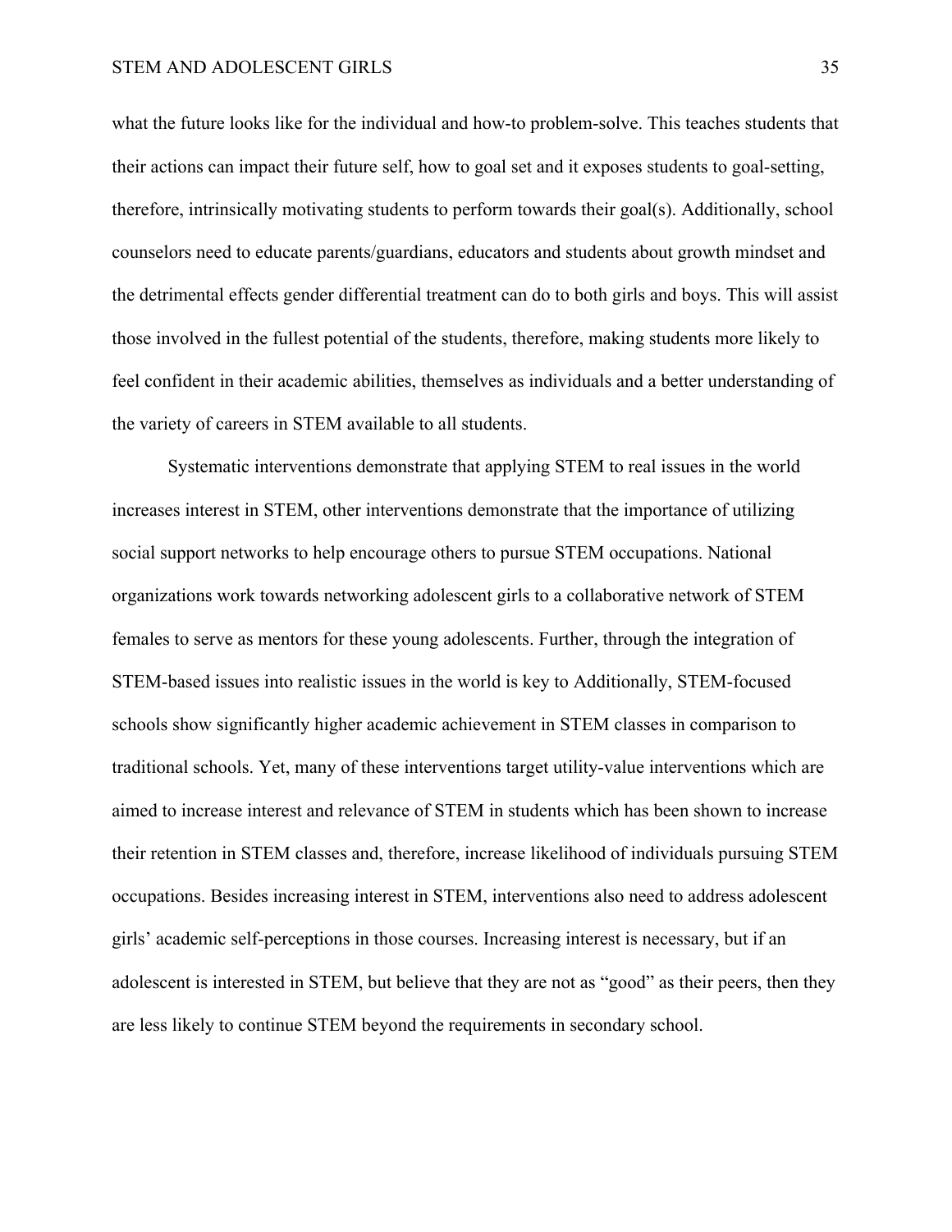what the future looks like for the individual and how-to problem-solve. This teaches students that their actions can impact their future self, how to goal set and it exposes students to goal-setting, therefore, intrinsically motivating students to perform towards their goal(s). Additionally, school counselors need to educate parents/guardians, educators and students about growth mindset and the detrimental effects gender differential treatment can do to both girls and boys. This will assist those involved in the fullest potential of the students, therefore, making students more likely to feel confident in their academic abilities, themselves as individuals and a better understanding of the variety of careers in STEM available to all students.

Systematic interventions demonstrate that applying STEM to real issues in the world increases interest in STEM, other interventions demonstrate that the importance of utilizing social support networks to help encourage others to pursue STEM occupations. National organizations work towards networking adolescent girls to a collaborative network of STEM females to serve as mentors for these young adolescents. Further, through the integration of STEM-based issues into realistic issues in the world is key to Additionally, STEM-focused schools show significantly higher academic achievement in STEM classes in comparison to traditional schools. Yet, many of these interventions target utility-value interventions which are aimed to increase interest and relevance of STEM in students which has been shown to increase their retention in STEM classes and, therefore, increase likelihood of individuals pursuing STEM occupations. Besides increasing interest in STEM, interventions also need to address adolescent girls' academic self-perceptions in those courses. Increasing interest is necessary, but if an adolescent is interested in STEM, but believe that they are not as "good" as their peers, then they are less likely to continue STEM beyond the requirements in secondary school.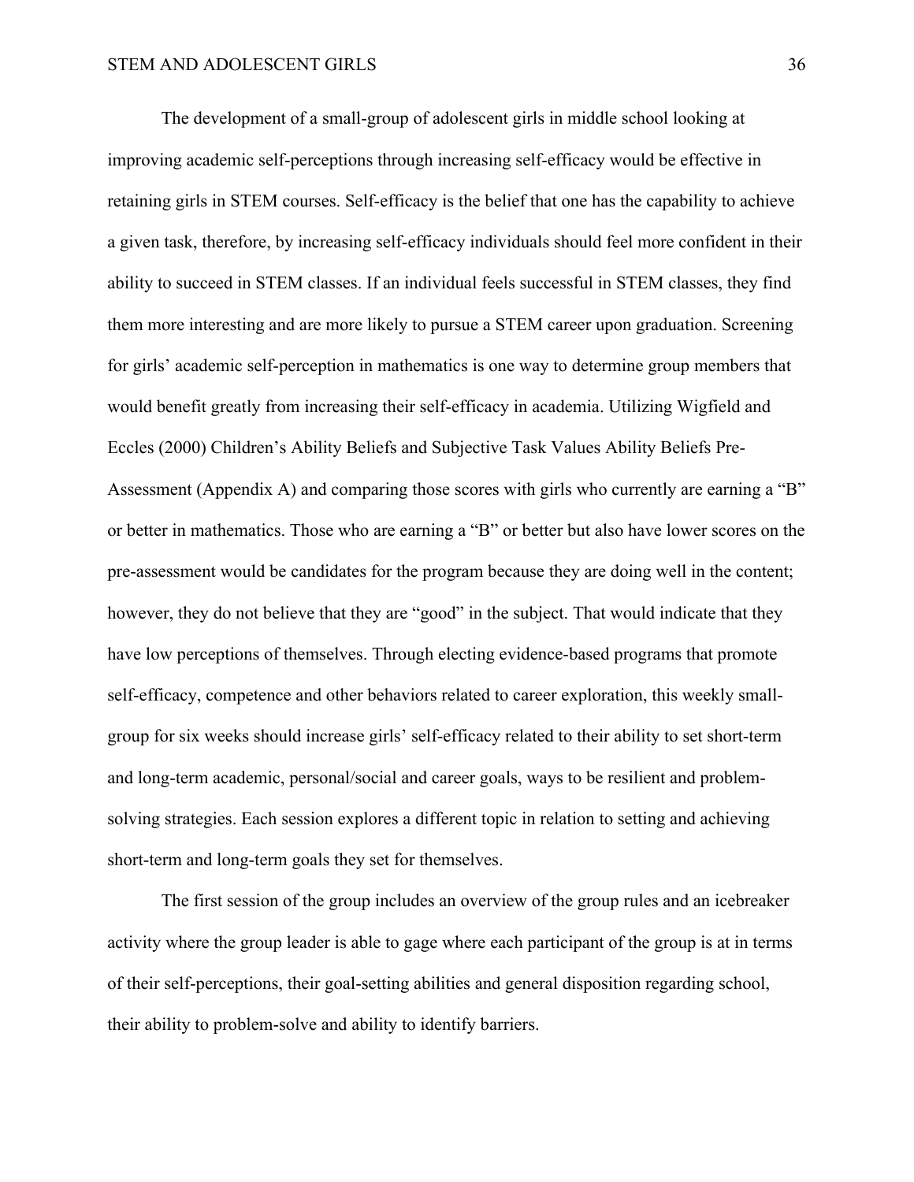The development of a small-group of adolescent girls in middle school looking at improving academic self-perceptions through increasing self-efficacy would be effective in retaining girls in STEM courses. Self-efficacy is the belief that one has the capability to achieve a given task, therefore, by increasing self-efficacy individuals should feel more confident in their ability to succeed in STEM classes. If an individual feels successful in STEM classes, they find them more interesting and are more likely to pursue a STEM career upon graduation. Screening for girls' academic self-perception in mathematics is one way to determine group members that would benefit greatly from increasing their self-efficacy in academia. Utilizing Wigfield and Eccles (2000) Children's Ability Beliefs and Subjective Task Values Ability Beliefs Pre-Assessment (Appendix A) and comparing those scores with girls who currently are earning a "B" or better in mathematics. Those who are earning a "B" or better but also have lower scores on the pre-assessment would be candidates for the program because they are doing well in the content; however, they do not believe that they are "good" in the subject. That would indicate that they have low perceptions of themselves. Through electing evidence-based programs that promote self-efficacy, competence and other behaviors related to career exploration, this weekly small-group for six weeks should increase girls' self-efficacy related to their ability to set short-term and long-term academic, personal/social and career goals, ways to be resilient and problem-solving strategies. Each session explores a different topic in relation to setting and achieving short-term and long-term goals they set for themselves.

The first session of the group includes an overview of the group rules and an icebreaker activity where the group leader is able to gage where each participant of the group is at in terms of their self-perceptions, their goal-setting abilities and general disposition regarding school, their ability to problem-solve and ability to identify barriers.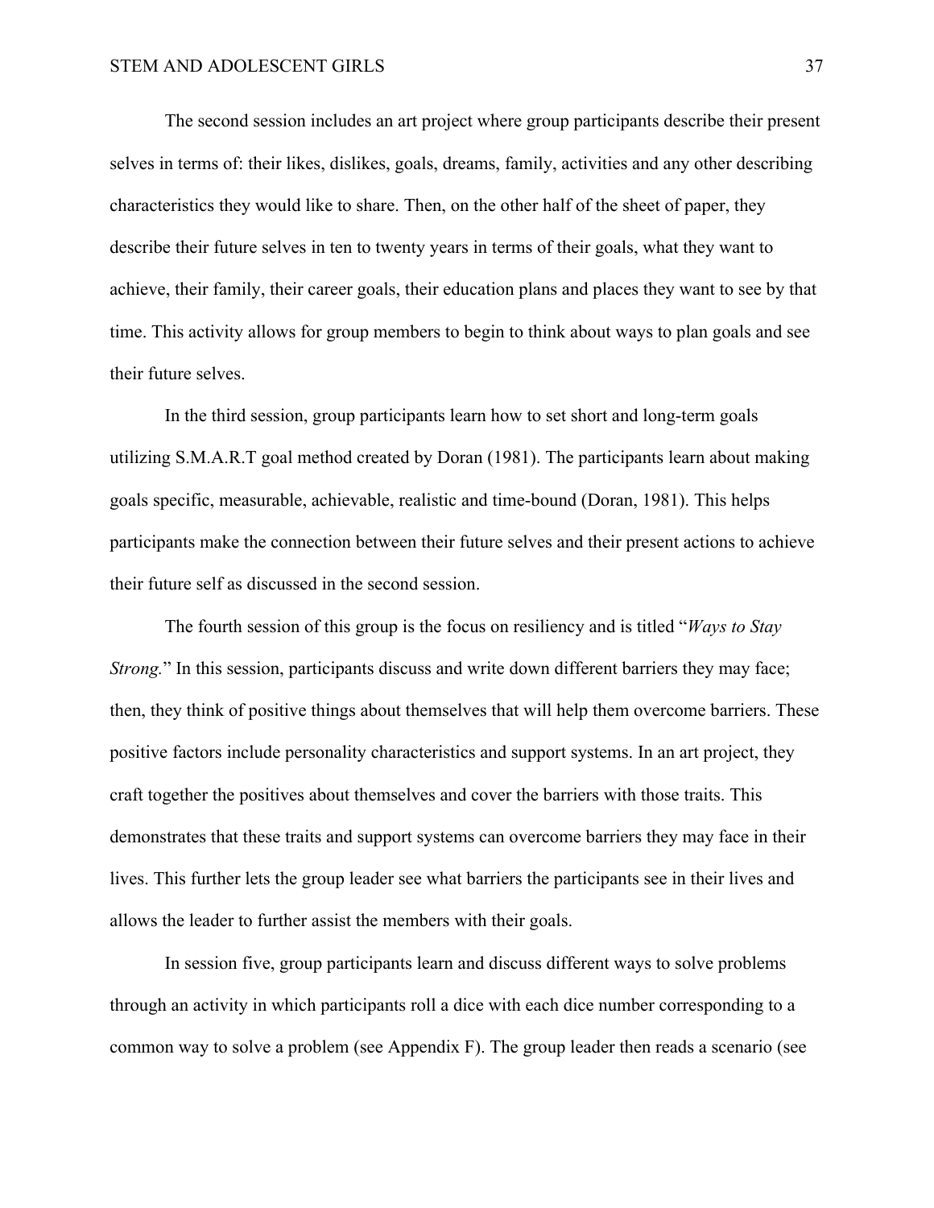The second session includes an art project where group participants describe their present selves in terms of: their likes, dislikes, goals, dreams, family, activities and any other describing characteristics they would like to share. Then, on the other half of the sheet of paper, they describe their future selves in ten to twenty years in terms of their goals, what they want to achieve, their family, their career goals, their education plans and places they want to see by that time. This activity allows for group members to begin to think about ways to plan goals and see their future selves.

In the third session, group participants learn how to set short and long-term goals utilizing S.M.A.R.T goal method created by Doran (1981). The participants learn about making goals specific, measurable, achievable, realistic and time-bound (Doran, 1981). This helps participants make the connection between their future selves and their present actions to achieve their future self as discussed in the second session.

The fourth session of this group is the focus on resiliency and is titled "*Ways to Stay Strong.*" In this session, participants discuss and write down different barriers they may face; then, they think of positive things about themselves that will help them overcome barriers. These positive factors include personality characteristics and support systems. In an art project, they craft together the positives about themselves and cover the barriers with those traits. This demonstrates that these traits and support systems can overcome barriers they may face in their lives. This further lets the group leader see what barriers the participants see in their lives and allows the leader to further assist the members with their goals.

In session five, group participants learn and discuss different ways to solve problems through an activity in which participants roll a dice with each dice number corresponding to a common way to solve a problem (see Appendix F). The group leader then reads a scenario (see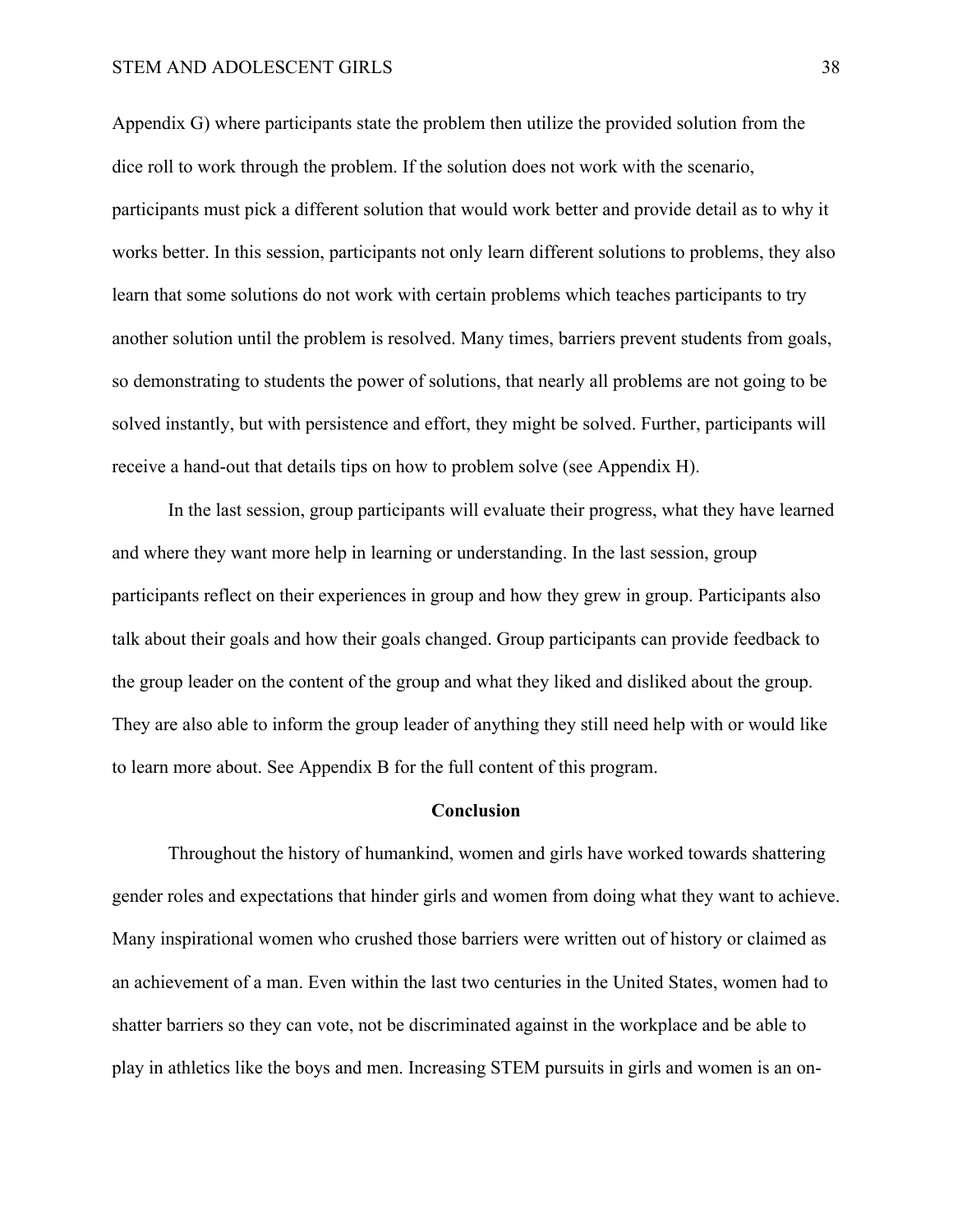Appendix G) where participants state the problem then utilize the provided solution from the dice roll to work through the problem. If the solution does not work with the scenario, participants must pick a different solution that would work better and provide detail as to why it works better. In this session, participants not only learn different solutions to problems, they also learn that some solutions do not work with certain problems which teaches participants to try another solution until the problem is resolved. Many times, barriers prevent students from goals, so demonstrating to students the power of solutions, that nearly all problems are not going to be solved instantly, but with persistence and effort, they might be solved. Further, participants will receive a hand-out that details tips on how to problem solve (see Appendix H).

In the last session, group participants will evaluate their progress, what they have learned and where they want more help in learning or understanding. In the last session, group participants reflect on their experiences in group and how they grew in group. Participants also talk about their goals and how their goals changed. Group participants can provide feedback to the group leader on the content of the group and what they liked and disliked about the group. They are also able to inform the group leader of anything they still need help with or would like to learn more about. See Appendix B for the full content of this program.

## Conclusion

Throughout the history of humankind, women and girls have worked towards shattering gender roles and expectations that hinder girls and women from doing what they want to achieve. Many inspirational women who crushed those barriers were written out of history or claimed as an achievement of a man. Even within the last two centuries in the United States, women had to shatter barriers so they can vote, not be discriminated against in the workplace and be able to play in athletics like the boys and men. Increasing STEM pursuits in girls and women is an on-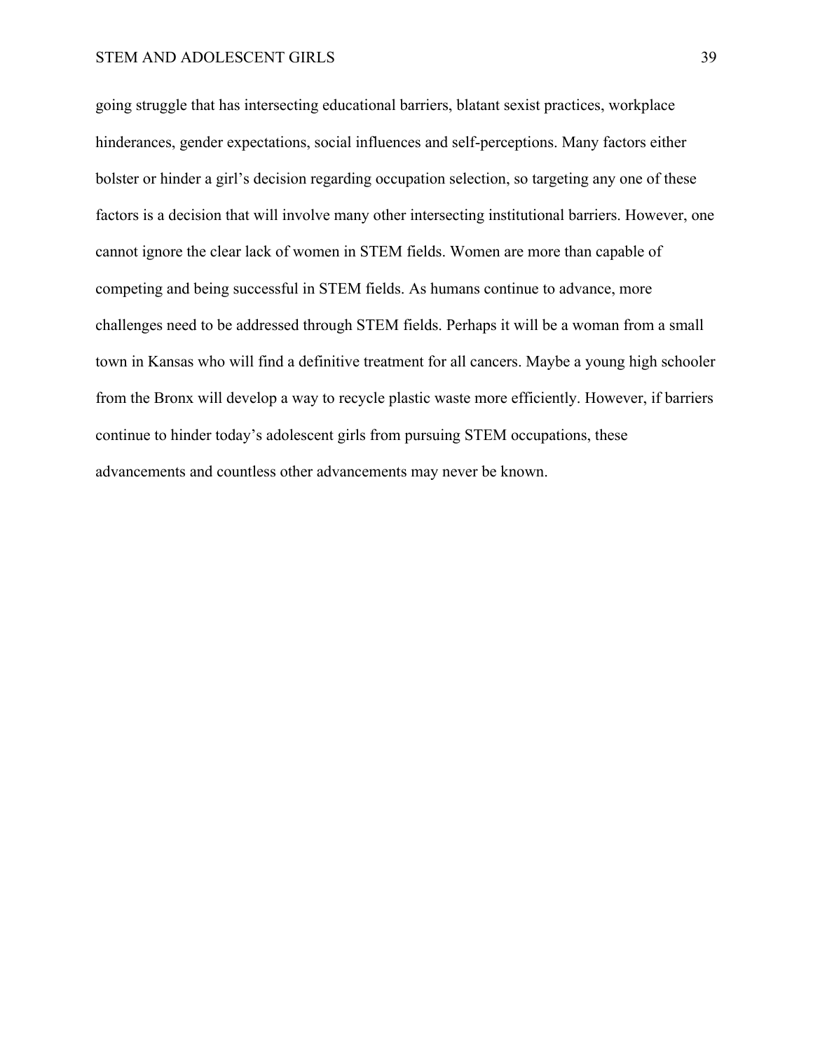going struggle that has intersecting educational barriers, blatant sexist practices, workplace hinderances, gender expectations, social influences and self-perceptions. Many factors either bolster or hinder a girl's decision regarding occupation selection, so targeting any one of these factors is a decision that will involve many other intersecting institutional barriers. However, one cannot ignore the clear lack of women in STEM fields. Women are more than capable of competing and being successful in STEM fields. As humans continue to advance, more challenges need to be addressed through STEM fields. Perhaps it will be a woman from a small town in Kansas who will find a definitive treatment for all cancers. Maybe a young high schooler from the Bronx will develop a way to recycle plastic waste more efficiently. However, if barriers continue to hinder today's adolescent girls from pursuing STEM occupations, these advancements and countless other advancements may never be known.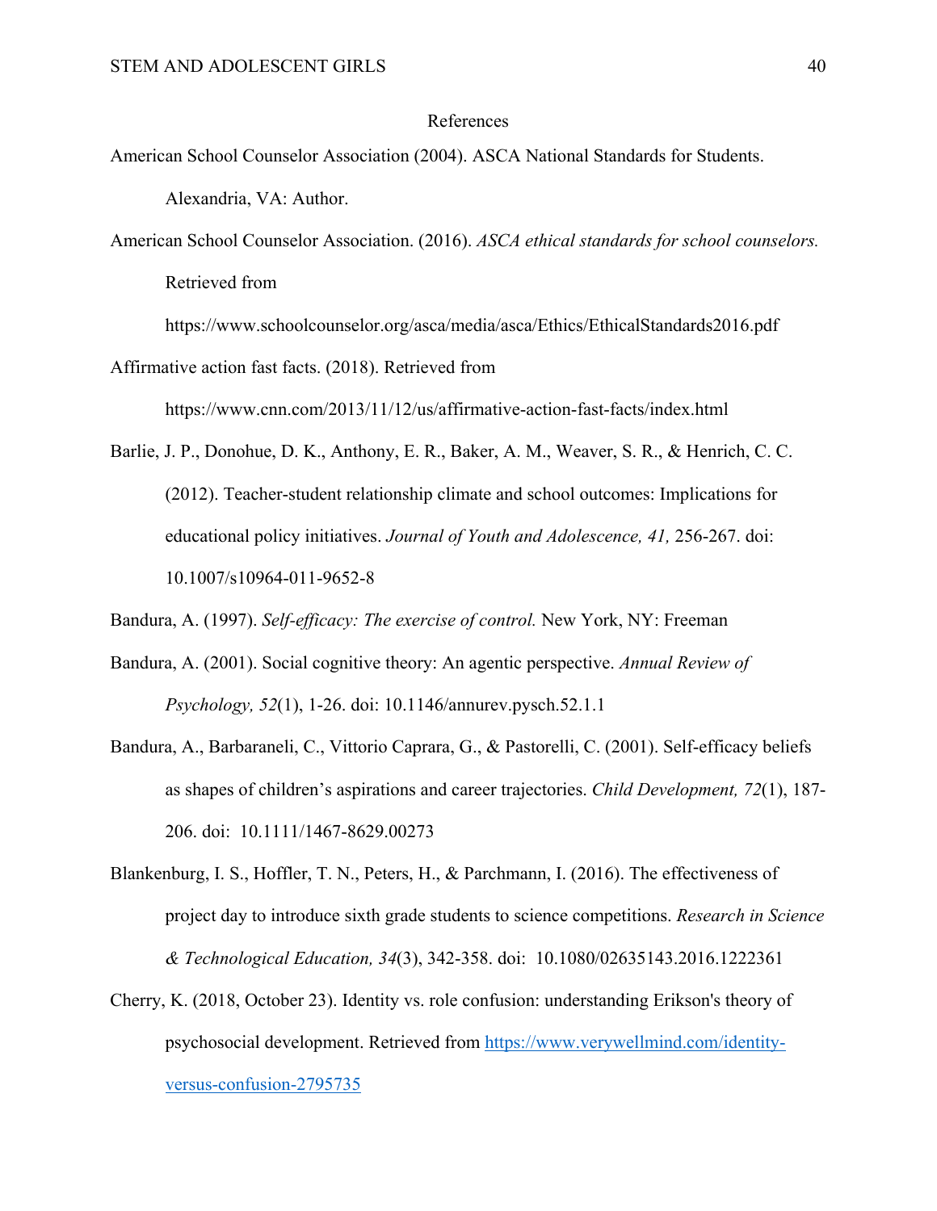# References

American School Counselor Association (2004). ASCA National Standards for Students. Alexandria, VA: Author.

American School Counselor Association. (2016). *ASCA ethical standards for school counselors.* Retrieved from https://www.schoolcounselor.org/asca/media/asca/Ethics/EthicalStandards2016.pdf

Affirmative action fast facts. (2018). Retrieved from https://www.cnn.com/2013/11/12/us/affirmative-action-fast-facts/index.html

Barlie, J. P., Donohue, D. K., Anthony, E. R., Baker, A. M., Weaver, S. R., & Henrich, C. C. (2012). Teacher-student relationship climate and school outcomes: Implications for educational policy initiatives. *Journal of Youth and Adolescence, 41,* 256-267. doi: 10.1007/s10964-011-9652-8

Bandura, A. (1997). *Self-efficacy: The exercise of control.* New York, NY: Freeman

Bandura, A. (2001). Social cognitive theory: An agentic perspective. *Annual Review of Psychology, 52*(1), 1-26. doi: 10.1146/annurev.pysch.52.1.1

Bandura, A., Barbaraneli, C., Vittorio Caprara, G., & Pastorelli, C. (2001). Self-efficacy beliefs as shapes of children's aspirations and career trajectories. *Child Development, 72*(1), 187-206. doi: 10.1111/1467-8629.00273

Blankenburg, I. S., Hoffler, T. N., Peters, H., & Parchmann, I. (2016). The effectiveness of project day to introduce sixth grade students to science competitions. *Research in Science & Technological Education, 34*(3), 342-358. doi: 10.1080/02635143.2016.1222361

Cherry, K. (2018, October 23). Identity vs. role confusion: understanding Erikson's theory of psychosocial development. Retrieved from https://www.verywellmind.com/identity-versus-confusion-2795735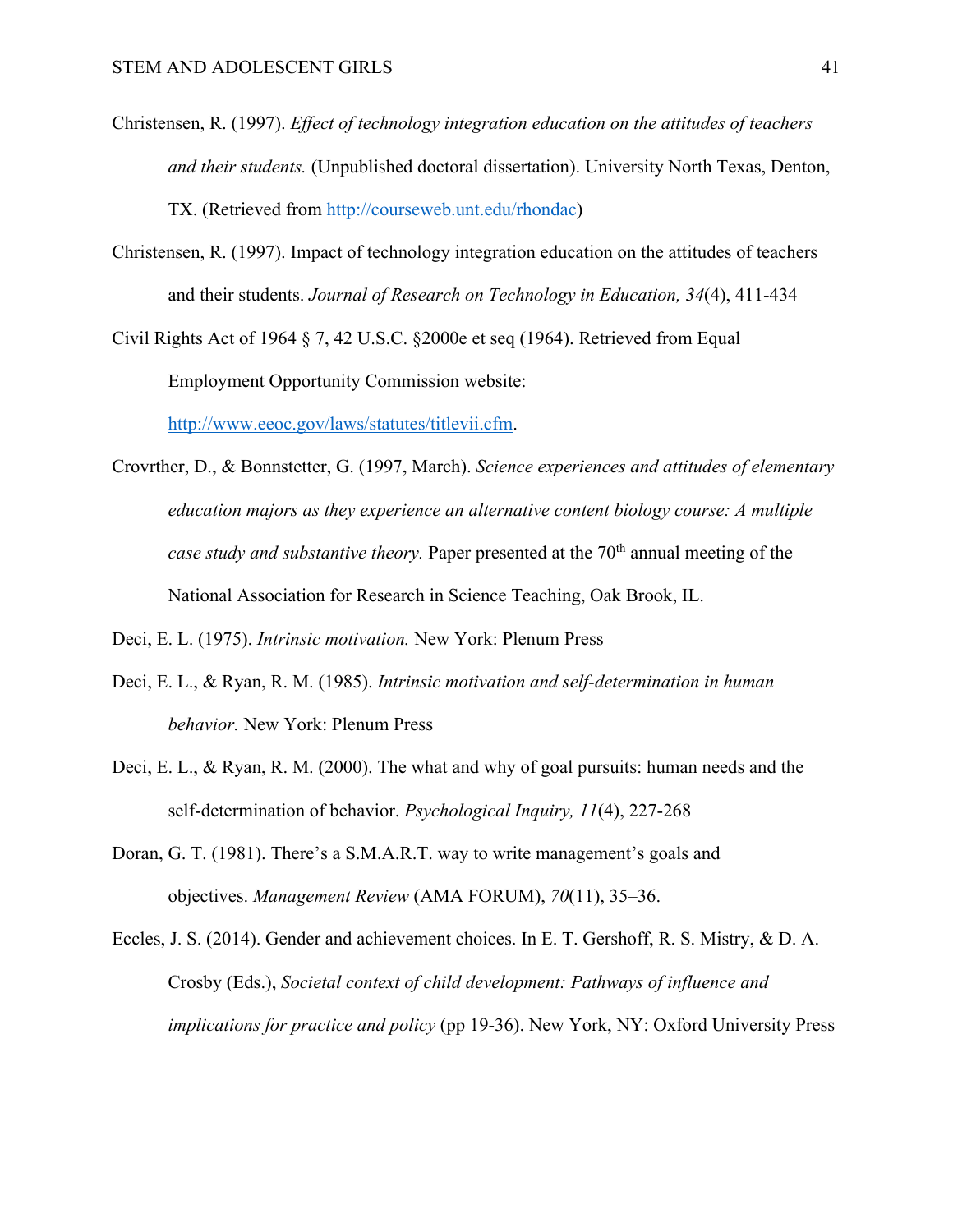Christensen, R. (1997). *Effect of technology integration education on the attitudes of teachers and their students.* (Unpublished doctoral dissertation). University North Texas, Denton, TX. (Retrieved from http://courseweb.unt.edu/rhondac)

Christensen, R. (1997). Impact of technology integration education on the attitudes of teachers and their students. *Journal of Research on Technology in Education, 34*(4), 411-434

Civil Rights Act of 1964 § 7, 42 U.S.C. §2000e et seq (1964). Retrieved from Equal Employment Opportunity Commission website: http://www.eeoc.gov/laws/statutes/titlevii.cfm.

Crovrther, D., & Bonnstetter, G. (1997, March). *Science experiences and attitudes of elementary education majors as they experience an alternative content biology course: A multiple case study and substantive theory.* Paper presented at the 70th annual meeting of the National Association for Research in Science Teaching, Oak Brook, IL.

Deci, E. L. (1975). *Intrinsic motivation.* New York: Plenum Press

Deci, E. L., & Ryan, R. M. (1985). *Intrinsic motivation and self-determination in human behavior.* New York: Plenum Press

Deci, E. L., & Ryan, R. M. (2000). The what and why of goal pursuits: human needs and the self-determination of behavior. *Psychological Inquiry, 11*(4), 227-268

Doran, G. T. (1981). There's a S.M.A.R.T. way to write management's goals and objectives. *Management Review* (AMA FORUM), *70*(11), 35–36.

Eccles, J. S. (2014). Gender and achievement choices. In E. T. Gershoff, R. S. Mistry, & D. A. Crosby (Eds.), *Societal context of child development: Pathways of influence and implications for practice and policy* (pp 19-36). New York, NY: Oxford University Press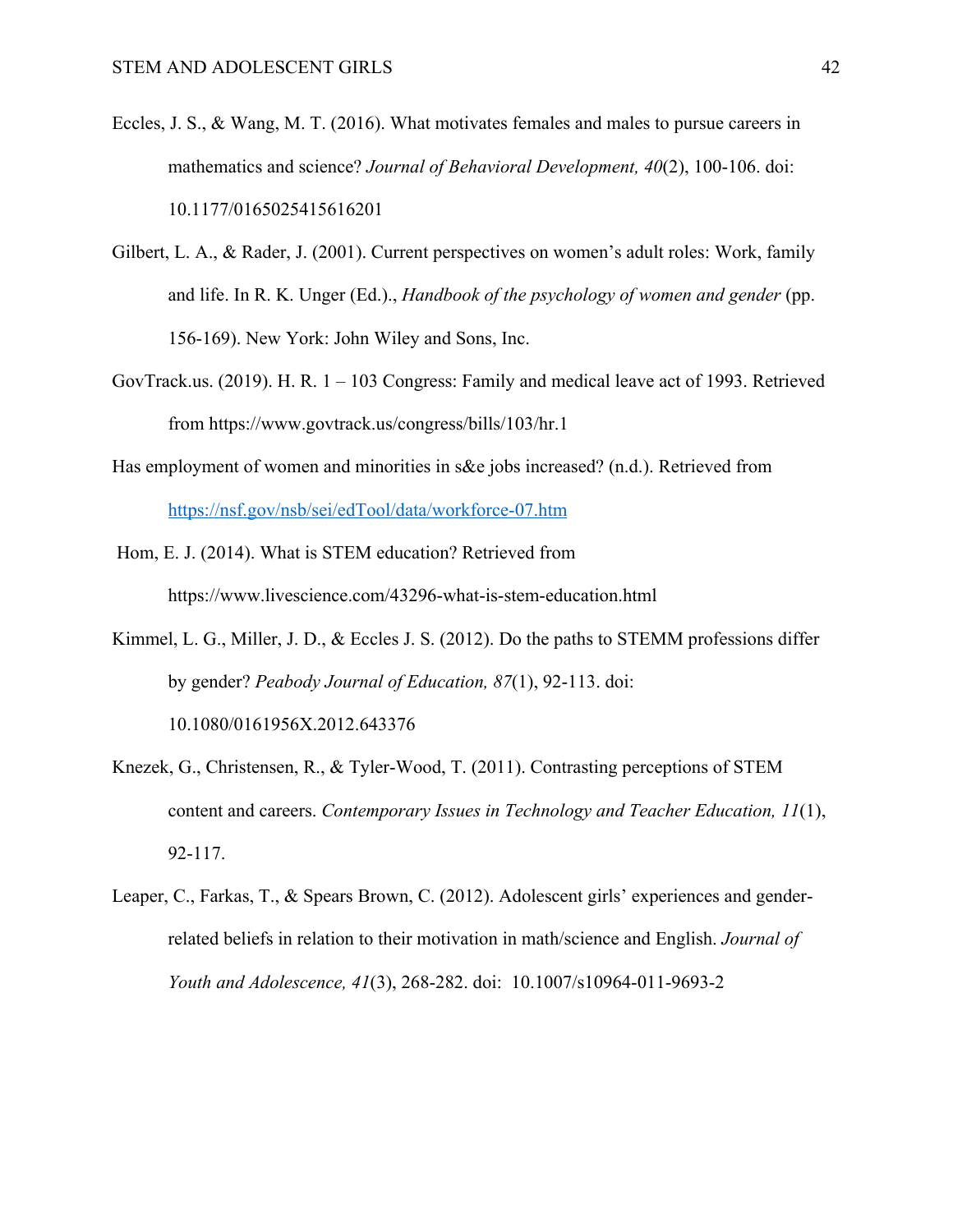Eccles, J. S., & Wang, M. T. (2016). What motivates females and males to pursue careers in mathematics and science? *Journal of Behavioral Development, 40*(2), 100-106. doi: 10.1177/0165025415616201

Gilbert, L. A., & Rader, J. (2001). Current perspectives on women's adult roles: Work, family and life. In R. K. Unger (Ed.)., *Handbook of the psychology of women and gender* (pp. 156-169). New York: John Wiley and Sons, Inc.

GovTrack.us. (2019). H. R. 1 – 103 Congress: Family and medical leave act of 1993. Retrieved from https://www.govtrack.us/congress/bills/103/hr.1

Has employment of women and minorities in s&e jobs increased? (n.d.). Retrieved from https://nsf.gov/nsb/sei/edTool/data/workforce-07.htm

Hom, E. J. (2014). What is STEM education? Retrieved from https://www.livescience.com/43296-what-is-stem-education.html

Kimmel, L. G., Miller, J. D., & Eccles J. S. (2012). Do the paths to STEMM professions differ by gender? *Peabody Journal of Education, 87*(1), 92-113. doi: 10.1080/0161956X.2012.643376

Knezek, G., Christensen, R., & Tyler-Wood, T. (2011). Contrasting perceptions of STEM content and careers. *Contemporary Issues in Technology and Teacher Education, 11*(1), 92-117.

Leaper, C., Farkas, T., & Spears Brown, C. (2012). Adolescent girls' experiences and gender-related beliefs in relation to their motivation in math/science and English. *Journal of Youth and Adolescence, 41*(3), 268-282. doi: 10.1007/s10964-011-9693-2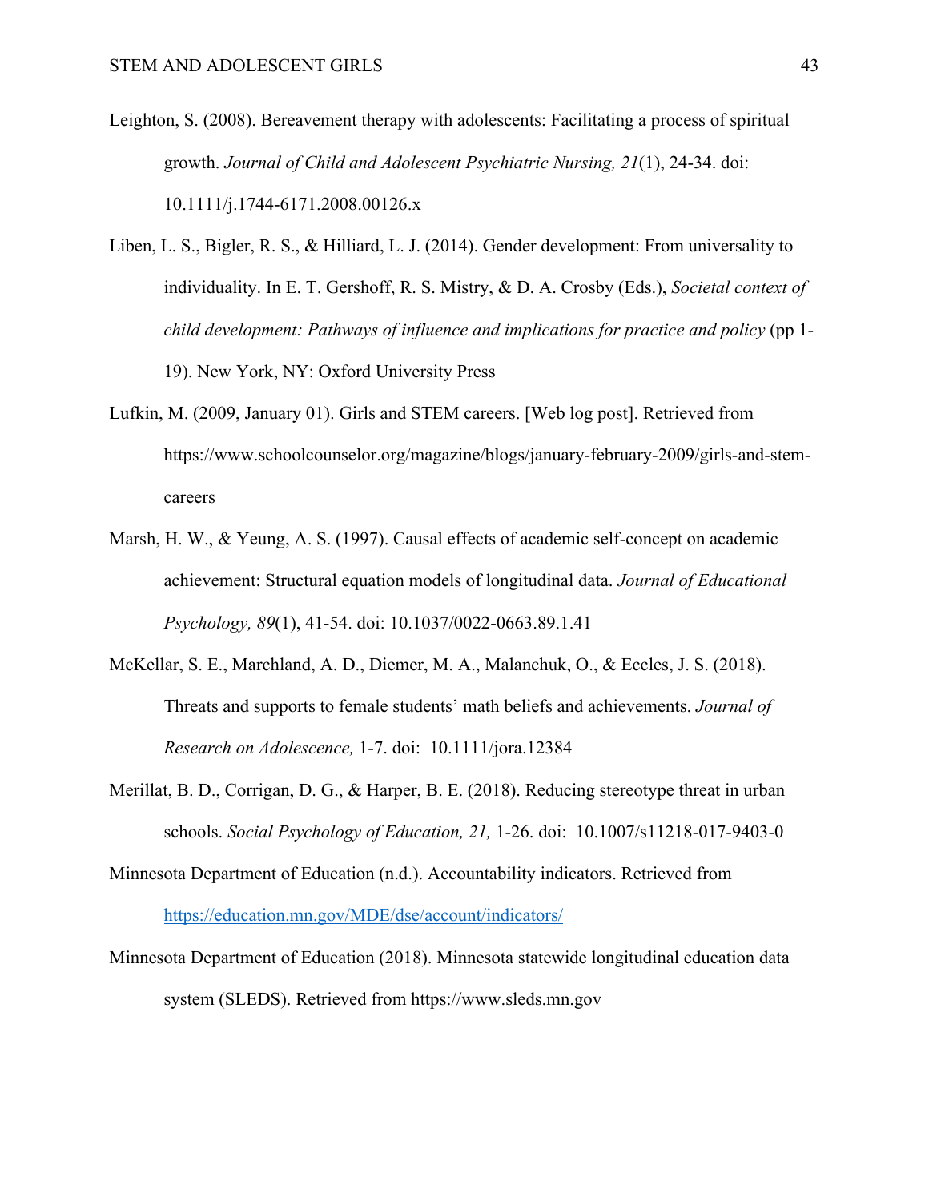Leighton, S. (2008). Bereavement therapy with adolescents: Facilitating a process of spiritual growth. *Journal of Child and Adolescent Psychiatric Nursing, 21*(1), 24-34. doi: 10.1111/j.1744-6171.2008.00126.x

Liben, L. S., Bigler, R. S., & Hilliard, L. J. (2014). Gender development: From universality to individuality. In E. T. Gershoff, R. S. Mistry, & D. A. Crosby (Eds.), *Societal context of child development: Pathways of influence and implications for practice and policy* (pp 1-19). New York, NY: Oxford University Press

Lufkin, M. (2009, January 01). Girls and STEM careers. [Web log post]. Retrieved from https://www.schoolcounselor.org/magazine/blogs/january-february-2009/girls-and-stem-careers

Marsh, H. W., & Yeung, A. S. (1997). Causal effects of academic self-concept on academic achievement: Structural equation models of longitudinal data. *Journal of Educational Psychology, 89*(1), 41-54. doi: 10.1037/0022-0663.89.1.41

McKellar, S. E., Marchland, A. D., Diemer, M. A., Malanchuk, O., & Eccles, J. S. (2018). Threats and supports to female students' math beliefs and achievements. *Journal of Research on Adolescence,* 1-7. doi: 10.1111/jora.12384

Merillat, B. D., Corrigan, D. G., & Harper, B. E. (2018). Reducing stereotype threat in urban schools. *Social Psychology of Education, 21,* 1-26. doi: 10.1007/s11218-017-9403-0

Minnesota Department of Education (n.d.). Accountability indicators. Retrieved from https://education.mn.gov/MDE/dse/account/indicators/

Minnesota Department of Education (2018). Minnesota statewide longitudinal education data system (SLEDS). Retrieved from https://www.sleds.mn.gov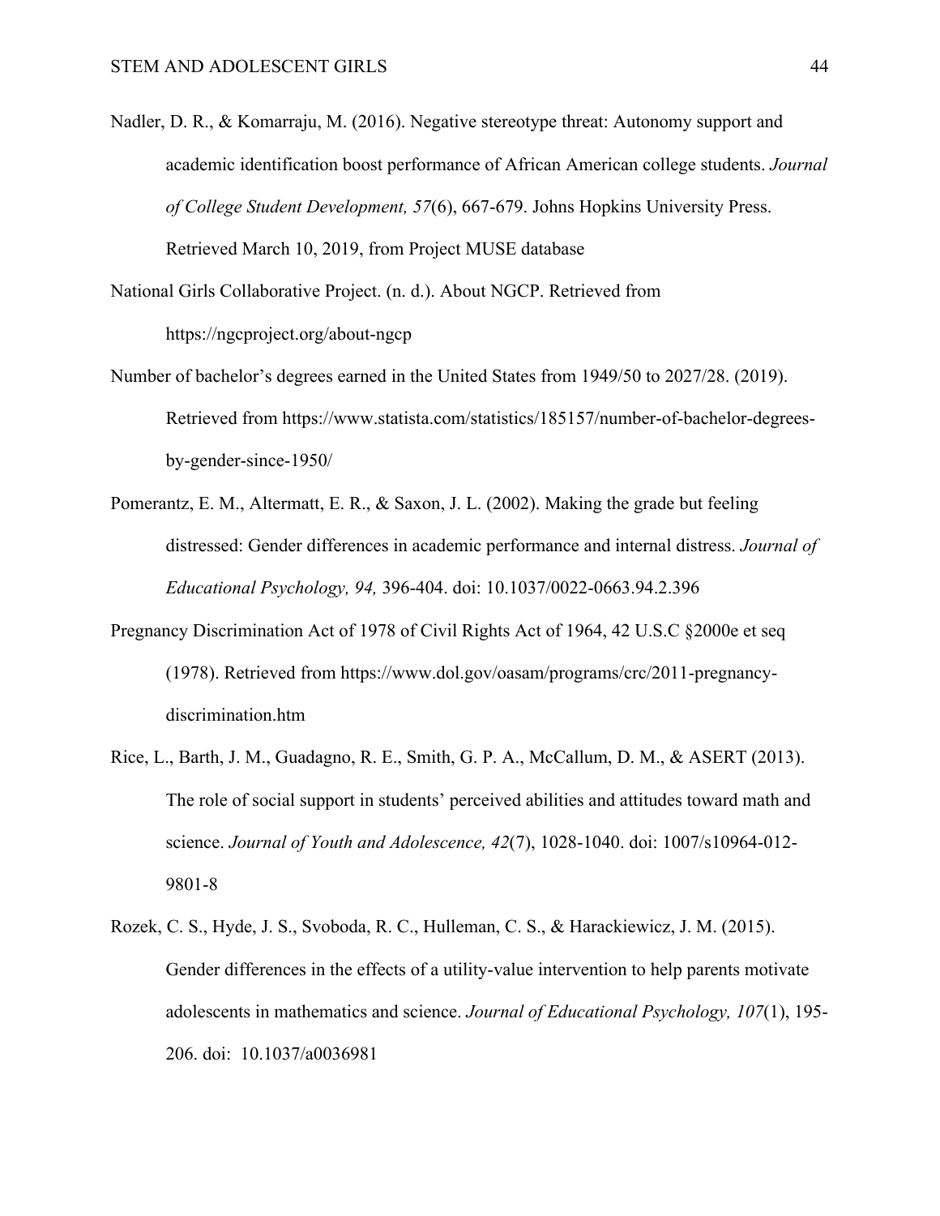Nadler, D. R., & Komarraju, M. (2016). Negative stereotype threat: Autonomy support and academic identification boost performance of African American college students. *Journal of College Student Development, 57*(6), 667-679. Johns Hopkins University Press. Retrieved March 10, 2019, from Project MUSE database

National Girls Collaborative Project. (n. d.). About NGCP. Retrieved from https://ngcproject.org/about-ngcp

Number of bachelor's degrees earned in the United States from 1949/50 to 2027/28. (2019). Retrieved from https://www.statista.com/statistics/185157/number-of-bachelor-degrees-by-gender-since-1950/

Pomerantz, E. M., Altermatt, E. R., & Saxon, J. L. (2002). Making the grade but feeling distressed: Gender differences in academic performance and internal distress. *Journal of Educational Psychology, 94,* 396-404. doi: 10.1037/0022-0663.94.2.396

Pregnancy Discrimination Act of 1978 of Civil Rights Act of 1964, 42 U.S.C §2000e et seq (1978). Retrieved from https://www.dol.gov/oasam/programs/crc/2011-pregnancy-discrimination.htm

Rice, L., Barth, J. M., Guadagno, R. E., Smith, G. P. A., McCallum, D. M., & ASERT (2013). The role of social support in students' perceived abilities and attitudes toward math and science. *Journal of Youth and Adolescence, 42*(7), 1028-1040. doi: 1007/s10964-012-9801-8

Rozek, C. S., Hyde, J. S., Svoboda, R. C., Hulleman, C. S., & Harackiewicz, J. M. (2015). Gender differences in the effects of a utility-value intervention to help parents motivate adolescents in mathematics and science. *Journal of Educational Psychology, 107*(1), 195-206. doi: 10.1037/a0036981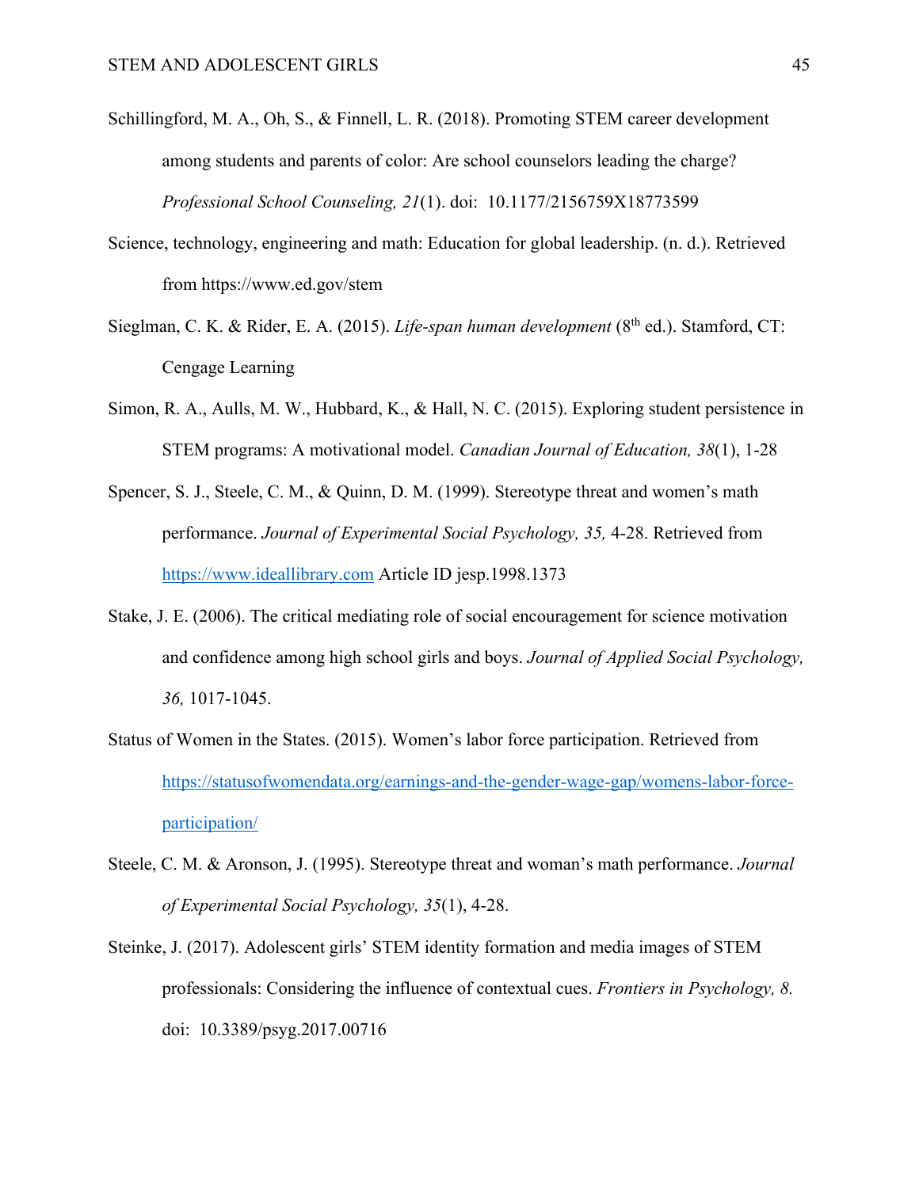Schillingford, M. A., Oh, S., & Finnell, L. R. (2018). Promoting STEM career development among students and parents of color: Are school counselors leading the charge? *Professional School Counseling, 21*(1). doi: 10.1177/2156759X18773599

Science, technology, engineering and math: Education for global leadership. (n. d.). Retrieved from https://www.ed.gov/stem

Sieglman, C. K. & Rider, E. A. (2015). *Life-span human development* (8th ed.). Stamford, CT: Cengage Learning

Simon, R. A., Aulls, M. W., Hubbard, K., & Hall, N. C. (2015). Exploring student persistence in STEM programs: A motivational model. *Canadian Journal of Education, 38*(1), 1-28

Spencer, S. J., Steele, C. M., & Quinn, D. M. (1999). Stereotype threat and women's math performance. *Journal of Experimental Social Psychology, 35,* 4-28. Retrieved from https://www.ideallibrary.com Article ID jesp.1998.1373

Stake, J. E. (2006). The critical mediating role of social encouragement for science motivation and confidence among high school girls and boys. *Journal of Applied Social Psychology, 36,* 1017-1045.

Status of Women in the States. (2015). Women's labor force participation. Retrieved from https://statusofwomendata.org/earnings-and-the-gender-wage-gap/womens-labor-force-participation/

Steele, C. M. & Aronson, J. (1995). Stereotype threat and woman's math performance. *Journal of Experimental Social Psychology, 35*(1), 4-28.

Steinke, J. (2017). Adolescent girls' STEM identity formation and media images of STEM professionals: Considering the influence of contextual cues. *Frontiers in Psychology, 8.* doi: 10.3389/psyg.2017.00716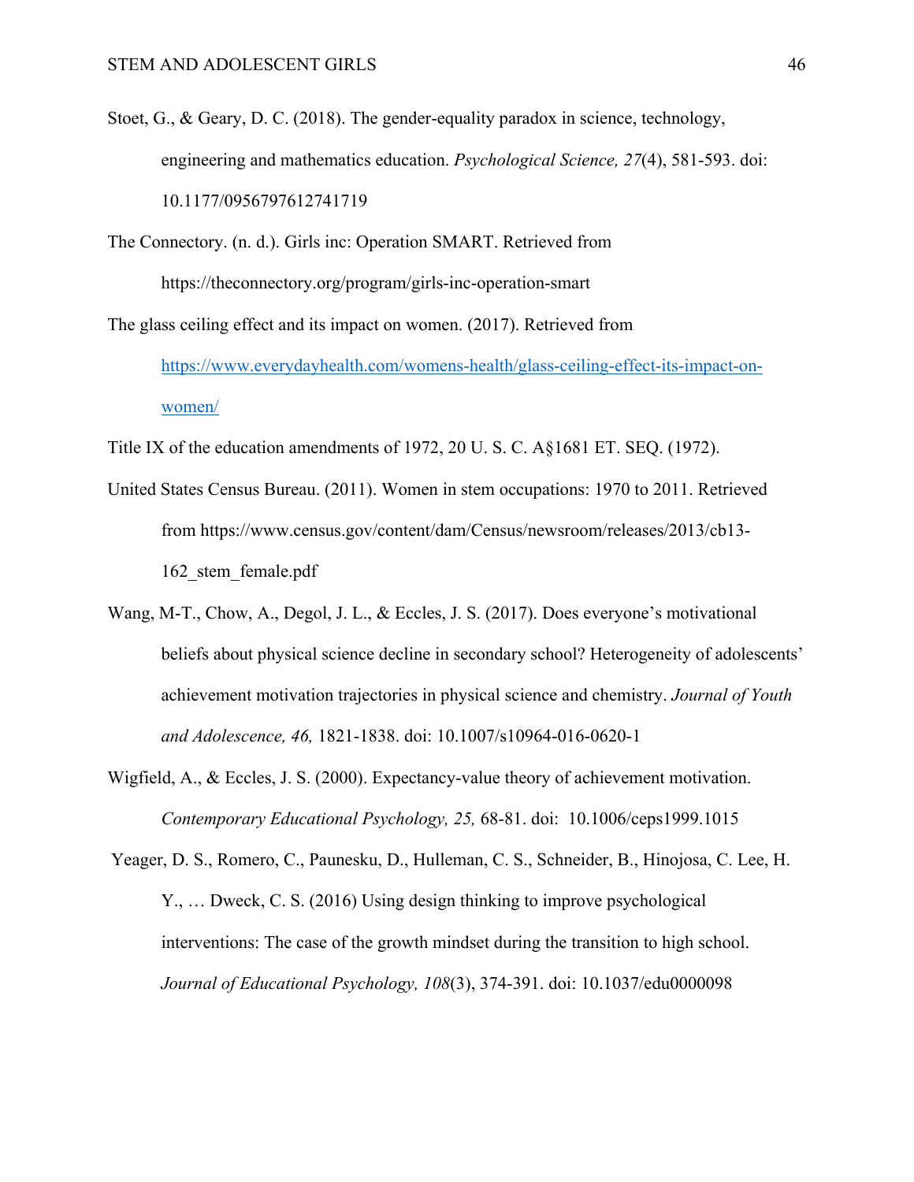Stoet, G., & Geary, D. C. (2018). The gender-equality paradox in science, technology, engineering and mathematics education. *Psychological Science, 27*(4), 581-593. doi: 10.1177/0956797612741719

The Connectory. (n. d.). Girls inc: Operation SMART. Retrieved from https://theconnectory.org/program/girls-inc-operation-smart

The glass ceiling effect and its impact on women. (2017). Retrieved from https://www.everydayhealth.com/womens-health/glass-ceiling-effect-its-impact-on-women/

Title IX of the education amendments of 1972, 20 U. S. C. A§1681 ET. SEQ. (1972).

United States Census Bureau. (2011). Women in stem occupations: 1970 to 2011. Retrieved from https://www.census.gov/content/dam/Census/newsroom/releases/2013/cb13-162_stem_female.pdf

Wang, M-T., Chow, A., Degol, J. L., & Eccles, J. S. (2017). Does everyone's motivational beliefs about physical science decline in secondary school? Heterogeneity of adolescents' achievement motivation trajectories in physical science and chemistry. *Journal of Youth and Adolescence, 46,* 1821-1838. doi: 10.1007/s10964-016-0620-1

Wigfield, A., & Eccles, J. S. (2000). Expectancy-value theory of achievement motivation. *Contemporary Educational Psychology, 25,* 68-81. doi: 10.1006/ceps1999.1015

Yeager, D. S., Romero, C., Paunesku, D., Hulleman, C. S., Schneider, B., Hinojosa, C. Lee, H. Y., … Dweck, C. S. (2016) Using design thinking to improve psychological interventions: The case of the growth mindset during the transition to high school. *Journal of Educational Psychology, 108*(3), 374-391. doi: 10.1037/edu0000098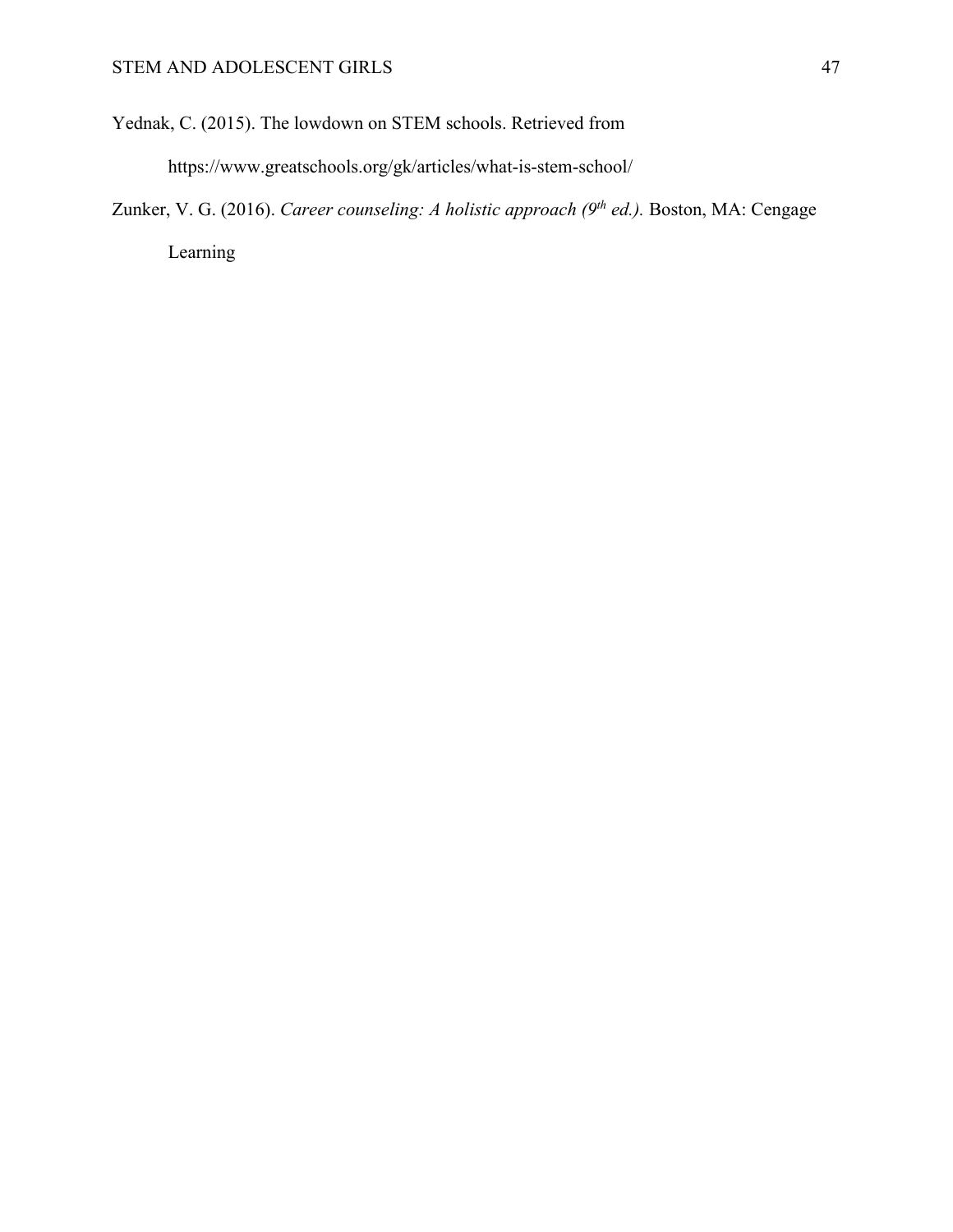Yednak, C. (2015). The lowdown on STEM schools. Retrieved from https://www.greatschools.org/gk/articles/what-is-stem-school/

Zunker, V. G. (2016). *Career counseling: A holistic approach (9th ed.).* Boston, MA: Cengage Learning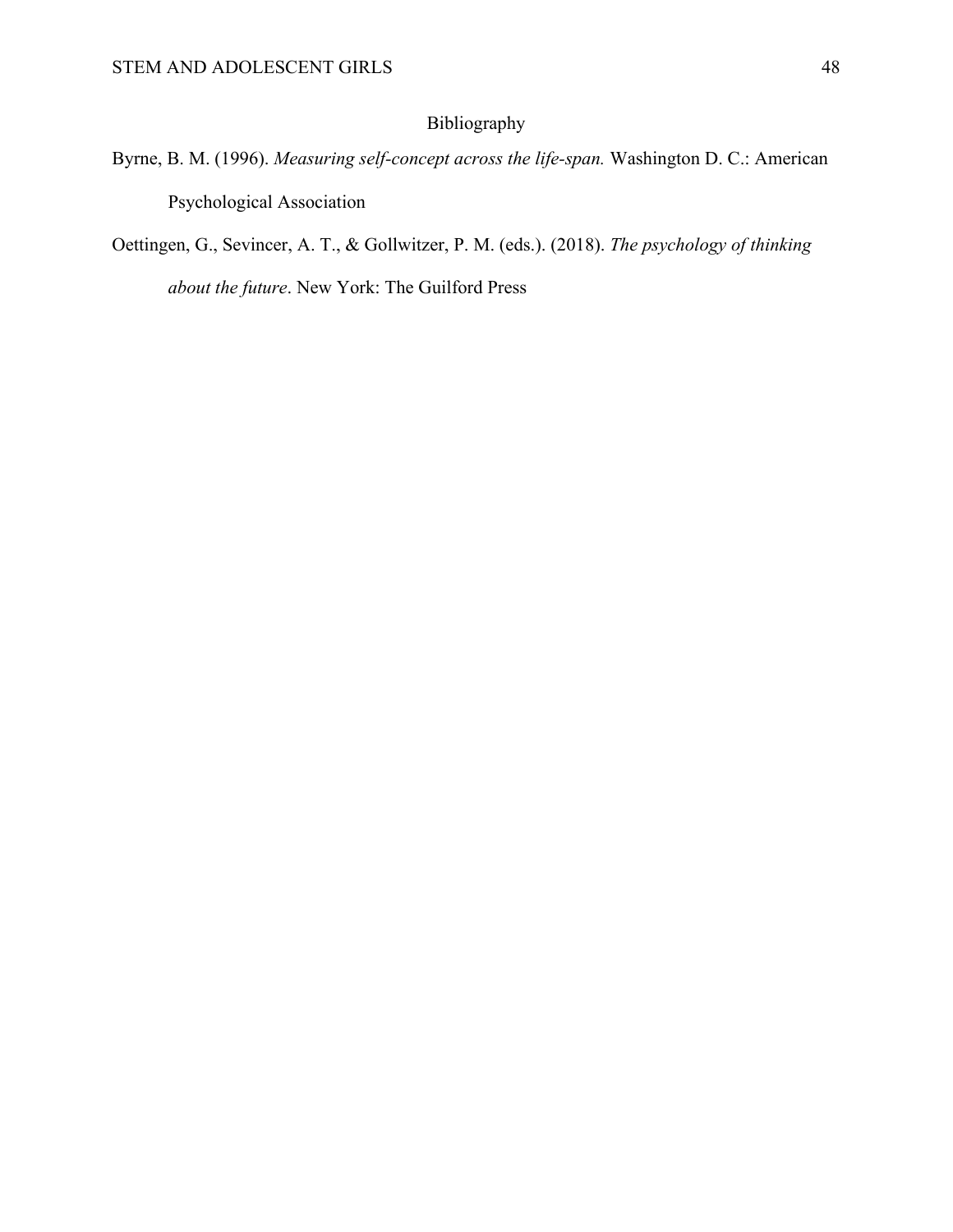# Bibliography

Byrne, B. M. (1996). *Measuring self-concept across the life-span.* Washington D. C.: American Psychological Association

Oettingen, G., Sevincer, A. T., & Gollwitzer, P. M. (eds.). (2018). *The psychology of thinking about the future*. New York: The Guilford Press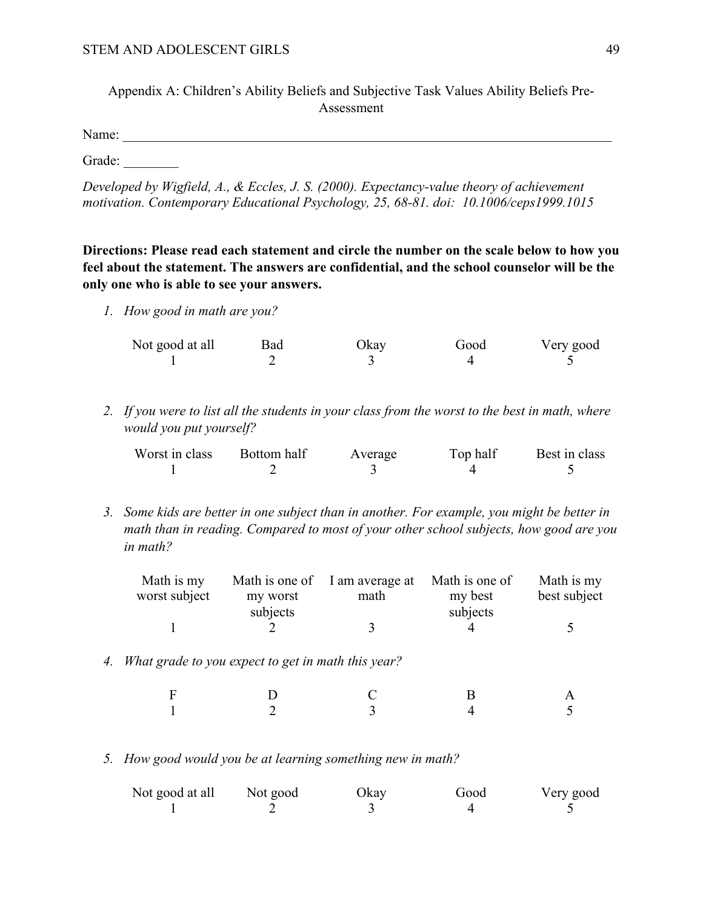Appendix A: Children's Ability Beliefs and Subjective Task Values Ability Beliefs Pre-Assessment

Name: ___________________________________________________________________________

Grade: ________

*Developed by Wigfield, A., & Eccles, J. S. (2000). Expectancy-value theory of achievement motivation. Contemporary Educational Psychology, 25, 68-81. doi: 10.1006/ceps1999.1015*

**Directions: Please read each statement and circle the number on the scale below to how you feel about the statement. The answers are confidential, and the school counselor will be the only one who is able to see your answers.**

1. *How good in math are you?*

| Not good at all | Bad | Okay | Good | Very good |
|---|---|---|---|---|
| 1 | 2 | 3 | 4 | 5 |

2. *If you were to list all the students in your class from the worst to the best in math, where would you put yourself?*

| Worst in class | Bottom half | Average | Top half | Best in class |
|---|---|---|---|---|
| 1 | 2 | 3 | 4 | 5 |

3. *Some kids are better in one subject than in another. For example, you might be better in math than in reading. Compared to most of your other school subjects, how good are you in math?*

| Math is my worst subject | Math is one of my worst subjects | I am average at math | Math is one of my best subjects | Math is my best subject |
|---|---|---|---|---|
| 1 | 2 | 3 | 4 | 5 |

4. *What grade to you expect to get in math this year?*

| F | D | C | B | A |
|---|---|---|---|---|
| 1 | 2 | 3 | 4 | 5 |

5. *How good would you be at learning something new in math?*

| Not good at all | Not good | Okay | Good | Very good |
|---|---|---|---|---|
| 1 | 2 | 3 | 4 | 5 |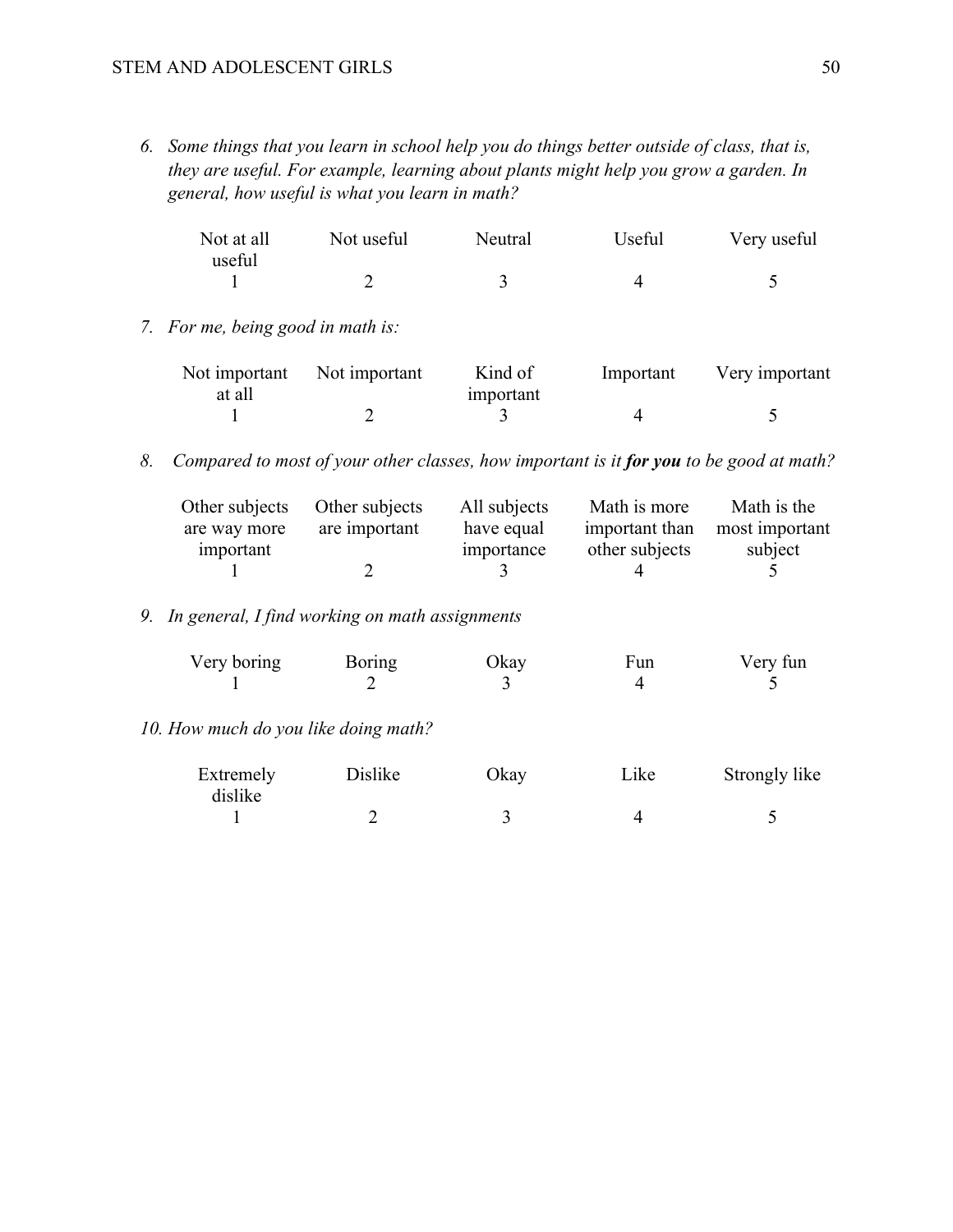6. *Some things that you learn in school help you do things better outside of class, that is, they are useful. For example, learning about plants might help you grow a garden. In general, how useful is what you learn in math?*

| Not at all useful | Not useful | Neutral | Useful | Very useful |
|---|---|---|---|---|
| 1 | 2 | 3 | 4 | 5 |

7. *For me, being good in math is:*

| Not important at all | Not important | Kind of important | Important | Very important |
|---|---|---|---|---|
| 1 | 2 | 3 | 4 | 5 |

8. *Compared to most of your other classes, how important is it **for you** to be good at math?*

| Other subjects are way more important | Other subjects are important | All subjects have equal importance | Math is more important than other subjects | Math is the most important subject |
|---|---|---|---|---|
| 1 | 2 | 3 | 4 | 5 |

9. *In general, I find working on math assignments*

| Very boring | Boring | Okay | Fun | Very fun |
|---|---|---|---|---|
| 1 | 2 | 3 | 4 | 5 |

10. *How much do you like doing math?*

| Extremely dislike | Dislike | Okay | Like | Strongly like |
|---|---|---|---|---|
| 1 | 2 | 3 | 4 | 5 |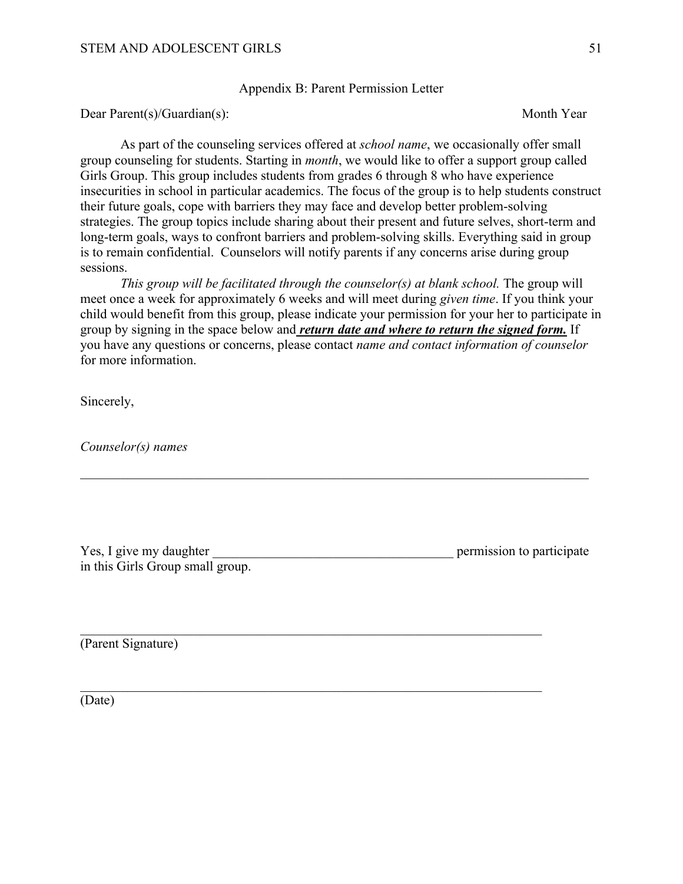## Appendix B: Parent Permission Letter

Dear Parent(s)/Guardian(s): Month Year

As part of the counseling services offered at *school name*, we occasionally offer small group counseling for students. Starting in *month*, we would like to offer a support group called Girls Group. This group includes students from grades 6 through 8 who have experience insecurities in school in particular academics. The focus of the group is to help students construct their future goals, cope with barriers they may face and develop better problem-solving strategies. The group topics include sharing about their present and future selves, short-term and long-term goals, ways to confront barriers and problem-solving skills. Everything said in group is to remain confidential. Counselors will notify parents if any concerns arise during group sessions.

*This group will be facilitated through the counselor(s) at blank school.* The group will meet once a week for approximately 6 weeks and will meet during *given time*. If you think your child would benefit from this group, please indicate your permission for your her to participate in group by signing in the space below and ***return date and where to return the signed form.*** If you have any questions or concerns, please contact *name and contact information of counselor* for more information.

Sincerely,

*Counselor(s) names*

---

Yes, I give my daughter ____________________________________ permission to participate in this Girls Group small group.

________________________________________________________________________
(Parent Signature)

________________________________________________________________________
(Date)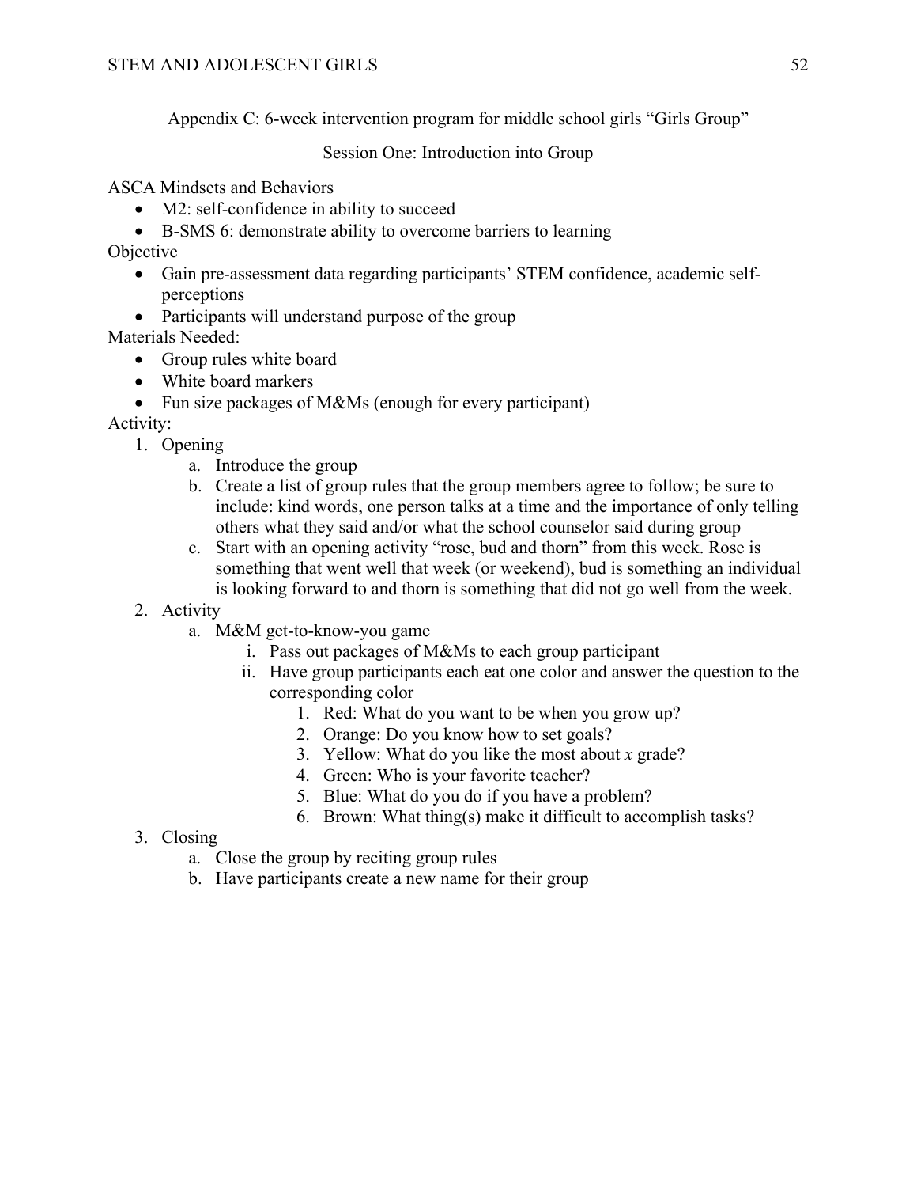Appendix C: 6-week intervention program for middle school girls "Girls Group"

Session One: Introduction into Group

ASCA Mindsets and Behaviors

- M2: self-confidence in ability to succeed
- B-SMS 6: demonstrate ability to overcome barriers to learning

Objective

- Gain pre-assessment data regarding participants' STEM confidence, academic self-perceptions
- Participants will understand purpose of the group

Materials Needed:

- Group rules white board
- White board markers
- Fun size packages of M&Ms (enough for every participant)

Activity:

1. Opening
   a. Introduce the group
   b. Create a list of group rules that the group members agree to follow; be sure to include: kind words, one person talks at a time and the importance of only telling others what they said and/or what the school counselor said during group
   c. Start with an opening activity "rose, bud and thorn" from this week. Rose is something that went well that week (or weekend), bud is something an individual is looking forward to and thorn is something that did not go well from the week.
2. Activity
   a. M&M get-to-know-you game
      i. Pass out packages of M&Ms to each group participant
      ii. Have group participants each eat one color and answer the question to the corresponding color
         1. Red: What do you want to be when you grow up?
         2. Orange: Do you know how to set goals?
         3. Yellow: What do you like the most about *x* grade?
         4. Green: Who is your favorite teacher?
         5. Blue: What do you do if you have a problem?
         6. Brown: What thing(s) make it difficult to accomplish tasks?
3. Closing
   a. Close the group by reciting group rules
   b. Have participants create a new name for their group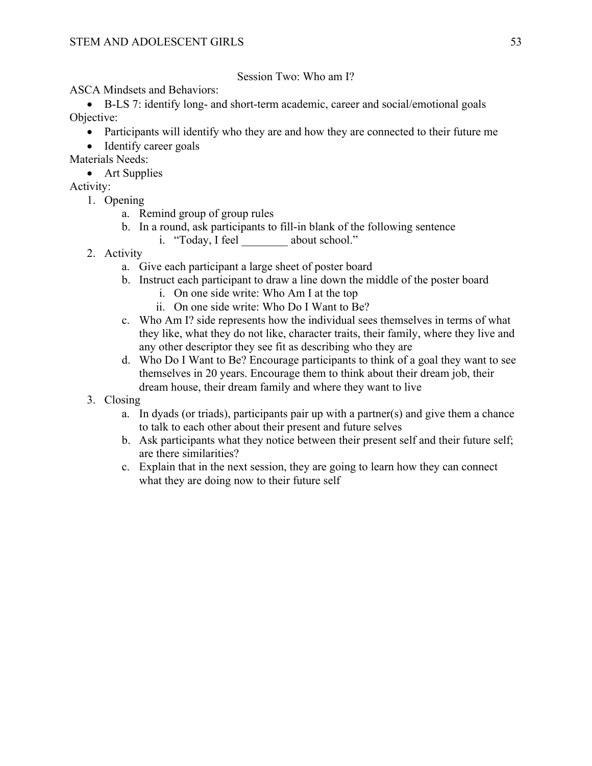## Session Two: Who am I?

ASCA Mindsets and Behaviors:

- B-LS 7: identify long- and short-term academic, career and social/emotional goals

Objective:

- Participants will identify who they are and how they are connected to their future me
- Identify career goals

Materials Needs:

- Art Supplies

Activity:

1. Opening
   a. Remind group of group rules
   b. In a round, ask participants to fill-in blank of the following sentence
      i. "Today, I feel ________ about school."
2. Activity
   a. Give each participant a large sheet of poster board
   b. Instruct each participant to draw a line down the middle of the poster board
      i. On one side write: Who Am I at the top
      ii. On one side write: Who Do I Want to Be?
   c. Who Am I? side represents how the individual sees themselves in terms of what they like, what they do not like, character traits, their family, where they live and any other descriptor they see fit as describing who they are
   d. Who Do I Want to Be? Encourage participants to think of a goal they want to see themselves in 20 years. Encourage them to think about their dream job, their dream house, their dream family and where they want to live
3. Closing
   a. In dyads (or triads), participants pair up with a partner(s) and give them a chance to talk to each other about their present and future selves
   b. Ask participants what they notice between their present self and their future self; are there similarities?
   c. Explain that in the next session, they are going to learn how they can connect what they are doing now to their future self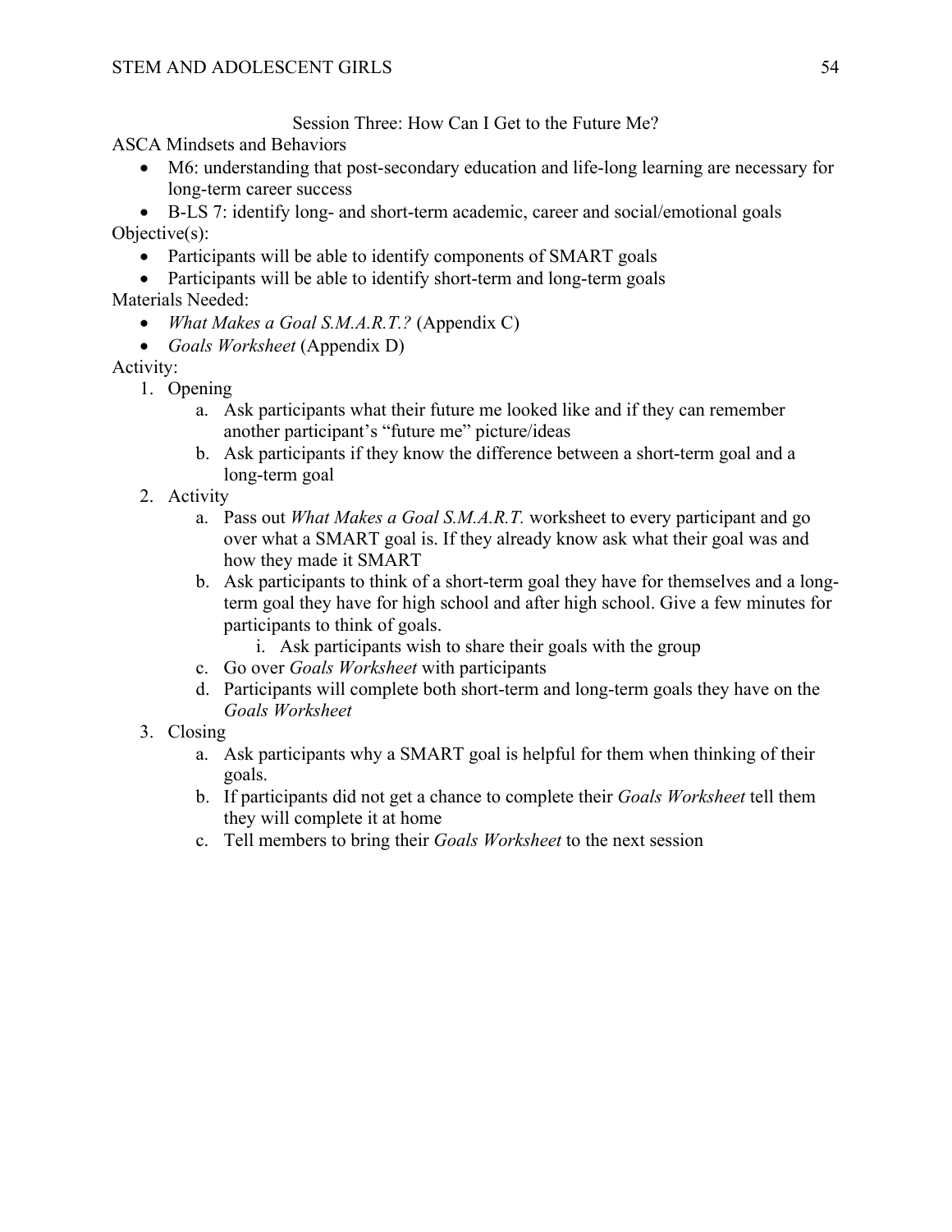## Session Three: How Can I Get to the Future Me?

ASCA Mindsets and Behaviors

- M6: understanding that post-secondary education and life-long learning are necessary for long-term career success
- B-LS 7: identify long- and short-term academic, career and social/emotional goals

Objective(s):

- Participants will be able to identify components of SMART goals
- Participants will be able to identify short-term and long-term goals

Materials Needed:

- *What Makes a Goal S.M.A.R.T.?* (Appendix C)
- *Goals Worksheet* (Appendix D)

Activity:

1. Opening
    a. Ask participants what their future me looked like and if they can remember another participant's "future me" picture/ideas
    b. Ask participants if they know the difference between a short-term goal and a long-term goal
2. Activity
    a. Pass out *What Makes a Goal S.M.A.R.T.* worksheet to every participant and go over what a SMART goal is. If they already know ask what their goal was and how they made it SMART
    b. Ask participants to think of a short-term goal they have for themselves and a long-term goal they have for high school and after high school. Give a few minutes for participants to think of goals.
        i. Ask participants wish to share their goals with the group
    c. Go over *Goals Worksheet* with participants
    d. Participants will complete both short-term and long-term goals they have on the *Goals Worksheet*
3. Closing
    a. Ask participants why a SMART goal is helpful for them when thinking of their goals.
    b. If participants did not get a chance to complete their *Goals Worksheet* tell them they will complete it at home
    c. Tell members to bring their *Goals Worksheet* to the next session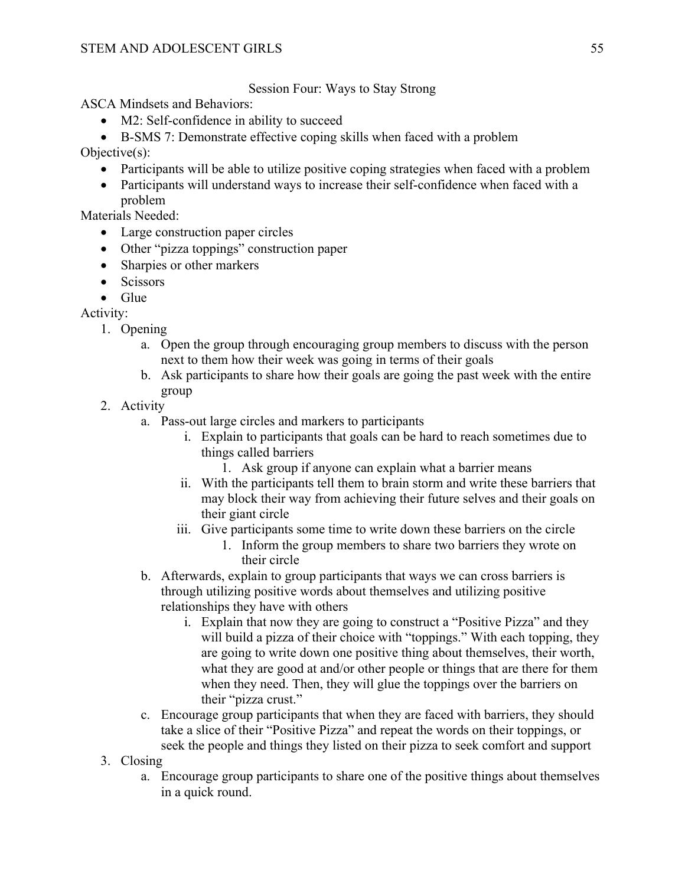## Session Four: Ways to Stay Strong

ASCA Mindsets and Behaviors:

- M2: Self-confidence in ability to succeed
- B-SMS 7: Demonstrate effective coping skills when faced with a problem

Objective(s):

- Participants will be able to utilize positive coping strategies when faced with a problem
- Participants will understand ways to increase their self-confidence when faced with a problem

Materials Needed:

- Large construction paper circles
- Other "pizza toppings" construction paper
- Sharpies or other markers
- Scissors
- Glue

Activity:

1. Opening
   a. Open the group through encouraging group members to discuss with the person next to them how their week was going in terms of their goals
   b. Ask participants to share how their goals are going the past week with the entire group
2. Activity
   a. Pass-out large circles and markers to participants
      i. Explain to participants that goals can be hard to reach sometimes due to things called barriers
         1. Ask group if anyone can explain what a barrier means
      ii. With the participants tell them to brain storm and write these barriers that may block their way from achieving their future selves and their goals on their giant circle
      iii. Give participants some time to write down these barriers on the circle
         1. Inform the group members to share two barriers they wrote on their circle
   b. Afterwards, explain to group participants that ways we can cross barriers is through utilizing positive words about themselves and utilizing positive relationships they have with others
      i. Explain that now they are going to construct a "Positive Pizza" and they will build a pizza of their choice with "toppings." With each topping, they are going to write down one positive thing about themselves, their worth, what they are good at and/or other people or things that are there for them when they need. Then, they will glue the toppings over the barriers on their "pizza crust."
   c. Encourage group participants that when they are faced with barriers, they should take a slice of their "Positive Pizza" and repeat the words on their toppings, or seek the people and things they listed on their pizza to seek comfort and support
3. Closing
   a. Encourage group participants to share one of the positive things about themselves in a quick round.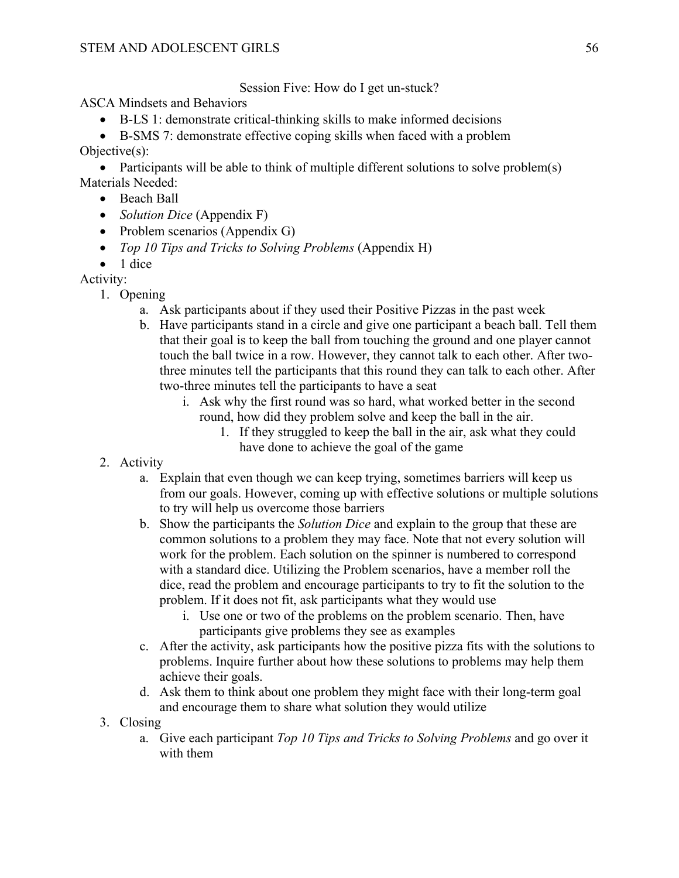## Session Five: How do I get un-stuck?

ASCA Mindsets and Behaviors

- B-LS 1: demonstrate critical-thinking skills to make informed decisions
- B-SMS 7: demonstrate effective coping skills when faced with a problem

Objective(s):

- Participants will be able to think of multiple different solutions to solve problem(s)

Materials Needed:

- Beach Ball
- *Solution Dice* (Appendix F)
- Problem scenarios (Appendix G)
- *Top 10 Tips and Tricks to Solving Problems* (Appendix H)
- 1 dice

Activity:

1. Opening
    a. Ask participants about if they used their Positive Pizzas in the past week
    b. Have participants stand in a circle and give one participant a beach ball. Tell them that their goal is to keep the ball from touching the ground and one player cannot touch the ball twice in a row. However, they cannot talk to each other. After two-three minutes tell the participants that this round they can talk to each other. After two-three minutes tell the participants to have a seat
        i. Ask why the first round was so hard, what worked better in the second round, how did they problem solve and keep the ball in the air.
            1. If they struggled to keep the ball in the air, ask what they could have done to achieve the goal of the game
2. Activity
    a. Explain that even though we can keep trying, sometimes barriers will keep us from our goals. However, coming up with effective solutions or multiple solutions to try will help us overcome those barriers
    b. Show the participants the *Solution Dice* and explain to the group that these are common solutions to a problem they may face. Note that not every solution will work for the problem. Each solution on the spinner is numbered to correspond with a standard dice. Utilizing the Problem scenarios, have a member roll the dice, read the problem and encourage participants to try to fit the solution to the problem. If it does not fit, ask participants what they would use
        i. Use one or two of the problems on the problem scenario. Then, have participants give problems they see as examples
    c. After the activity, ask participants how the positive pizza fits with the solutions to problems. Inquire further about how these solutions to problems may help them achieve their goals.
    d. Ask them to think about one problem they might face with their long-term goal and encourage them to share what solution they would utilize
3. Closing
    a. Give each participant *Top 10 Tips and Tricks to Solving Problems* and go over it with them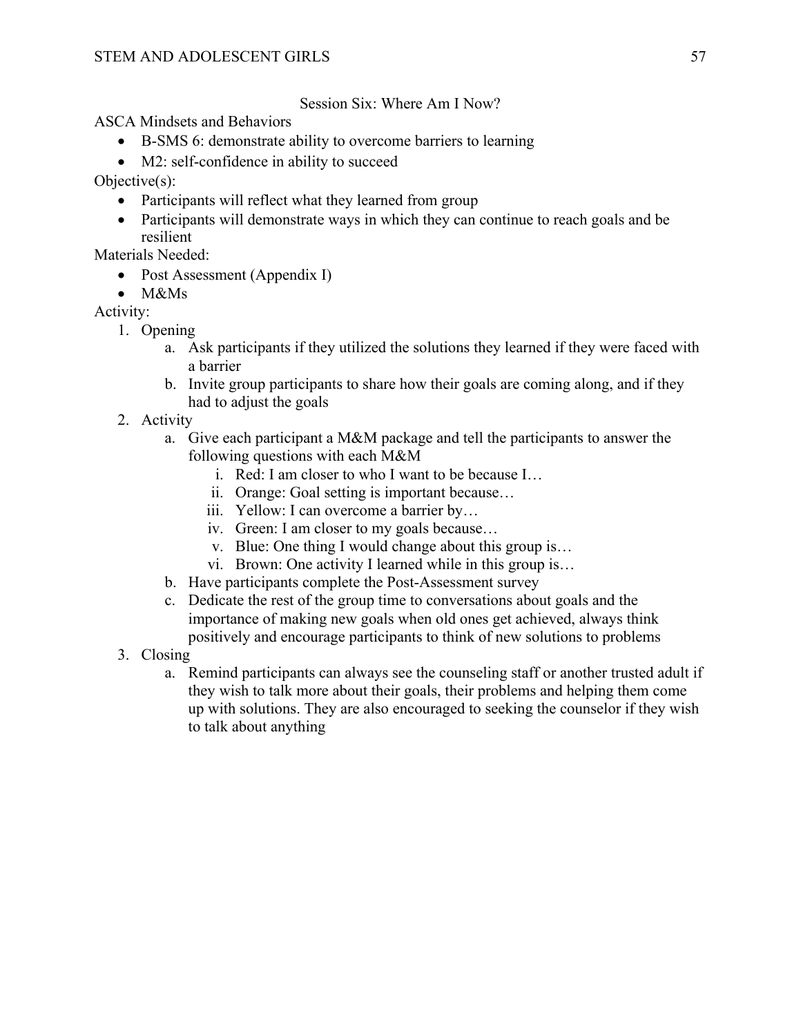## Session Six: Where Am I Now?

ASCA Mindsets and Behaviors

- B-SMS 6: demonstrate ability to overcome barriers to learning
- M2: self-confidence in ability to succeed

Objective(s):

- Participants will reflect what they learned from group
- Participants will demonstrate ways in which they can continue to reach goals and be resilient

Materials Needed:

- Post Assessment (Appendix I)
- M&Ms

Activity:

1. Opening
   a. Ask participants if they utilized the solutions they learned if they were faced with a barrier
   b. Invite group participants to share how their goals are coming along, and if they had to adjust the goals
2. Activity
   a. Give each participant a M&M package and tell the participants to answer the following questions with each M&M
      i. Red: I am closer to who I want to be because I…
      ii. Orange: Goal setting is important because…
      iii. Yellow: I can overcome a barrier by…
      iv. Green: I am closer to my goals because…
      v. Blue: One thing I would change about this group is…
      vi. Brown: One activity I learned while in this group is…
   b. Have participants complete the Post-Assessment survey
   c. Dedicate the rest of the group time to conversations about goals and the importance of making new goals when old ones get achieved, always think positively and encourage participants to think of new solutions to problems
3. Closing
   a. Remind participants can always see the counseling staff or another trusted adult if they wish to talk more about their goals, their problems and helping them come up with solutions. They are also encouraged to seeking the counselor if they wish to talk about anything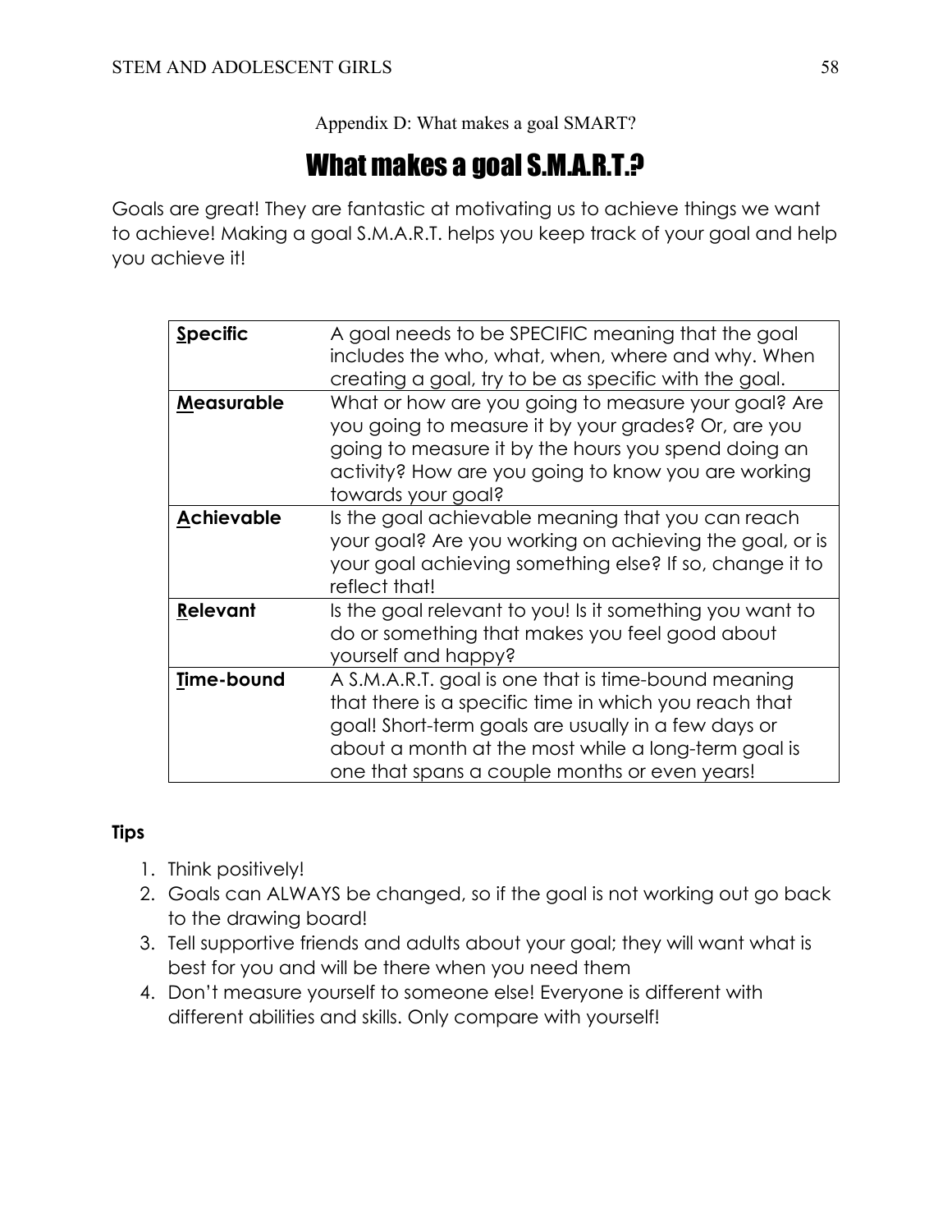Appendix D: What makes a goal SMART?

# What makes a goal S.M.A.R.T.?

Goals are great! They are fantastic at motivating us to achieve things we want to achieve! Making a goal S.M.A.R.T. helps you keep track of your goal and help you achieve it!

| | |
|---|---|
| **Specific** | A goal needs to be SPECIFIC meaning that the goal includes the who, what, when, where and why. When creating a goal, try to be as specific with the goal. |
| **Measurable** | What or how are you going to measure your goal? Are you going to measure it by your grades? Or, are you going to measure it by the hours you spend doing an activity? How are you going to know you are working towards your goal? |
| **Achievable** | Is the goal achievable meaning that you can reach your goal? Are you working on achieving the goal, or is your goal achieving something else? If so, change it to reflect that! |
| **Relevant** | Is the goal relevant to you! Is it something you want to do or something that makes you feel good about yourself and happy? |
| **Time-bound** | A S.M.A.R.T. goal is one that is time-bound meaning that there is a specific time in which you reach that goal! Short-term goals are usually in a few days or about a month at the most while a long-term goal is one that spans a couple months or even years! |

**Tips**

1. Think positively!
2. Goals can ALWAYS be changed, so if the goal is not working out go back to the drawing board!
3. Tell supportive friends and adults about your goal; they will want what is best for you and will be there when you need them
4. Don't measure yourself to someone else! Everyone is different with different abilities and skills. Only compare with yourself!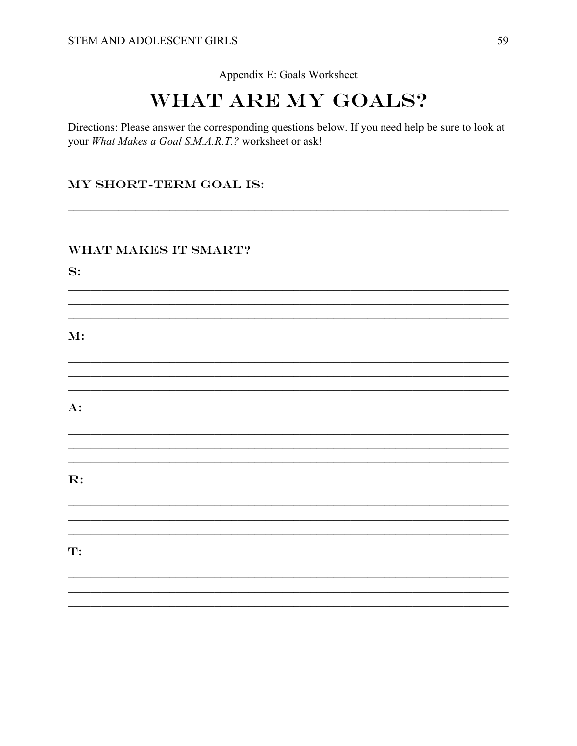Appendix E: Goals Worksheet

# WHAT ARE MY GOALS?

Directions: Please answer the corresponding questions below. If you need help be sure to look at your *What Makes a Goal S.M.A.R.T.?* worksheet or ask!

### MY SHORT-TERM GOAL IS:

______________________________________________________________________________

### WHAT MAKES IT SMART?

**S:**

______________________________________________________________________________
______________________________________________________________________________
______________________________________________________________________________

**M:**

______________________________________________________________________________
______________________________________________________________________________
______________________________________________________________________________

**A:**

______________________________________________________________________________
______________________________________________________________________________
______________________________________________________________________________

**R:**

______________________________________________________________________________
______________________________________________________________________________
______________________________________________________________________________

**T:**

______________________________________________________________________________
______________________________________________________________________________
______________________________________________________________________________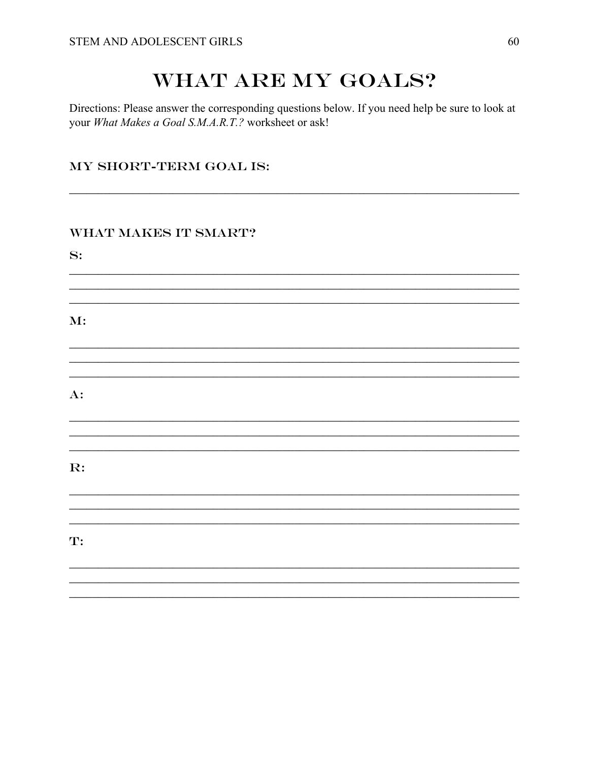# WHAT ARE MY GOALS?

Directions: Please answer the corresponding questions below. If you need help be sure to look at your *What Makes a Goal S.M.A.R.T.?* worksheet or ask!

## MY SHORT-TERM GOAL IS:

______________________________________________________________________________

## WHAT MAKES IT SMART?

**S:**

______________________________________________________________________________
______________________________________________________________________________
______________________________________________________________________________

**M:**

______________________________________________________________________________
______________________________________________________________________________
______________________________________________________________________________

**A:**

______________________________________________________________________________
______________________________________________________________________________
______________________________________________________________________________

**R:**

______________________________________________________________________________
______________________________________________________________________________
______________________________________________________________________________

**T:**

______________________________________________________________________________
______________________________________________________________________________
______________________________________________________________________________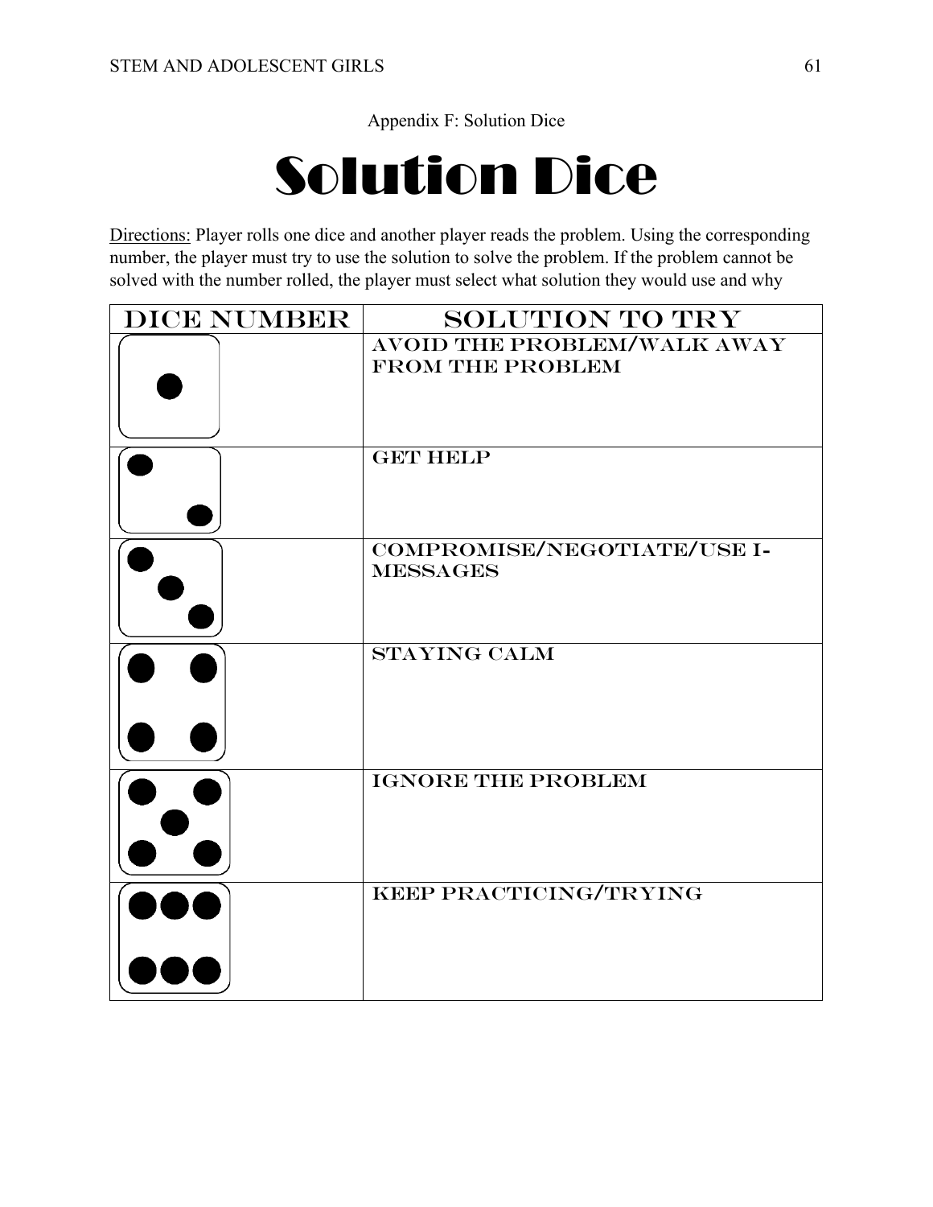Appendix F: Solution Dice

# Solution Dice

Directions: Player rolls one dice and another player reads the problem. Using the corresponding number, the player must try to use the solution to solve the problem. If the problem cannot be solved with the number rolled, the player must select what solution they would use and why

| DICE NUMBER | SOLUTION TO TRY |
|---|---|
| 1 | AVOID THE PROBLEM/WALK AWAY FROM THE PROBLEM |
| 2 | GET HELP |
| 3 | COMPROMISE/NEGOTIATE/USE I-MESSAGES |
| 4 | STAYING CALM |
| 5 | IGNORE THE PROBLEM |
| 6 | KEEP PRACTICING/TRYING |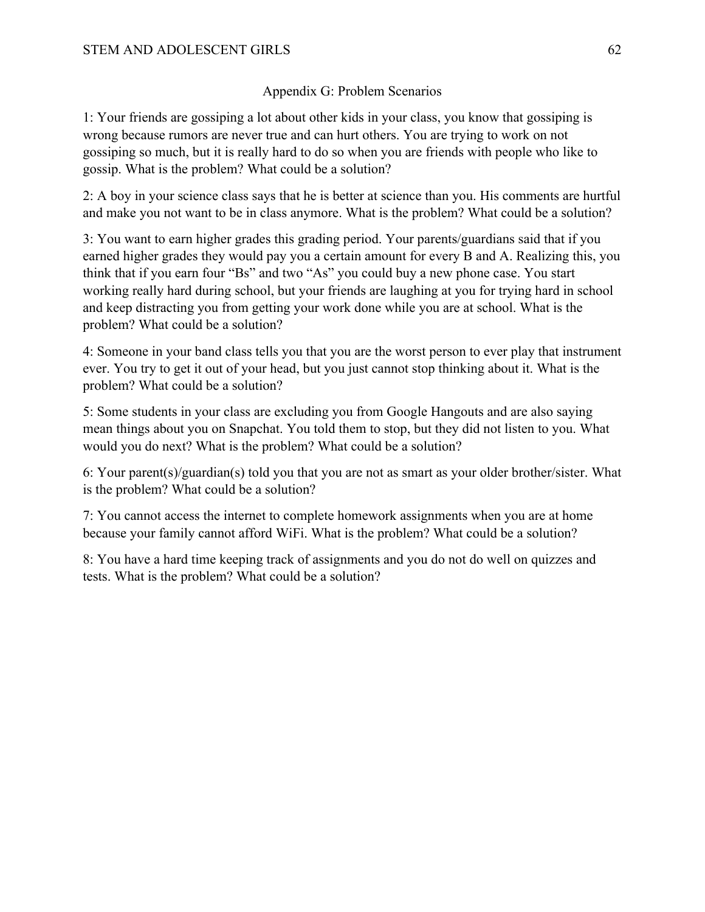## Appendix G: Problem Scenarios

1: Your friends are gossiping a lot about other kids in your class, you know that gossiping is wrong because rumors are never true and can hurt others. You are trying to work on not gossiping so much, but it is really hard to do so when you are friends with people who like to gossip. What is the problem? What could be a solution?

2: A boy in your science class says that he is better at science than you. His comments are hurtful and make you not want to be in class anymore. What is the problem? What could be a solution?

3: You want to earn higher grades this grading period. Your parents/guardians said that if you earned higher grades they would pay you a certain amount for every B and A. Realizing this, you think that if you earn four "Bs" and two "As" you could buy a new phone case. You start working really hard during school, but your friends are laughing at you for trying hard in school and keep distracting you from getting your work done while you are at school. What is the problem? What could be a solution?

4: Someone in your band class tells you that you are the worst person to ever play that instrument ever. You try to get it out of your head, but you just cannot stop thinking about it. What is the problem? What could be a solution?

5: Some students in your class are excluding you from Google Hangouts and are also saying mean things about you on Snapchat. You told them to stop, but they did not listen to you. What would you do next? What is the problem? What could be a solution?

6: Your parent(s)/guardian(s) told you that you are not as smart as your older brother/sister. What is the problem? What could be a solution?

7: You cannot access the internet to complete homework assignments when you are at home because your family cannot afford WiFi. What is the problem? What could be a solution?

8: You have a hard time keeping track of assignments and you do not do well on quizzes and tests. What is the problem? What could be a solution?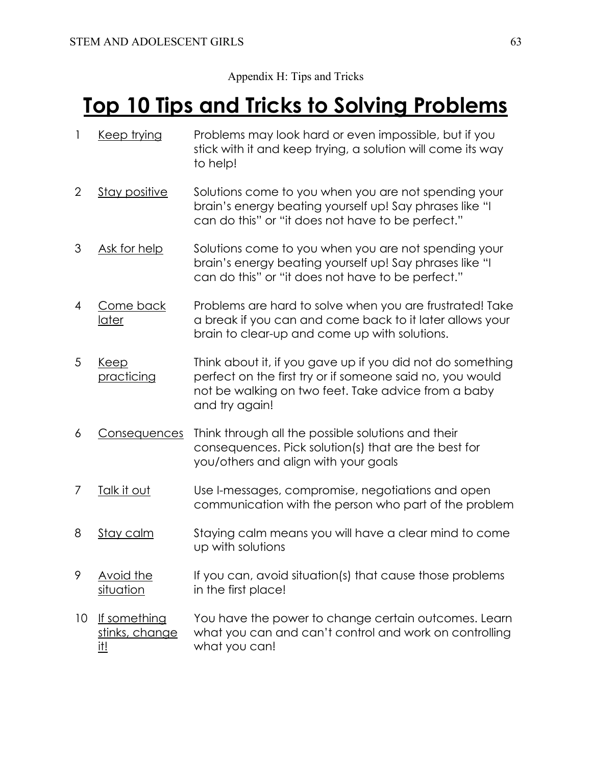Appendix H: Tips and Tricks

# Top 10 Tips and Tricks to Solving Problems

| | | |
|---|---|---|
| 1 | Keep trying | Problems may look hard or even impossible, but if you stick with it and keep trying, a solution will come its way to help! |
| 2 | Stay positive | Solutions come to you when you are not spending your brain's energy beating yourself up! Say phrases like "I can do this" or "it does not have to be perfect." |
| 3 | Ask for help | Solutions come to you when you are not spending your brain's energy beating yourself up! Say phrases like "I can do this" or "it does not have to be perfect." |
| 4 | Come back later | Problems are hard to solve when you are frustrated! Take a break if you can and come back to it later allows your brain to clear-up and come up with solutions. |
| 5 | Keep practicing | Think about it, if you gave up if you did not do something perfect on the first try or if someone said no, you would not be walking on two feet. Take advice from a baby and try again! |
| 6 | Consequences | Think through all the possible solutions and their consequences. Pick solution(s) that are the best for you/others and align with your goals |
| 7 | Talk it out | Use I-messages, compromise, negotiations and open communication with the person who part of the problem |
| 8 | Stay calm | Staying calm means you will have a clear mind to come up with solutions |
| 9 | Avoid the situation | If you can, avoid situation(s) that cause those problems in the first place! |
| 10 | If something stinks, change it! | You have the power to change certain outcomes. Learn what you can and can't control and work on controlling what you can! |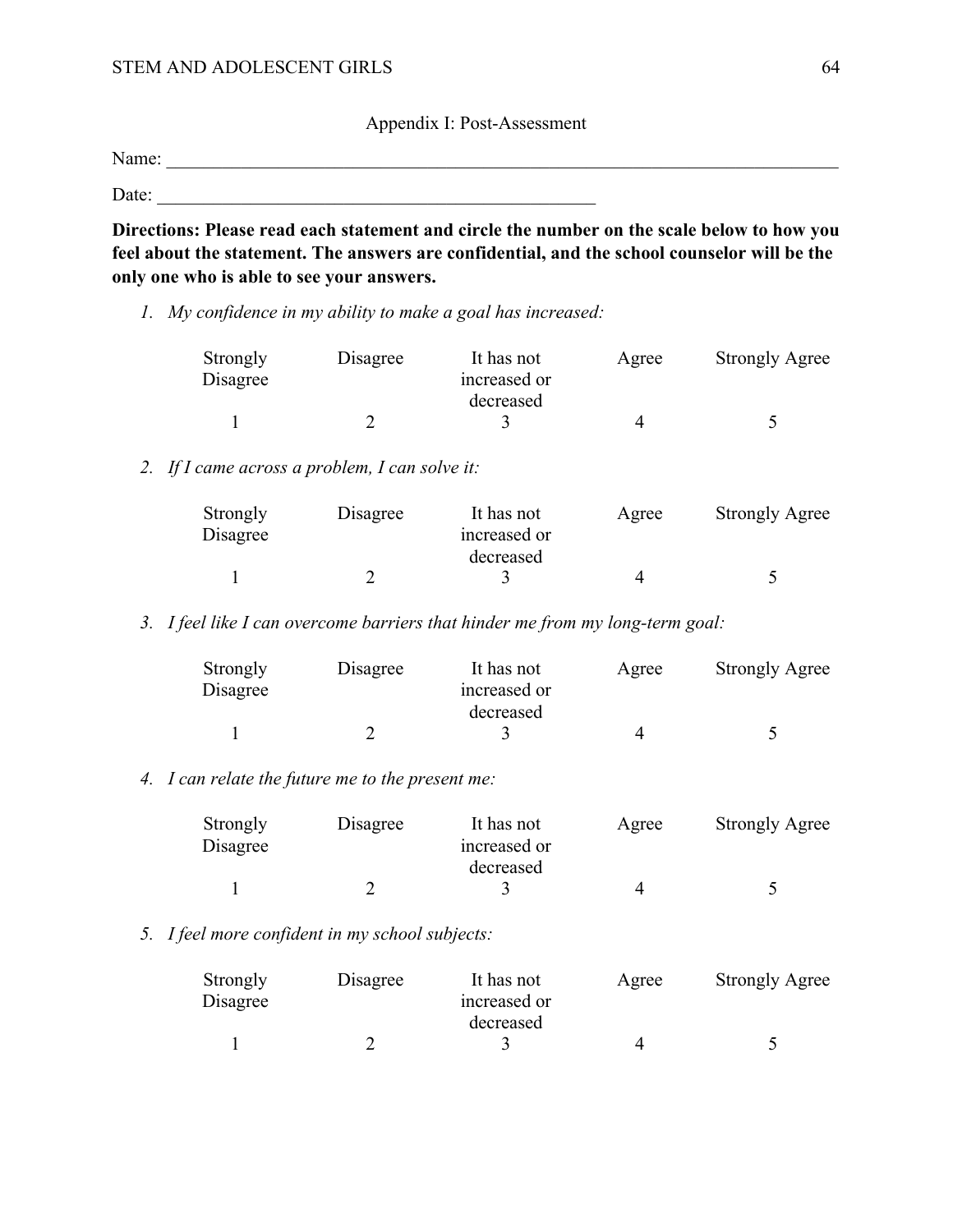Appendix I: Post-Assessment

Name: ___________________________________________________________________________

Date: _________________________________________________

**Directions: Please read each statement and circle the number on the scale below to how you feel about the statement. The answers are confidential, and the school counselor will be the only one who is able to see your answers.**

1. *My confidence in my ability to make a goal has increased:*

| Strongly Disagree | Disagree | It has not increased or decreased | Agree | Strongly Agree |
|---|---|---|---|---|
| 1 | 2 | 3 | 4 | 5 |

2. *If I came across a problem, I can solve it:*

| Strongly Disagree | Disagree | It has not increased or decreased | Agree | Strongly Agree |
|---|---|---|---|---|
| 1 | 2 | 3 | 4 | 5 |

3. *I feel like I can overcome barriers that hinder me from my long-term goal:*

| Strongly Disagree | Disagree | It has not increased or decreased | Agree | Strongly Agree |
|---|---|---|---|---|
| 1 | 2 | 3 | 4 | 5 |

4. *I can relate the future me to the present me:*

| Strongly Disagree | Disagree | It has not increased or decreased | Agree | Strongly Agree |
|---|---|---|---|---|
| 1 | 2 | 3 | 4 | 5 |

5. *I feel more confident in my school subjects:*

| Strongly Disagree | Disagree | It has not increased or decreased | Agree | Strongly Agree |
|---|---|---|---|---|
| 1 | 2 | 3 | 4 | 5 |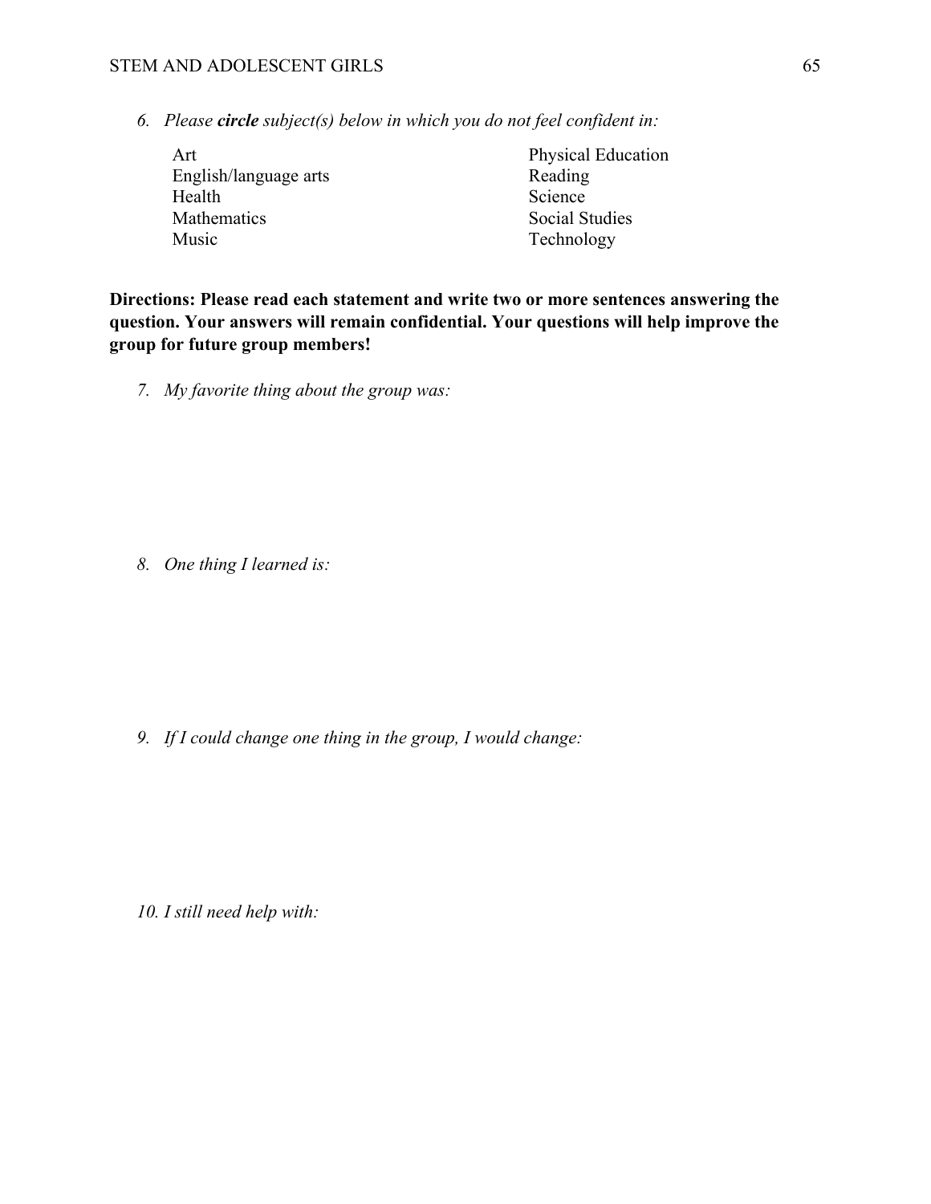6. *Please **circle** subject(s) below in which you do not feel confident in:*

   Art
   English/language arts
   Health
   Mathematics
   Music
   Physical Education
   Reading
   Science
   Social Studies
   Technology

**Directions: Please read each statement and write two or more sentences answering the question. Your answers will remain confidential. Your questions will help improve the group for future group members!**

7. *My favorite thing about the group was:*

8. *One thing I learned is:*

9. *If I could change one thing in the group, I would change:*

10. *I still need help with:*